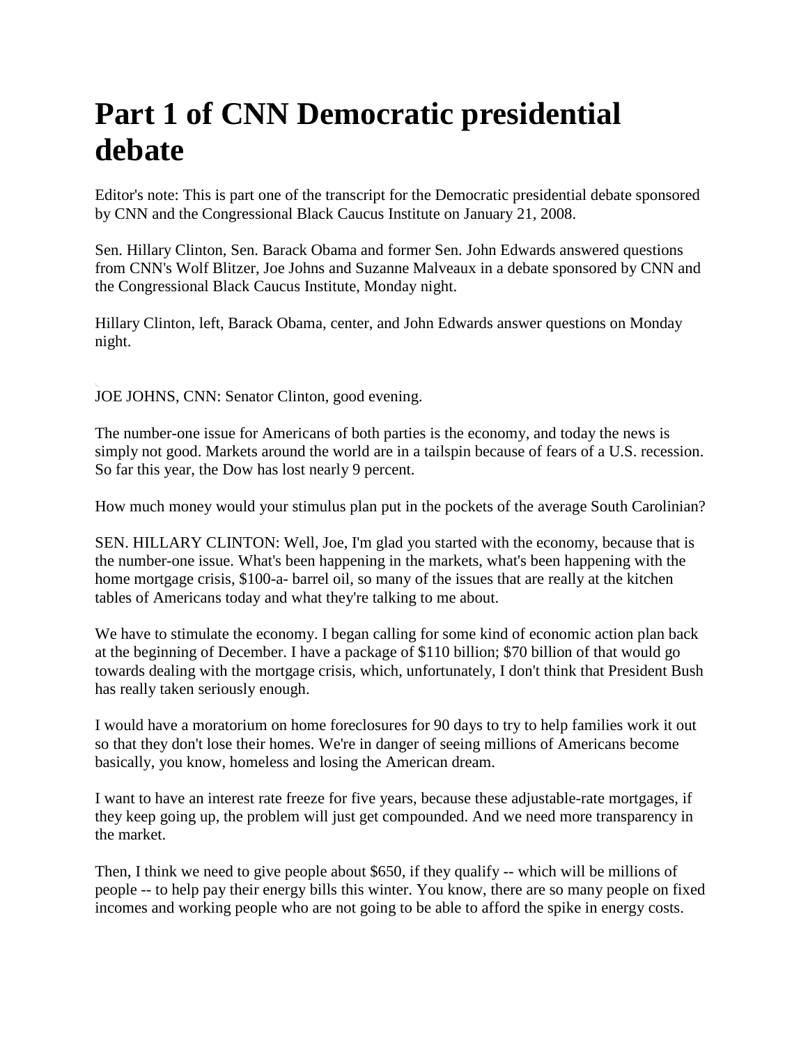# Part 1 of CNN Democratic presidential debate

Editor's note: This is part one of the transcript for the Democratic presidential debate sponsored by CNN and the Congressional Black Caucus Institute on January 21, 2008.

Sen. Hillary Clinton, Sen. Barack Obama and former Sen. John Edwards answered questions from CNN's Wolf Blitzer, Joe Johns and Suzanne Malveaux in a debate sponsored by CNN and the Congressional Black Caucus Institute, Monday night.

Hillary Clinton, left, Barack Obama, center, and John Edwards answer questions on Monday night.

JOE JOHNS, CNN: Senator Clinton, good evening.

The number-one issue for Americans of both parties is the economy, and today the news is simply not good. Markets around the world are in a tailspin because of fears of a U.S. recession. So far this year, the Dow has lost nearly 9 percent.

How much money would your stimulus plan put in the pockets of the average South Carolinian?

SEN. HILLARY CLINTON: Well, Joe, I'm glad you started with the economy, because that is the number-one issue. What's been happening in the markets, what's been happening with the home mortgage crisis, $100-a- barrel oil, so many of the issues that are really at the kitchen tables of Americans today and what they're talking to me about.

We have to stimulate the economy. I began calling for some kind of economic action plan back at the beginning of December. I have a package of $110 billion; $70 billion of that would go towards dealing with the mortgage crisis, which, unfortunately, I don't think that President Bush has really taken seriously enough.

I would have a moratorium on home foreclosures for 90 days to try to help families work it out so that they don't lose their homes. We're in danger of seeing millions of Americans become basically, you know, homeless and losing the American dream.

I want to have an interest rate freeze for five years, because these adjustable-rate mortgages, if they keep going up, the problem will just get compounded. And we need more transparency in the market.

Then, I think we need to give people about $650, if they qualify -- which will be millions of people -- to help pay their energy bills this winter. You know, there are so many people on fixed incomes and working people who are not going to be able to afford the spike in energy costs.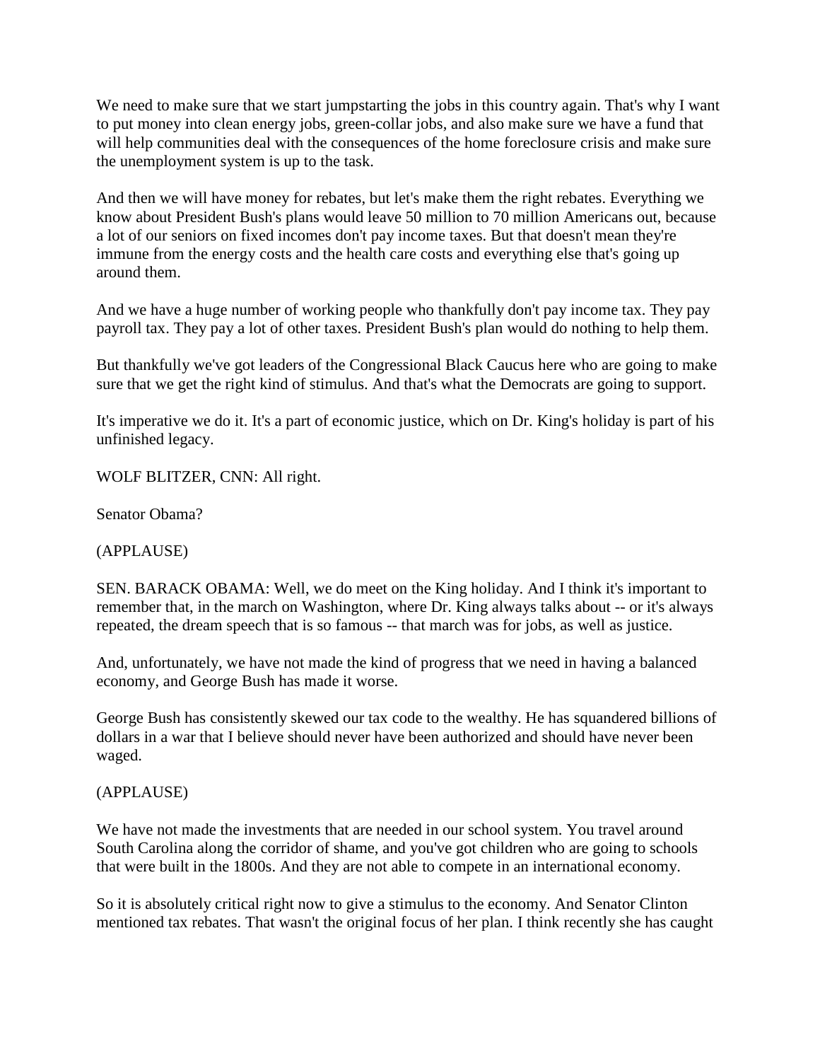We need to make sure that we start jumpstarting the jobs in this country again. That's why I want to put money into clean energy jobs, green-collar jobs, and also make sure we have a fund that will help communities deal with the consequences of the home foreclosure crisis and make sure the unemployment system is up to the task.

And then we will have money for rebates, but let's make them the right rebates. Everything we know about President Bush's plans would leave 50 million to 70 million Americans out, because a lot of our seniors on fixed incomes don't pay income taxes. But that doesn't mean they're immune from the energy costs and the health care costs and everything else that's going up around them.

And we have a huge number of working people who thankfully don't pay income tax. They pay payroll tax. They pay a lot of other taxes. President Bush's plan would do nothing to help them.

But thankfully we've got leaders of the Congressional Black Caucus here who are going to make sure that we get the right kind of stimulus. And that's what the Democrats are going to support.

It's imperative we do it. It's a part of economic justice, which on Dr. King's holiday is part of his unfinished legacy.

WOLF BLITZER, CNN: All right.

Senator Obama?

(APPLAUSE)

SEN. BARACK OBAMA: Well, we do meet on the King holiday. And I think it's important to remember that, in the march on Washington, where Dr. King always talks about -- or it's always repeated, the dream speech that is so famous -- that march was for jobs, as well as justice.

And, unfortunately, we have not made the kind of progress that we need in having a balanced economy, and George Bush has made it worse.

George Bush has consistently skewed our tax code to the wealthy. He has squandered billions of dollars in a war that I believe should never have been authorized and should have never been waged.

(APPLAUSE)

We have not made the investments that are needed in our school system. You travel around South Carolina along the corridor of shame, and you've got children who are going to schools that were built in the 1800s. And they are not able to compete in an international economy.

So it is absolutely critical right now to give a stimulus to the economy. And Senator Clinton mentioned tax rebates. That wasn't the original focus of her plan. I think recently she has caught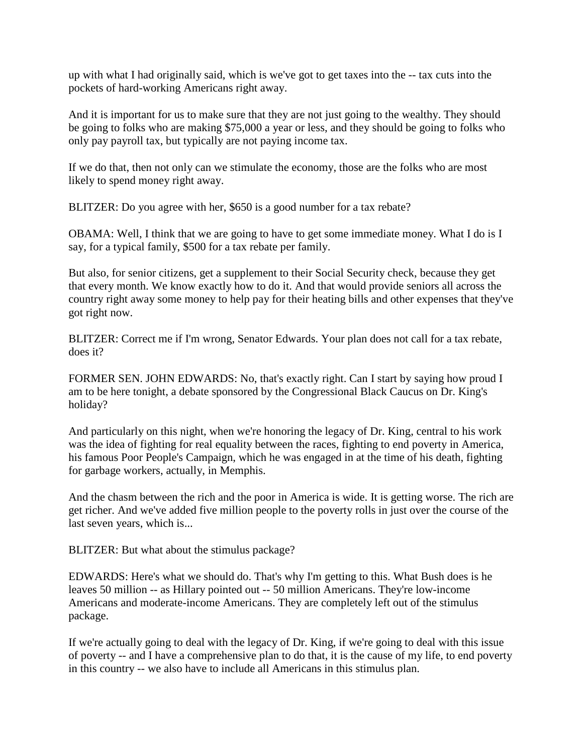up with what I had originally said, which is we've got to get taxes into the -- tax cuts into the pockets of hard-working Americans right away.

And it is important for us to make sure that they are not just going to the wealthy. They should be going to folks who are making $75,000 a year or less, and they should be going to folks who only pay payroll tax, but typically are not paying income tax.

If we do that, then not only can we stimulate the economy, those are the folks who are most likely to spend money right away.

BLITZER: Do you agree with her, $650 is a good number for a tax rebate?

OBAMA: Well, I think that we are going to have to get some immediate money. What I do is I say, for a typical family, $500 for a tax rebate per family.

But also, for senior citizens, get a supplement to their Social Security check, because they get that every month. We know exactly how to do it. And that would provide seniors all across the country right away some money to help pay for their heating bills and other expenses that they've got right now.

BLITZER: Correct me if I'm wrong, Senator Edwards. Your plan does not call for a tax rebate, does it?

FORMER SEN. JOHN EDWARDS: No, that's exactly right. Can I start by saying how proud I am to be here tonight, a debate sponsored by the Congressional Black Caucus on Dr. King's holiday?

And particularly on this night, when we're honoring the legacy of Dr. King, central to his work was the idea of fighting for real equality between the races, fighting to end poverty in America, his famous Poor People's Campaign, which he was engaged in at the time of his death, fighting for garbage workers, actually, in Memphis.

And the chasm between the rich and the poor in America is wide. It is getting worse. The rich are get richer. And we've added five million people to the poverty rolls in just over the course of the last seven years, which is...

BLITZER: But what about the stimulus package?

EDWARDS: Here's what we should do. That's why I'm getting to this. What Bush does is he leaves 50 million -- as Hillary pointed out -- 50 million Americans. They're low-income Americans and moderate-income Americans. They are completely left out of the stimulus package.

If we're actually going to deal with the legacy of Dr. King, if we're going to deal with this issue of poverty -- and I have a comprehensive plan to do that, it is the cause of my life, to end poverty in this country -- we also have to include all Americans in this stimulus plan.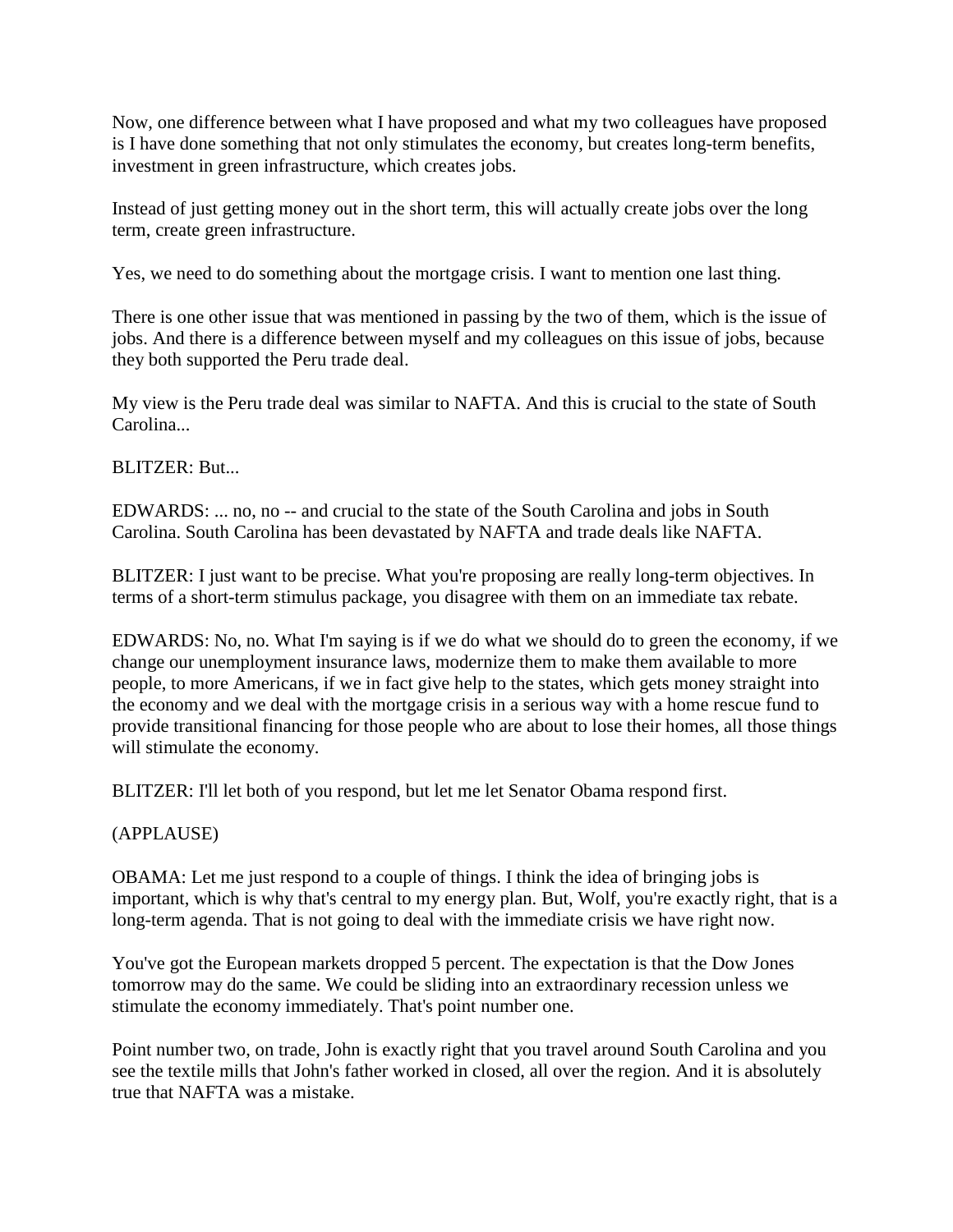Now, one difference between what I have proposed and what my two colleagues have proposed is I have done something that not only stimulates the economy, but creates long-term benefits, investment in green infrastructure, which creates jobs.

Instead of just getting money out in the short term, this will actually create jobs over the long term, create green infrastructure.

Yes, we need to do something about the mortgage crisis. I want to mention one last thing.

There is one other issue that was mentioned in passing by the two of them, which is the issue of jobs. And there is a difference between myself and my colleagues on this issue of jobs, because they both supported the Peru trade deal.

My view is the Peru trade deal was similar to NAFTA. And this is crucial to the state of South Carolina...

BLITZER: But...

EDWARDS: ... no, no -- and crucial to the state of the South Carolina and jobs in South Carolina. South Carolina has been devastated by NAFTA and trade deals like NAFTA.

BLITZER: I just want to be precise. What you're proposing are really long-term objectives. In terms of a short-term stimulus package, you disagree with them on an immediate tax rebate.

EDWARDS: No, no. What I'm saying is if we do what we should do to green the economy, if we change our unemployment insurance laws, modernize them to make them available to more people, to more Americans, if we in fact give help to the states, which gets money straight into the economy and we deal with the mortgage crisis in a serious way with a home rescue fund to provide transitional financing for those people who are about to lose their homes, all those things will stimulate the economy.

BLITZER: I'll let both of you respond, but let me let Senator Obama respond first.

(APPLAUSE)

OBAMA: Let me just respond to a couple of things. I think the idea of bringing jobs is important, which is why that's central to my energy plan. But, Wolf, you're exactly right, that is a long-term agenda. That is not going to deal with the immediate crisis we have right now.

You've got the European markets dropped 5 percent. The expectation is that the Dow Jones tomorrow may do the same. We could be sliding into an extraordinary recession unless we stimulate the economy immediately. That's point number one.

Point number two, on trade, John is exactly right that you travel around South Carolina and you see the textile mills that John's father worked in closed, all over the region. And it is absolutely true that NAFTA was a mistake.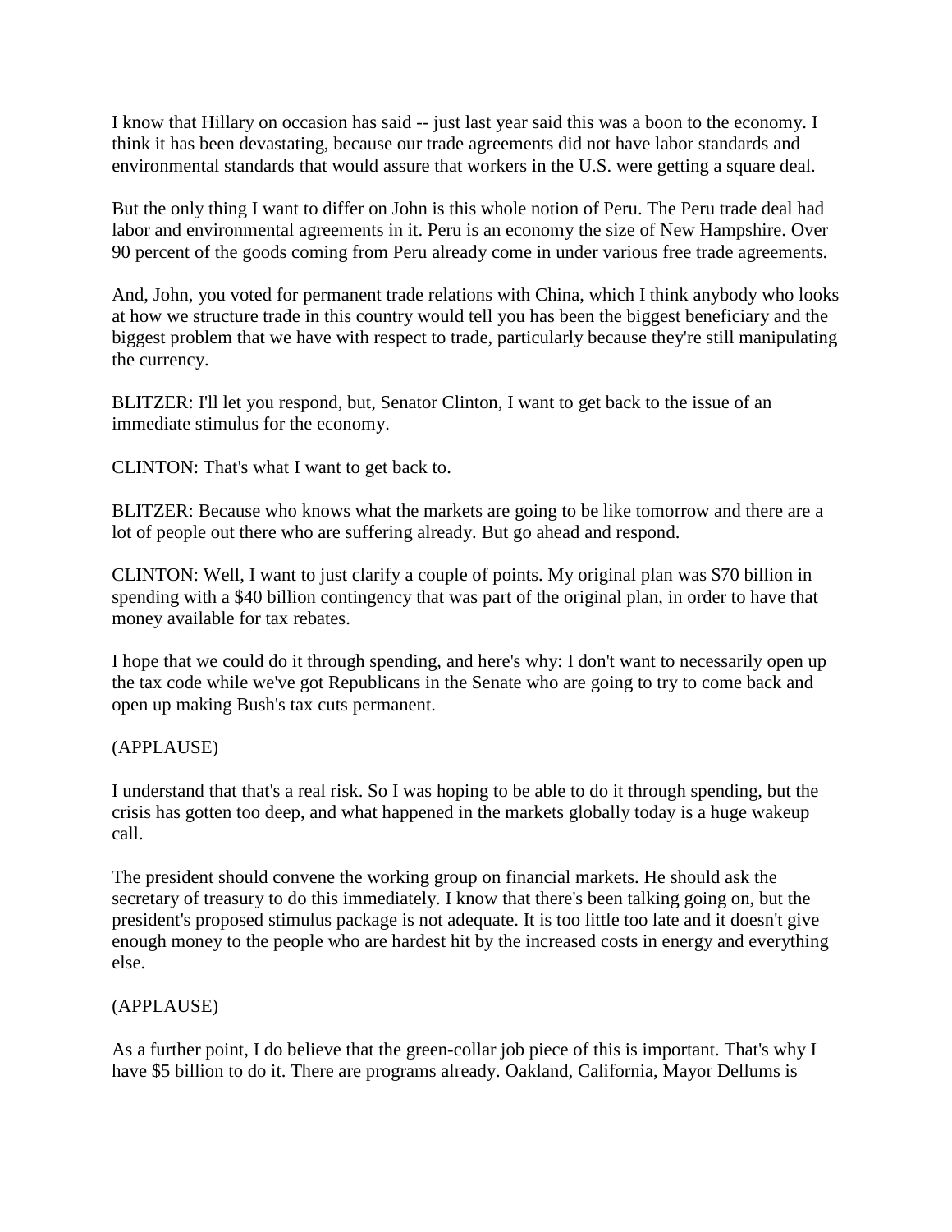I know that Hillary on occasion has said -- just last year said this was a boon to the economy. I think it has been devastating, because our trade agreements did not have labor standards and environmental standards that would assure that workers in the U.S. were getting a square deal.

But the only thing I want to differ on John is this whole notion of Peru. The Peru trade deal had labor and environmental agreements in it. Peru is an economy the size of New Hampshire. Over 90 percent of the goods coming from Peru already come in under various free trade agreements.

And, John, you voted for permanent trade relations with China, which I think anybody who looks at how we structure trade in this country would tell you has been the biggest beneficiary and the biggest problem that we have with respect to trade, particularly because they're still manipulating the currency.

BLITZER: I'll let you respond, but, Senator Clinton, I want to get back to the issue of an immediate stimulus for the economy.

CLINTON: That's what I want to get back to.

BLITZER: Because who knows what the markets are going to be like tomorrow and there are a lot of people out there who are suffering already. But go ahead and respond.

CLINTON: Well, I want to just clarify a couple of points. My original plan was $70 billion in spending with a $40 billion contingency that was part of the original plan, in order to have that money available for tax rebates.

I hope that we could do it through spending, and here's why: I don't want to necessarily open up the tax code while we've got Republicans in the Senate who are going to try to come back and open up making Bush's tax cuts permanent.

(APPLAUSE)

I understand that that's a real risk. So I was hoping to be able to do it through spending, but the crisis has gotten too deep, and what happened in the markets globally today is a huge wakeup call.

The president should convene the working group on financial markets. He should ask the secretary of treasury to do this immediately. I know that there's been talking going on, but the president's proposed stimulus package is not adequate. It is too little too late and it doesn't give enough money to the people who are hardest hit by the increased costs in energy and everything else.

(APPLAUSE)

As a further point, I do believe that the green-collar job piece of this is important. That's why I have $5 billion to do it. There are programs already. Oakland, California, Mayor Dellums is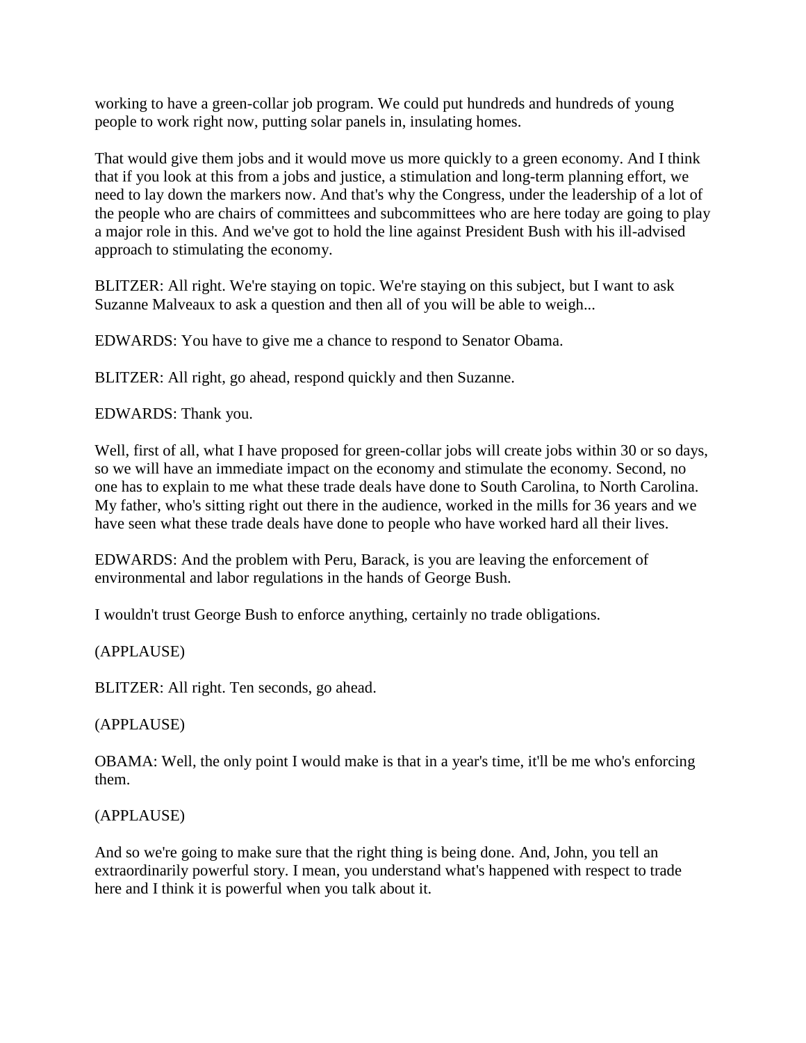working to have a green-collar job program. We could put hundreds and hundreds of young people to work right now, putting solar panels in, insulating homes.

That would give them jobs and it would move us more quickly to a green economy. And I think that if you look at this from a jobs and justice, a stimulation and long-term planning effort, we need to lay down the markers now. And that's why the Congress, under the leadership of a lot of the people who are chairs of committees and subcommittees who are here today are going to play a major role in this. And we've got to hold the line against President Bush with his ill-advised approach to stimulating the economy.

BLITZER: All right. We're staying on topic. We're staying on this subject, but I want to ask Suzanne Malveaux to ask a question and then all of you will be able to weigh...

EDWARDS: You have to give me a chance to respond to Senator Obama.

BLITZER: All right, go ahead, respond quickly and then Suzanne.

EDWARDS: Thank you.

Well, first of all, what I have proposed for green-collar jobs will create jobs within 30 or so days, so we will have an immediate impact on the economy and stimulate the economy. Second, no one has to explain to me what these trade deals have done to South Carolina, to North Carolina. My father, who's sitting right out there in the audience, worked in the mills for 36 years and we have seen what these trade deals have done to people who have worked hard all their lives.

EDWARDS: And the problem with Peru, Barack, is you are leaving the enforcement of environmental and labor regulations in the hands of George Bush.

I wouldn't trust George Bush to enforce anything, certainly no trade obligations.

(APPLAUSE)

BLITZER: All right. Ten seconds, go ahead.

(APPLAUSE)

OBAMA: Well, the only point I would make is that in a year's time, it'll be me who's enforcing them.

(APPLAUSE)

And so we're going to make sure that the right thing is being done. And, John, you tell an extraordinarily powerful story. I mean, you understand what's happened with respect to trade here and I think it is powerful when you talk about it.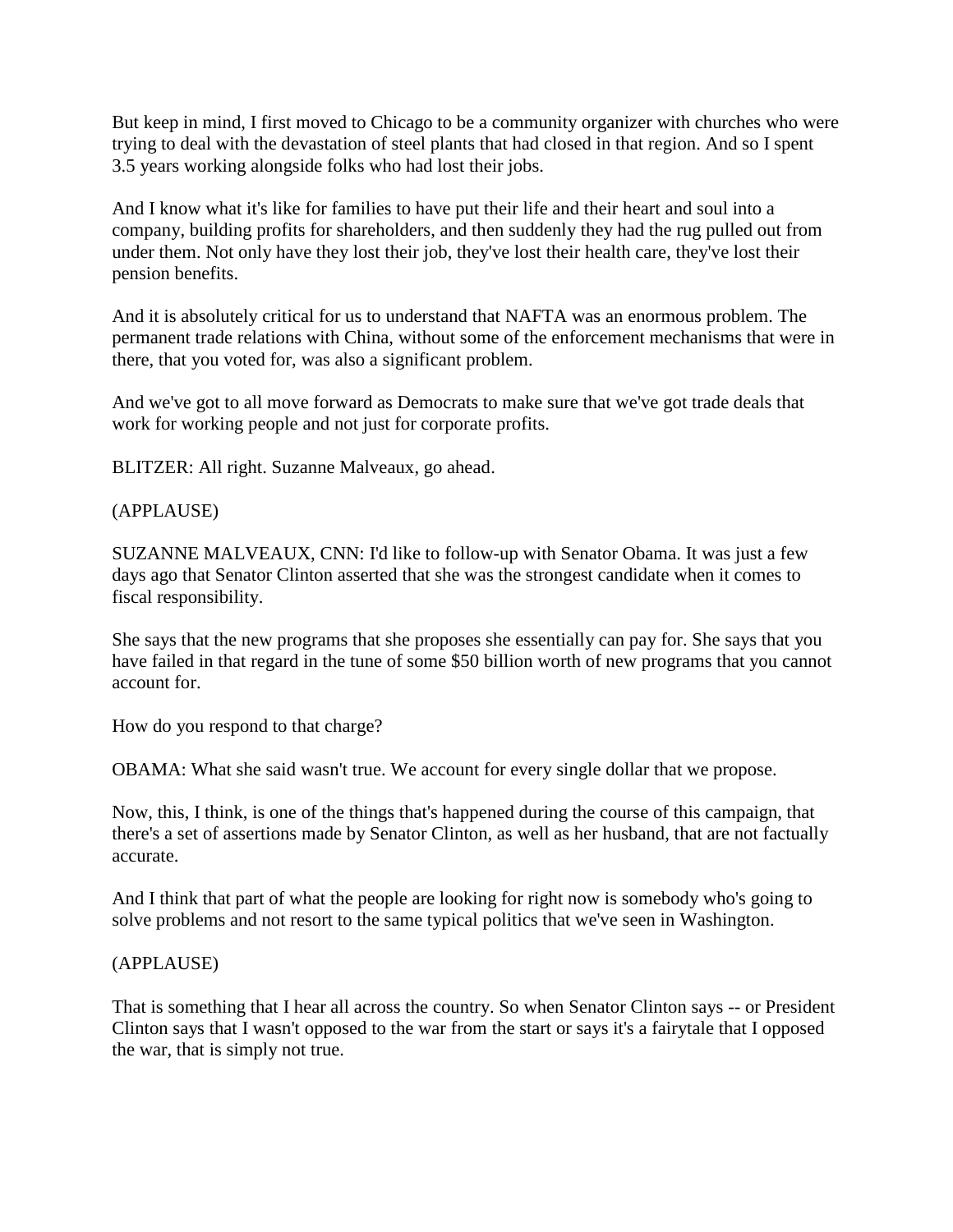But keep in mind, I first moved to Chicago to be a community organizer with churches who were trying to deal with the devastation of steel plants that had closed in that region. And so I spent 3.5 years working alongside folks who had lost their jobs.

And I know what it's like for families to have put their life and their heart and soul into a company, building profits for shareholders, and then suddenly they had the rug pulled out from under them. Not only have they lost their job, they've lost their health care, they've lost their pension benefits.

And it is absolutely critical for us to understand that NAFTA was an enormous problem. The permanent trade relations with China, without some of the enforcement mechanisms that were in there, that you voted for, was also a significant problem.

And we've got to all move forward as Democrats to make sure that we've got trade deals that work for working people and not just for corporate profits.

BLITZER: All right. Suzanne Malveaux, go ahead.

(APPLAUSE)

SUZANNE MALVEAUX, CNN: I'd like to follow-up with Senator Obama. It was just a few days ago that Senator Clinton asserted that she was the strongest candidate when it comes to fiscal responsibility.

She says that the new programs that she proposes she essentially can pay for. She says that you have failed in that regard in the tune of some $50 billion worth of new programs that you cannot account for.

How do you respond to that charge?

OBAMA: What she said wasn't true. We account for every single dollar that we propose.

Now, this, I think, is one of the things that's happened during the course of this campaign, that there's a set of assertions made by Senator Clinton, as well as her husband, that are not factually accurate.

And I think that part of what the people are looking for right now is somebody who's going to solve problems and not resort to the same typical politics that we've seen in Washington.

(APPLAUSE)

That is something that I hear all across the country. So when Senator Clinton says -- or President Clinton says that I wasn't opposed to the war from the start or says it's a fairytale that I opposed the war, that is simply not true.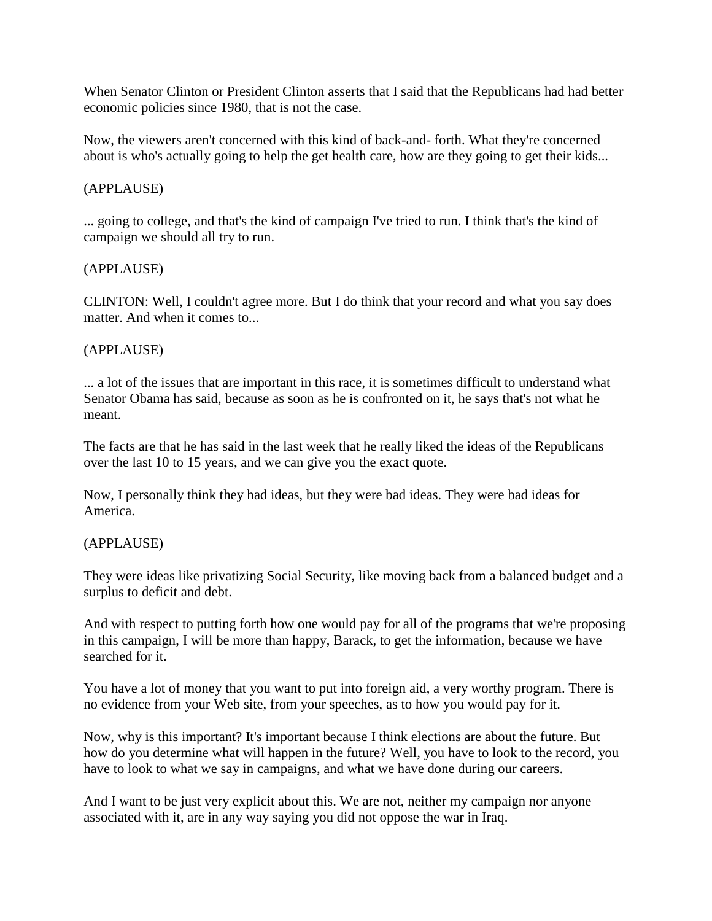When Senator Clinton or President Clinton asserts that I said that the Republicans had had better economic policies since 1980, that is not the case.

Now, the viewers aren't concerned with this kind of back-and- forth. What they're concerned about is who's actually going to help the get health care, how are they going to get their kids...

(APPLAUSE)

... going to college, and that's the kind of campaign I've tried to run. I think that's the kind of campaign we should all try to run.

(APPLAUSE)

CLINTON: Well, I couldn't agree more. But I do think that your record and what you say does matter. And when it comes to...

(APPLAUSE)

... a lot of the issues that are important in this race, it is sometimes difficult to understand what Senator Obama has said, because as soon as he is confronted on it, he says that's not what he meant.

The facts are that he has said in the last week that he really liked the ideas of the Republicans over the last 10 to 15 years, and we can give you the exact quote.

Now, I personally think they had ideas, but they were bad ideas. They were bad ideas for America.

(APPLAUSE)

They were ideas like privatizing Social Security, like moving back from a balanced budget and a surplus to deficit and debt.

And with respect to putting forth how one would pay for all of the programs that we're proposing in this campaign, I will be more than happy, Barack, to get the information, because we have searched for it.

You have a lot of money that you want to put into foreign aid, a very worthy program. There is no evidence from your Web site, from your speeches, as to how you would pay for it.

Now, why is this important? It's important because I think elections are about the future. But how do you determine what will happen in the future? Well, you have to look to the record, you have to look to what we say in campaigns, and what we have done during our careers.

And I want to be just very explicit about this. We are not, neither my campaign nor anyone associated with it, are in any way saying you did not oppose the war in Iraq.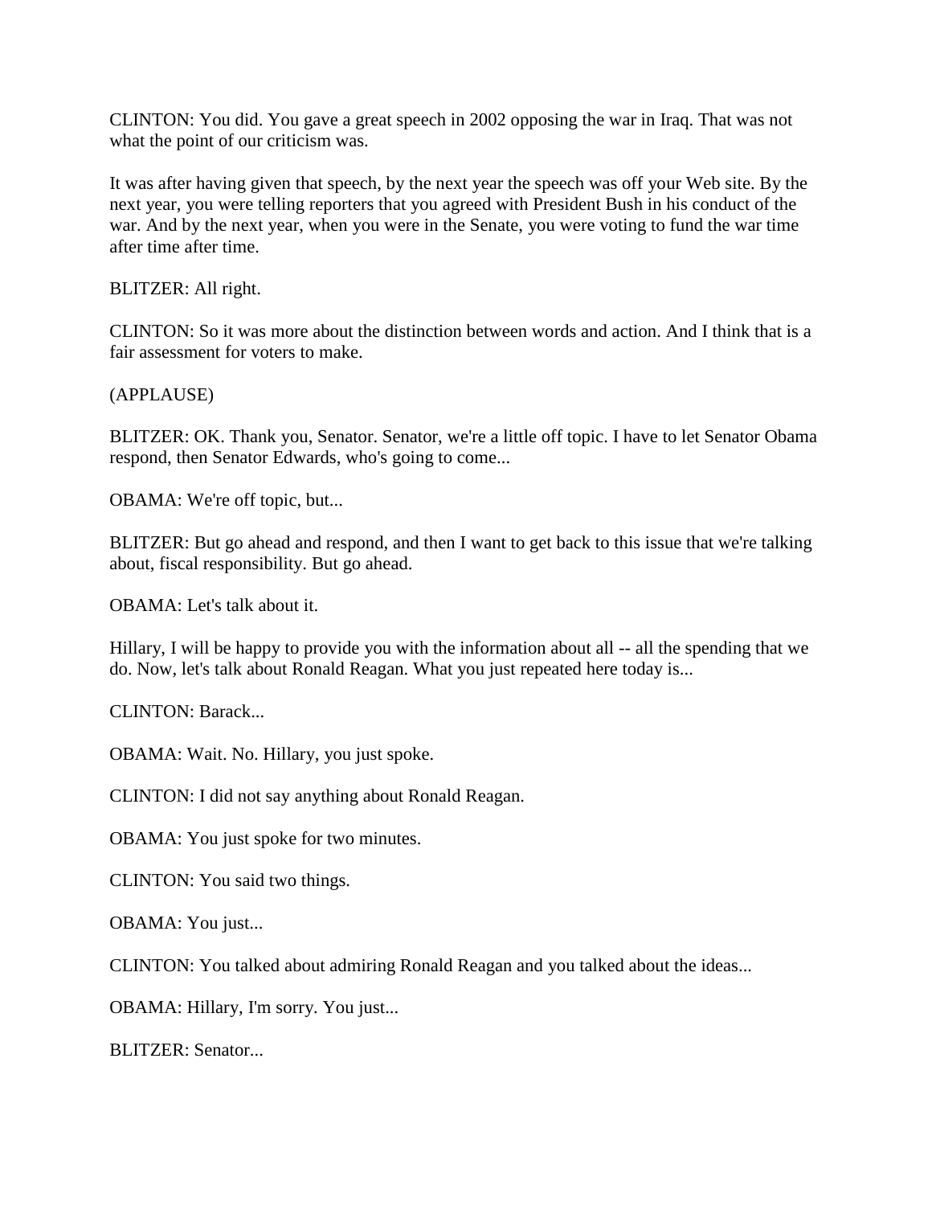CLINTON: You did. You gave a great speech in 2002 opposing the war in Iraq. That was not what the point of our criticism was.

It was after having given that speech, by the next year the speech was off your Web site. By the next year, you were telling reporters that you agreed with President Bush in his conduct of the war. And by the next year, when you were in the Senate, you were voting to fund the war time after time after time.

BLITZER: All right.

CLINTON: So it was more about the distinction between words and action. And I think that is a fair assessment for voters to make.

(APPLAUSE)

BLITZER: OK. Thank you, Senator. Senator, we're a little off topic. I have to let Senator Obama respond, then Senator Edwards, who's going to come...

OBAMA: We're off topic, but...

BLITZER: But go ahead and respond, and then I want to get back to this issue that we're talking about, fiscal responsibility. But go ahead.

OBAMA: Let's talk about it.

Hillary, I will be happy to provide you with the information about all -- all the spending that we do. Now, let's talk about Ronald Reagan. What you just repeated here today is...

CLINTON: Barack...

OBAMA: Wait. No. Hillary, you just spoke.

CLINTON: I did not say anything about Ronald Reagan.

OBAMA: You just spoke for two minutes.

CLINTON: You said two things.

OBAMA: You just...

CLINTON: You talked about admiring Ronald Reagan and you talked about the ideas...

OBAMA: Hillary, I'm sorry. You just...

BLITZER: Senator...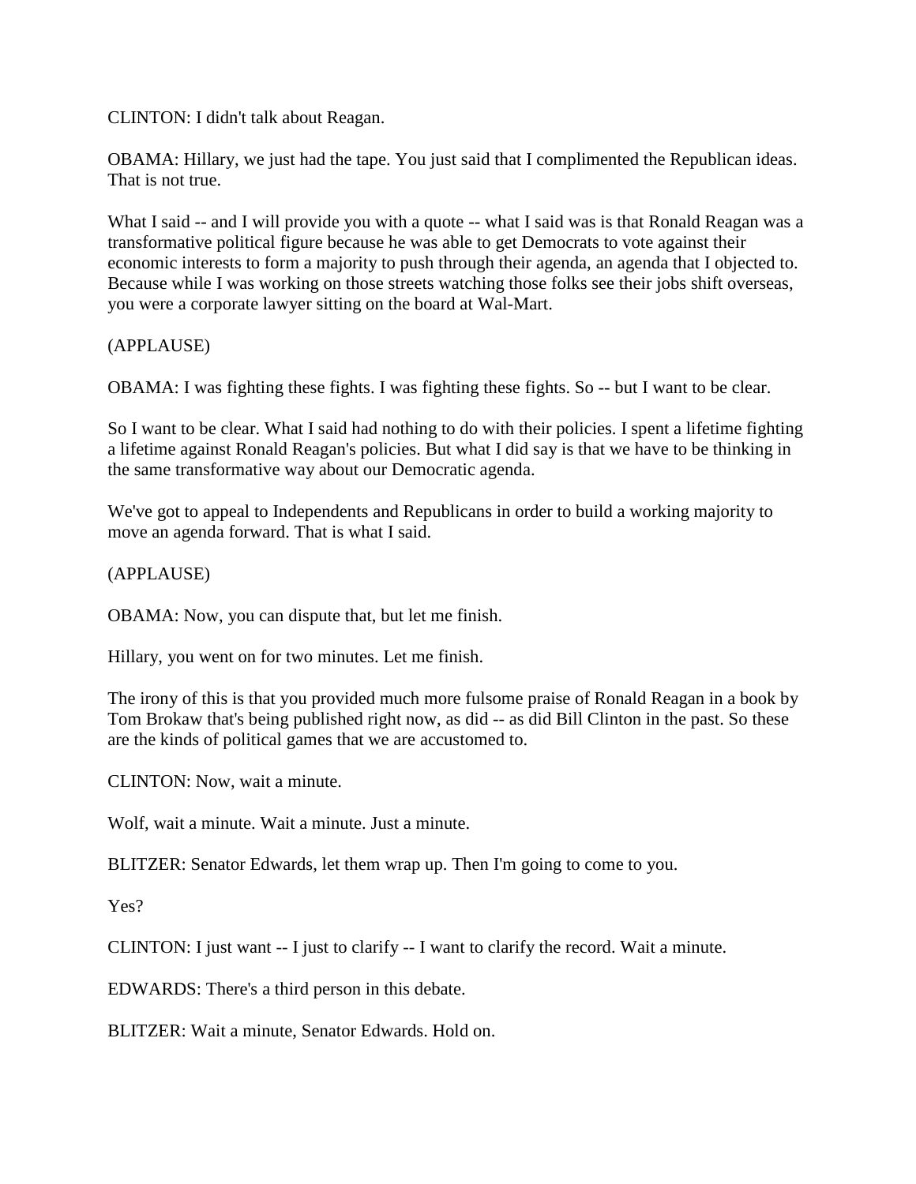CLINTON: I didn't talk about Reagan.

OBAMA: Hillary, we just had the tape. You just said that I complimented the Republican ideas. That is not true.

What I said -- and I will provide you with a quote -- what I said was is that Ronald Reagan was a transformative political figure because he was able to get Democrats to vote against their economic interests to form a majority to push through their agenda, an agenda that I objected to. Because while I was working on those streets watching those folks see their jobs shift overseas, you were a corporate lawyer sitting on the board at Wal-Mart.

(APPLAUSE)

OBAMA: I was fighting these fights. I was fighting these fights. So -- but I want to be clear.

So I want to be clear. What I said had nothing to do with their policies. I spent a lifetime fighting a lifetime against Ronald Reagan's policies. But what I did say is that we have to be thinking in the same transformative way about our Democratic agenda.

We've got to appeal to Independents and Republicans in order to build a working majority to move an agenda forward. That is what I said.

(APPLAUSE)

OBAMA: Now, you can dispute that, but let me finish.

Hillary, you went on for two minutes. Let me finish.

The irony of this is that you provided much more fulsome praise of Ronald Reagan in a book by Tom Brokaw that's being published right now, as did -- as did Bill Clinton in the past. So these are the kinds of political games that we are accustomed to.

CLINTON: Now, wait a minute.

Wolf, wait a minute. Wait a minute. Just a minute.

BLITZER: Senator Edwards, let them wrap up. Then I'm going to come to you.

Yes?

CLINTON: I just want -- I just to clarify -- I want to clarify the record. Wait a minute.

EDWARDS: There's a third person in this debate.

BLITZER: Wait a minute, Senator Edwards. Hold on.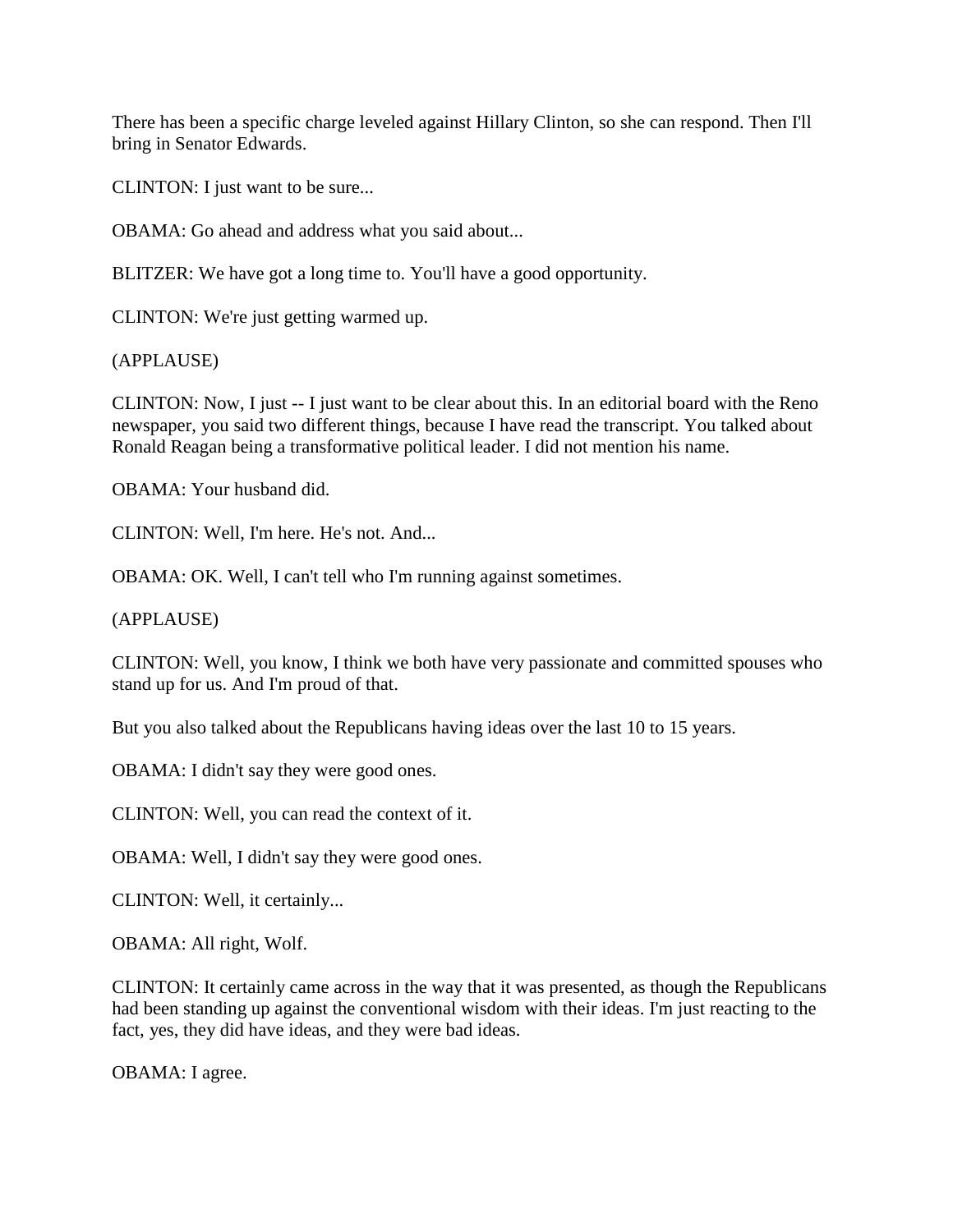There has been a specific charge leveled against Hillary Clinton, so she can respond. Then I'll bring in Senator Edwards.

CLINTON: I just want to be sure...

OBAMA: Go ahead and address what you said about...

BLITZER: We have got a long time to. You'll have a good opportunity.

CLINTON: We're just getting warmed up.

(APPLAUSE)

CLINTON: Now, I just -- I just want to be clear about this. In an editorial board with the Reno newspaper, you said two different things, because I have read the transcript. You talked about Ronald Reagan being a transformative political leader. I did not mention his name.

OBAMA: Your husband did.

CLINTON: Well, I'm here. He's not. And...

OBAMA: OK. Well, I can't tell who I'm running against sometimes.

(APPLAUSE)

CLINTON: Well, you know, I think we both have very passionate and committed spouses who stand up for us. And I'm proud of that.

But you also talked about the Republicans having ideas over the last 10 to 15 years.

OBAMA: I didn't say they were good ones.

CLINTON: Well, you can read the context of it.

OBAMA: Well, I didn't say they were good ones.

CLINTON: Well, it certainly...

OBAMA: All right, Wolf.

CLINTON: It certainly came across in the way that it was presented, as though the Republicans had been standing up against the conventional wisdom with their ideas. I'm just reacting to the fact, yes, they did have ideas, and they were bad ideas.

OBAMA: I agree.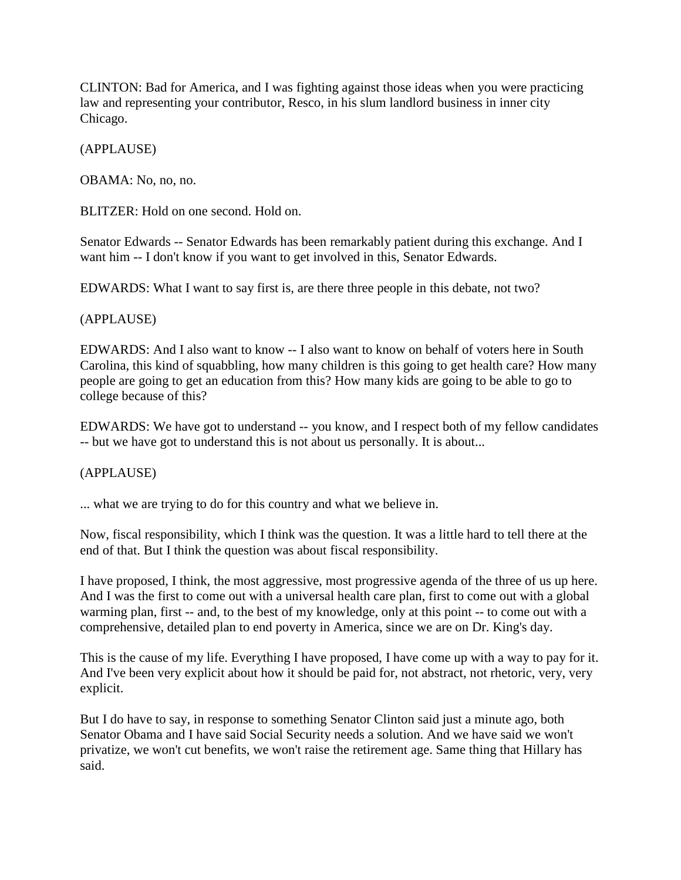CLINTON: Bad for America, and I was fighting against those ideas when you were practicing law and representing your contributor, Resco, in his slum landlord business in inner city Chicago.

(APPLAUSE)

OBAMA: No, no, no.

BLITZER: Hold on one second. Hold on.

Senator Edwards -- Senator Edwards has been remarkably patient during this exchange. And I want him -- I don't know if you want to get involved in this, Senator Edwards.

EDWARDS: What I want to say first is, are there three people in this debate, not two?

(APPLAUSE)

EDWARDS: And I also want to know -- I also want to know on behalf of voters here in South Carolina, this kind of squabbling, how many children is this going to get health care? How many people are going to get an education from this? How many kids are going to be able to go to college because of this?

EDWARDS: We have got to understand -- you know, and I respect both of my fellow candidates -- but we have got to understand this is not about us personally. It is about...

(APPLAUSE)

... what we are trying to do for this country and what we believe in.

Now, fiscal responsibility, which I think was the question. It was a little hard to tell there at the end of that. But I think the question was about fiscal responsibility.

I have proposed, I think, the most aggressive, most progressive agenda of the three of us up here. And I was the first to come out with a universal health care plan, first to come out with a global warming plan, first -- and, to the best of my knowledge, only at this point -- to come out with a comprehensive, detailed plan to end poverty in America, since we are on Dr. King's day.

This is the cause of my life. Everything I have proposed, I have come up with a way to pay for it. And I've been very explicit about how it should be paid for, not abstract, not rhetoric, very, very explicit.

But I do have to say, in response to something Senator Clinton said just a minute ago, both Senator Obama and I have said Social Security needs a solution. And we have said we won't privatize, we won't cut benefits, we won't raise the retirement age. Same thing that Hillary has said.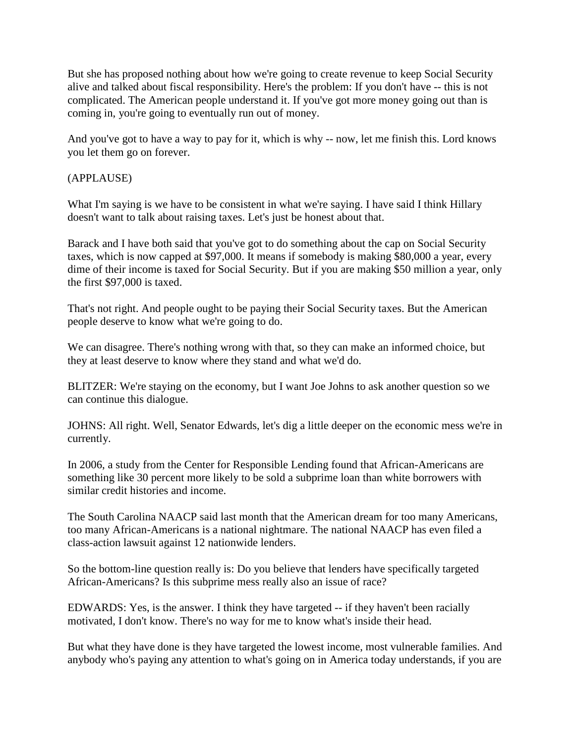But she has proposed nothing about how we're going to create revenue to keep Social Security alive and talked about fiscal responsibility. Here's the problem: If you don't have -- this is not complicated. The American people understand it. If you've got more money going out than is coming in, you're going to eventually run out of money.

And you've got to have a way to pay for it, which is why -- now, let me finish this. Lord knows you let them go on forever.

(APPLAUSE)

What I'm saying is we have to be consistent in what we're saying. I have said I think Hillary doesn't want to talk about raising taxes. Let's just be honest about that.

Barack and I have both said that you've got to do something about the cap on Social Security taxes, which is now capped at $97,000. It means if somebody is making $80,000 a year, every dime of their income is taxed for Social Security. But if you are making $50 million a year, only the first $97,000 is taxed.

That's not right. And people ought to be paying their Social Security taxes. But the American people deserve to know what we're going to do.

We can disagree. There's nothing wrong with that, so they can make an informed choice, but they at least deserve to know where they stand and what we'd do.

BLITZER: We're staying on the economy, but I want Joe Johns to ask another question so we can continue this dialogue.

JOHNS: All right. Well, Senator Edwards, let's dig a little deeper on the economic mess we're in currently.

In 2006, a study from the Center for Responsible Lending found that African-Americans are something like 30 percent more likely to be sold a subprime loan than white borrowers with similar credit histories and income.

The South Carolina NAACP said last month that the American dream for too many Americans, too many African-Americans is a national nightmare. The national NAACP has even filed a class-action lawsuit against 12 nationwide lenders.

So the bottom-line question really is: Do you believe that lenders have specifically targeted African-Americans? Is this subprime mess really also an issue of race?

EDWARDS: Yes, is the answer. I think they have targeted -- if they haven't been racially motivated, I don't know. There's no way for me to know what's inside their head.

But what they have done is they have targeted the lowest income, most vulnerable families. And anybody who's paying any attention to what's going on in America today understands, if you are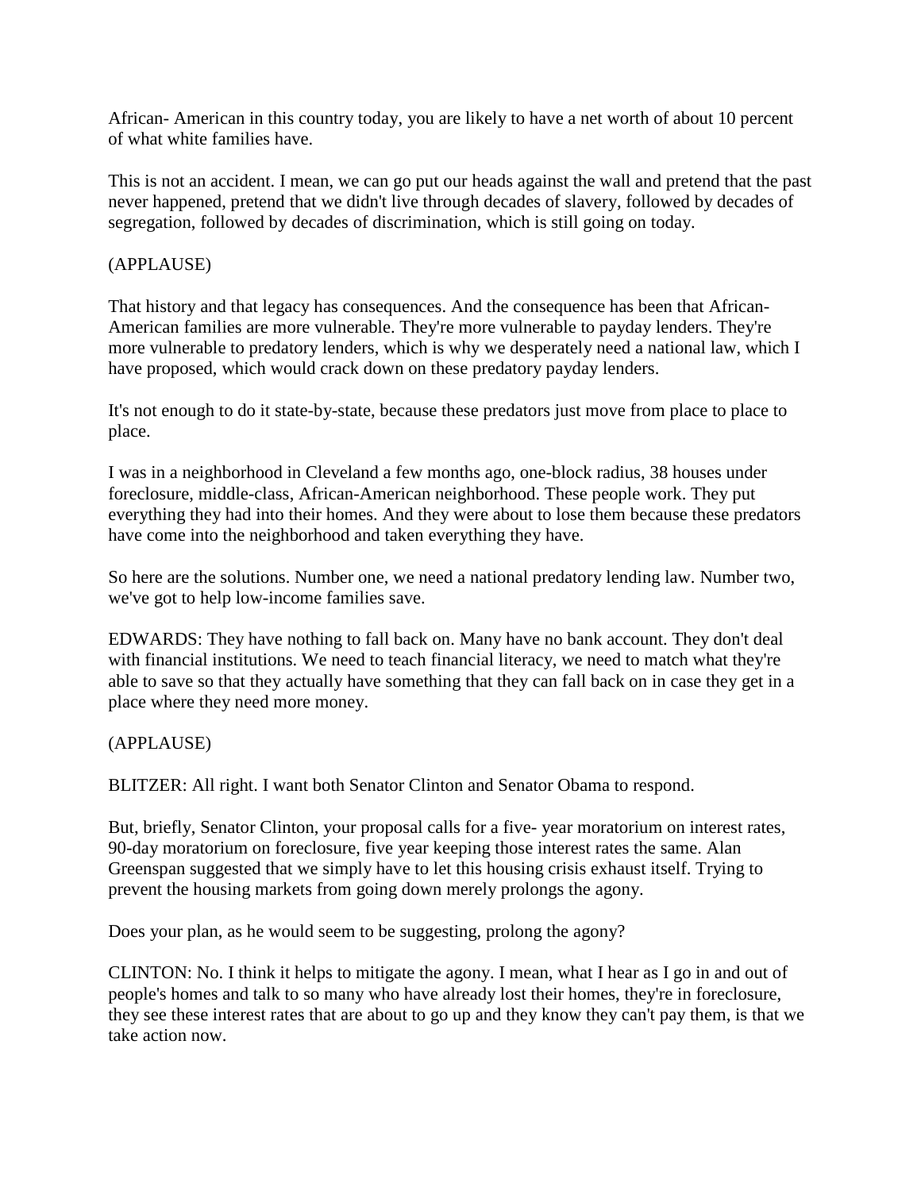African- American in this country today, you are likely to have a net worth of about 10 percent of what white families have.

This is not an accident. I mean, we can go put our heads against the wall and pretend that the past never happened, pretend that we didn't live through decades of slavery, followed by decades of segregation, followed by decades of discrimination, which is still going on today.

(APPLAUSE)

That history and that legacy has consequences. And the consequence has been that African-American families are more vulnerable. They're more vulnerable to payday lenders. They're more vulnerable to predatory lenders, which is why we desperately need a national law, which I have proposed, which would crack down on these predatory payday lenders.

It's not enough to do it state-by-state, because these predators just move from place to place to place.

I was in a neighborhood in Cleveland a few months ago, one-block radius, 38 houses under foreclosure, middle-class, African-American neighborhood. These people work. They put everything they had into their homes. And they were about to lose them because these predators have come into the neighborhood and taken everything they have.

So here are the solutions. Number one, we need a national predatory lending law. Number two, we've got to help low-income families save.

EDWARDS: They have nothing to fall back on. Many have no bank account. They don't deal with financial institutions. We need to teach financial literacy, we need to match what they're able to save so that they actually have something that they can fall back on in case they get in a place where they need more money.

(APPLAUSE)

BLITZER: All right. I want both Senator Clinton and Senator Obama to respond.

But, briefly, Senator Clinton, your proposal calls for a five- year moratorium on interest rates, 90-day moratorium on foreclosure, five year keeping those interest rates the same. Alan Greenspan suggested that we simply have to let this housing crisis exhaust itself. Trying to prevent the housing markets from going down merely prolongs the agony.

Does your plan, as he would seem to be suggesting, prolong the agony?

CLINTON: No. I think it helps to mitigate the agony. I mean, what I hear as I go in and out of people's homes and talk to so many who have already lost their homes, they're in foreclosure, they see these interest rates that are about to go up and they know they can't pay them, is that we take action now.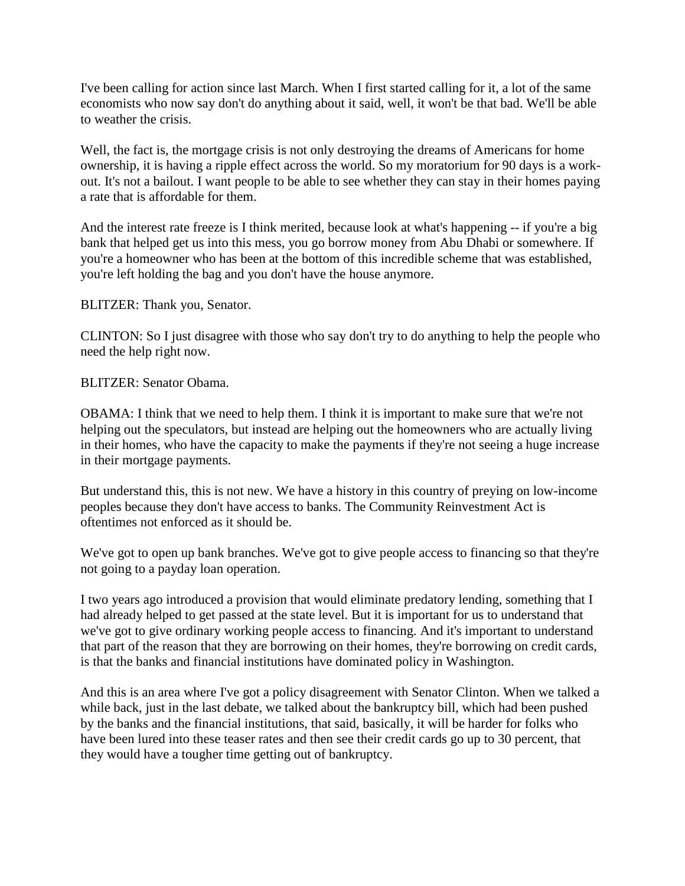I've been calling for action since last March. When I first started calling for it, a lot of the same economists who now say don't do anything about it said, well, it won't be that bad. We'll be able to weather the crisis.

Well, the fact is, the mortgage crisis is not only destroying the dreams of Americans for home ownership, it is having a ripple effect across the world. So my moratorium for 90 days is a work-out. It's not a bailout. I want people to be able to see whether they can stay in their homes paying a rate that is affordable for them.

And the interest rate freeze is I think merited, because look at what's happening -- if you're a big bank that helped get us into this mess, you go borrow money from Abu Dhabi or somewhere. If you're a homeowner who has been at the bottom of this incredible scheme that was established, you're left holding the bag and you don't have the house anymore.

BLITZER: Thank you, Senator.

CLINTON: So I just disagree with those who say don't try to do anything to help the people who need the help right now.

BLITZER: Senator Obama.

OBAMA: I think that we need to help them. I think it is important to make sure that we're not helping out the speculators, but instead are helping out the homeowners who are actually living in their homes, who have the capacity to make the payments if they're not seeing a huge increase in their mortgage payments.

But understand this, this is not new. We have a history in this country of preying on low-income peoples because they don't have access to banks. The Community Reinvestment Act is oftentimes not enforced as it should be.

We've got to open up bank branches. We've got to give people access to financing so that they're not going to a payday loan operation.

I two years ago introduced a provision that would eliminate predatory lending, something that I had already helped to get passed at the state level. But it is important for us to understand that we've got to give ordinary working people access to financing. And it's important to understand that part of the reason that they are borrowing on their homes, they're borrowing on credit cards, is that the banks and financial institutions have dominated policy in Washington.

And this is an area where I've got a policy disagreement with Senator Clinton. When we talked a while back, just in the last debate, we talked about the bankruptcy bill, which had been pushed by the banks and the financial institutions, that said, basically, it will be harder for folks who have been lured into these teaser rates and then see their credit cards go up to 30 percent, that they would have a tougher time getting out of bankruptcy.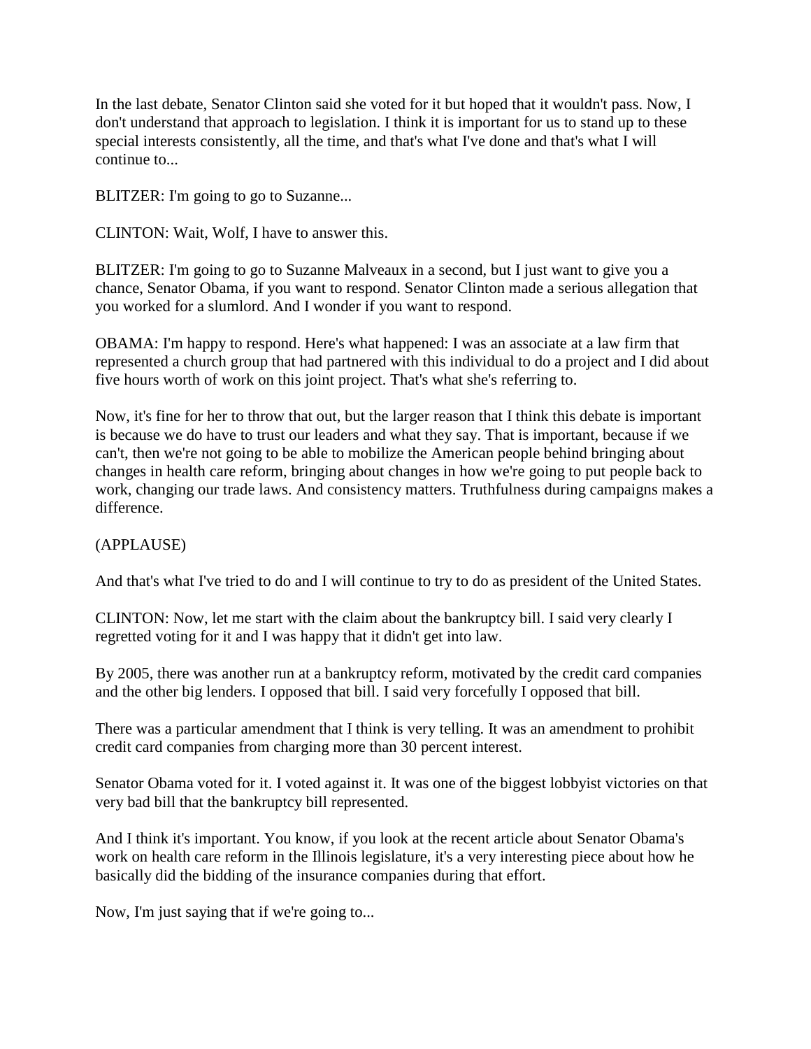In the last debate, Senator Clinton said she voted for it but hoped that it wouldn't pass. Now, I don't understand that approach to legislation. I think it is important for us to stand up to these special interests consistently, all the time, and that's what I've done and that's what I will continue to...

BLITZER: I'm going to go to Suzanne...

CLINTON: Wait, Wolf, I have to answer this.

BLITZER: I'm going to go to Suzanne Malveaux in a second, but I just want to give you a chance, Senator Obama, if you want to respond. Senator Clinton made a serious allegation that you worked for a slumlord. And I wonder if you want to respond.

OBAMA: I'm happy to respond. Here's what happened: I was an associate at a law firm that represented a church group that had partnered with this individual to do a project and I did about five hours worth of work on this joint project. That's what she's referring to.

Now, it's fine for her to throw that out, but the larger reason that I think this debate is important is because we do have to trust our leaders and what they say. That is important, because if we can't, then we're not going to be able to mobilize the American people behind bringing about changes in health care reform, bringing about changes in how we're going to put people back to work, changing our trade laws. And consistency matters. Truthfulness during campaigns makes a difference.

(APPLAUSE)

And that's what I've tried to do and I will continue to try to do as president of the United States.

CLINTON: Now, let me start with the claim about the bankruptcy bill. I said very clearly I regretted voting for it and I was happy that it didn't get into law.

By 2005, there was another run at a bankruptcy reform, motivated by the credit card companies and the other big lenders. I opposed that bill. I said very forcefully I opposed that bill.

There was a particular amendment that I think is very telling. It was an amendment to prohibit credit card companies from charging more than 30 percent interest.

Senator Obama voted for it. I voted against it. It was one of the biggest lobbyist victories on that very bad bill that the bankruptcy bill represented.

And I think it's important. You know, if you look at the recent article about Senator Obama's work on health care reform in the Illinois legislature, it's a very interesting piece about how he basically did the bidding of the insurance companies during that effort.

Now, I'm just saying that if we're going to...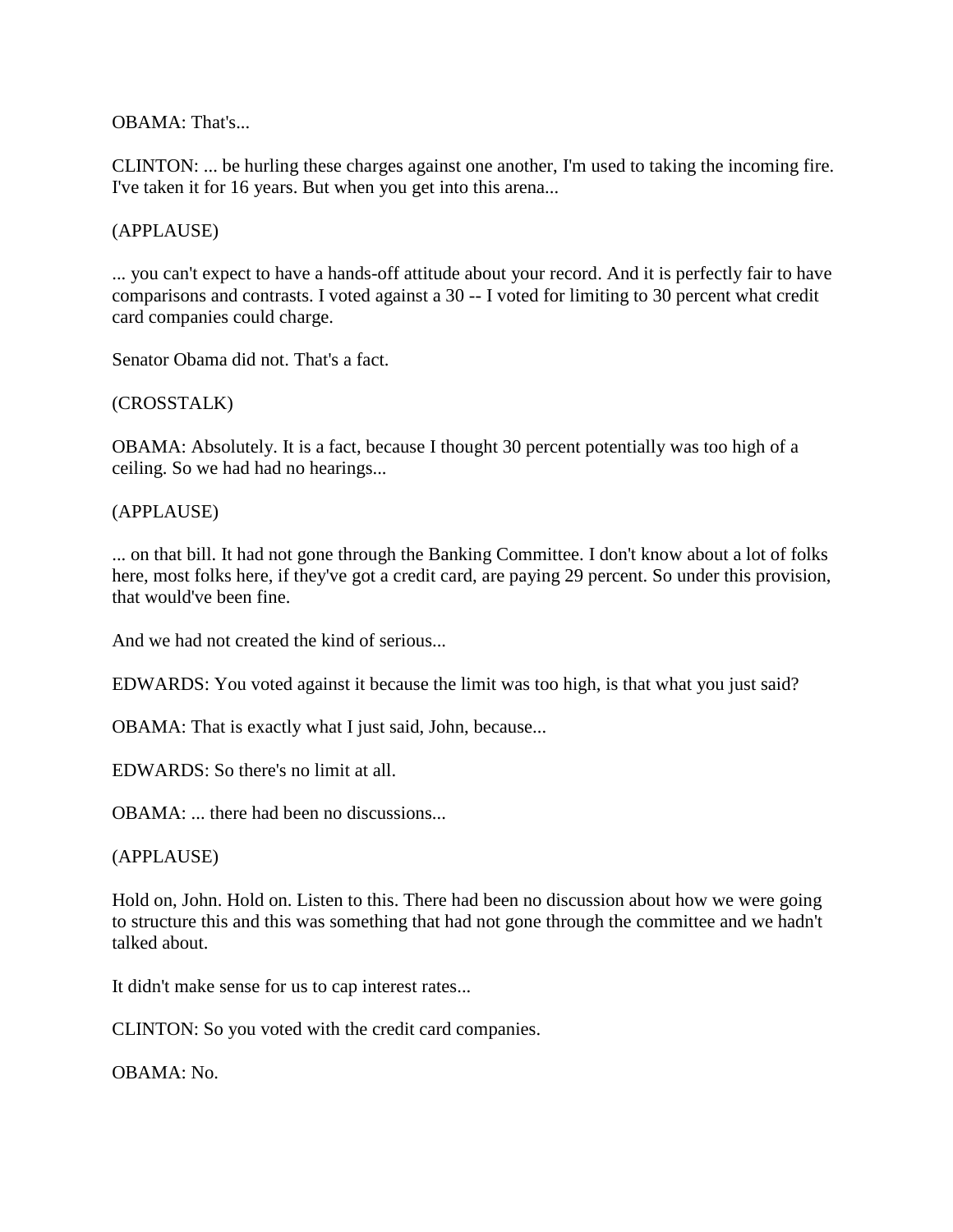OBAMA: That's...

CLINTON: ... be hurling these charges against one another, I'm used to taking the incoming fire. I've taken it for 16 years. But when you get into this arena...

(APPLAUSE)

... you can't expect to have a hands-off attitude about your record. And it is perfectly fair to have comparisons and contrasts. I voted against a 30 -- I voted for limiting to 30 percent what credit card companies could charge.

Senator Obama did not. That's a fact.

(CROSSTALK)

OBAMA: Absolutely. It is a fact, because I thought 30 percent potentially was too high of a ceiling. So we had had no hearings...

(APPLAUSE)

... on that bill. It had not gone through the Banking Committee. I don't know about a lot of folks here, most folks here, if they've got a credit card, are paying 29 percent. So under this provision, that would've been fine.

And we had not created the kind of serious...

EDWARDS: You voted against it because the limit was too high, is that what you just said?

OBAMA: That is exactly what I just said, John, because...

EDWARDS: So there's no limit at all.

OBAMA: ... there had been no discussions...

(APPLAUSE)

Hold on, John. Hold on. Listen to this. There had been no discussion about how we were going to structure this and this was something that had not gone through the committee and we hadn't talked about.

It didn't make sense for us to cap interest rates...

CLINTON: So you voted with the credit card companies.

OBAMA: No.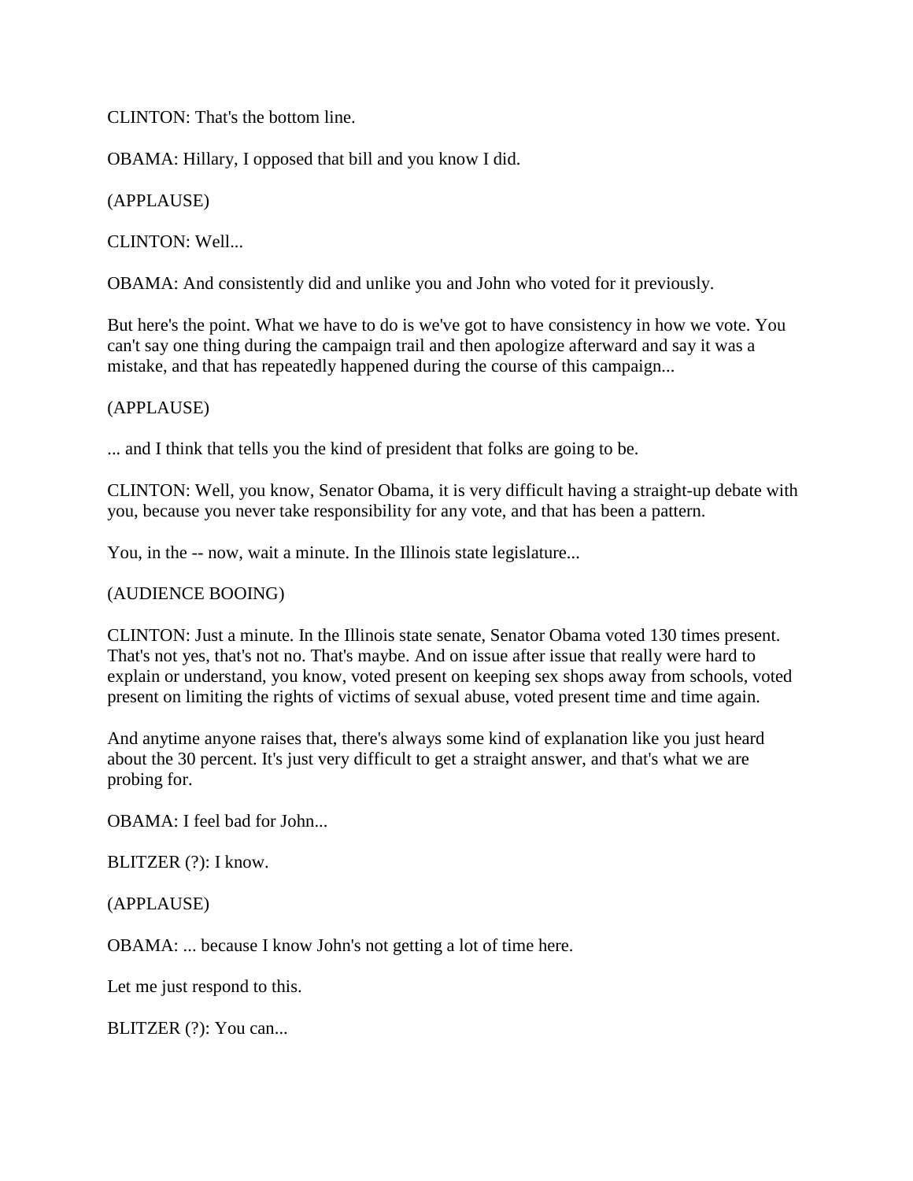CLINTON: That's the bottom line.

OBAMA: Hillary, I opposed that bill and you know I did.

(APPLAUSE)

CLINTON: Well...

OBAMA: And consistently did and unlike you and John who voted for it previously.

But here's the point. What we have to do is we've got to have consistency in how we vote. You can't say one thing during the campaign trail and then apologize afterward and say it was a mistake, and that has repeatedly happened during the course of this campaign...

(APPLAUSE)

... and I think that tells you the kind of president that folks are going to be.

CLINTON: Well, you know, Senator Obama, it is very difficult having a straight-up debate with you, because you never take responsibility for any vote, and that has been a pattern.

You, in the -- now, wait a minute. In the Illinois state legislature...

(AUDIENCE BOOING)

CLINTON: Just a minute. In the Illinois state senate, Senator Obama voted 130 times present. That's not yes, that's not no. That's maybe. And on issue after issue that really were hard to explain or understand, you know, voted present on keeping sex shops away from schools, voted present on limiting the rights of victims of sexual abuse, voted present time and time again.

And anytime anyone raises that, there's always some kind of explanation like you just heard about the 30 percent. It's just very difficult to get a straight answer, and that's what we are probing for.

OBAMA: I feel bad for John...

BLITZER (?): I know.

(APPLAUSE)

OBAMA: ... because I know John's not getting a lot of time here.

Let me just respond to this.

BLITZER (?): You can...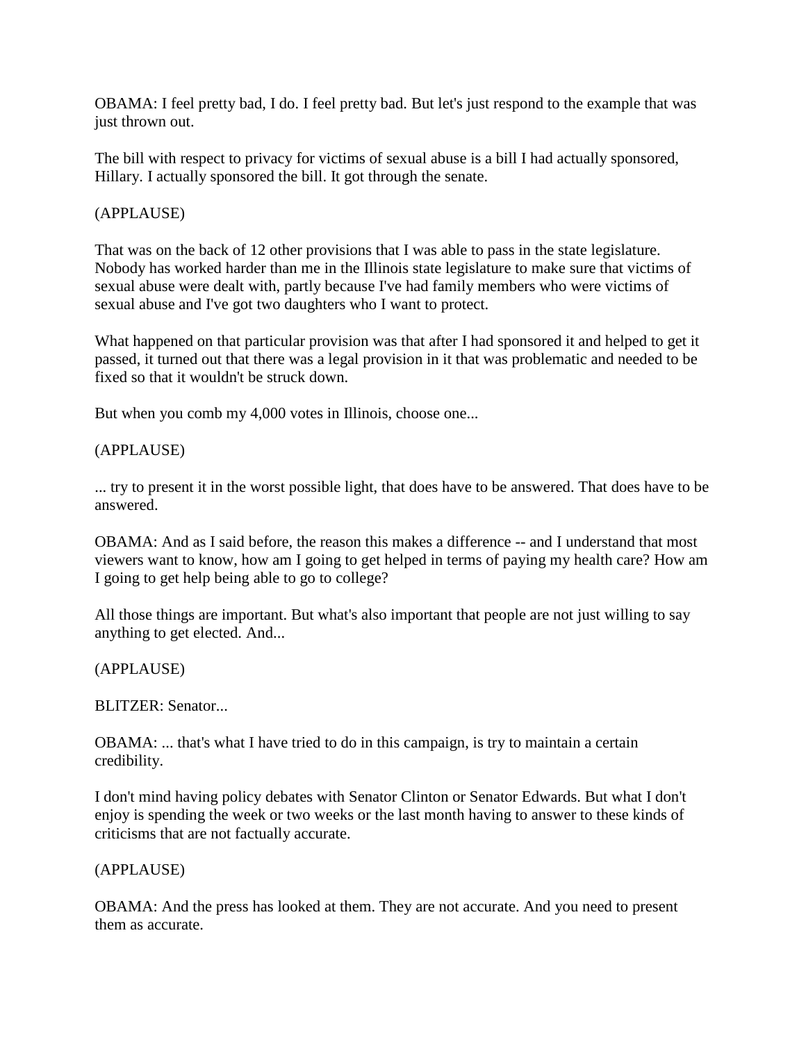OBAMA: I feel pretty bad, I do. I feel pretty bad. But let's just respond to the example that was just thrown out.

The bill with respect to privacy for victims of sexual abuse is a bill I had actually sponsored, Hillary. I actually sponsored the bill. It got through the senate.

(APPLAUSE)

That was on the back of 12 other provisions that I was able to pass in the state legislature. Nobody has worked harder than me in the Illinois state legislature to make sure that victims of sexual abuse were dealt with, partly because I've had family members who were victims of sexual abuse and I've got two daughters who I want to protect.

What happened on that particular provision was that after I had sponsored it and helped to get it passed, it turned out that there was a legal provision in it that was problematic and needed to be fixed so that it wouldn't be struck down.

But when you comb my 4,000 votes in Illinois, choose one...

(APPLAUSE)

... try to present it in the worst possible light, that does have to be answered. That does have to be answered.

OBAMA: And as I said before, the reason this makes a difference -- and I understand that most viewers want to know, how am I going to get helped in terms of paying my health care? How am I going to get help being able to go to college?

All those things are important. But what's also important that people are not just willing to say anything to get elected. And...

(APPLAUSE)

BLITZER: Senator...

OBAMA: ... that's what I have tried to do in this campaign, is try to maintain a certain credibility.

I don't mind having policy debates with Senator Clinton or Senator Edwards. But what I don't enjoy is spending the week or two weeks or the last month having to answer to these kinds of criticisms that are not factually accurate.

(APPLAUSE)

OBAMA: And the press has looked at them. They are not accurate. And you need to present them as accurate.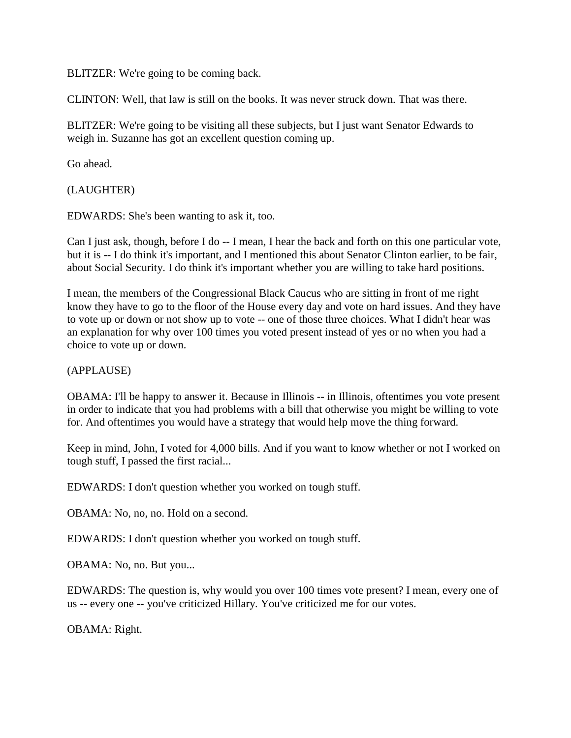BLITZER: We're going to be coming back.

CLINTON: Well, that law is still on the books. It was never struck down. That was there.

BLITZER: We're going to be visiting all these subjects, but I just want Senator Edwards to weigh in. Suzanne has got an excellent question coming up.

Go ahead.

(LAUGHTER)

EDWARDS: She's been wanting to ask it, too.

Can I just ask, though, before I do -- I mean, I hear the back and forth on this one particular vote, but it is -- I do think it's important, and I mentioned this about Senator Clinton earlier, to be fair, about Social Security. I do think it's important whether you are willing to take hard positions.

I mean, the members of the Congressional Black Caucus who are sitting in front of me right know they have to go to the floor of the House every day and vote on hard issues. And they have to vote up or down or not show up to vote -- one of those three choices. What I didn't hear was an explanation for why over 100 times you voted present instead of yes or no when you had a choice to vote up or down.

(APPLAUSE)

OBAMA: I'll be happy to answer it. Because in Illinois -- in Illinois, oftentimes you vote present in order to indicate that you had problems with a bill that otherwise you might be willing to vote for. And oftentimes you would have a strategy that would help move the thing forward.

Keep in mind, John, I voted for 4,000 bills. And if you want to know whether or not I worked on tough stuff, I passed the first racial...

EDWARDS: I don't question whether you worked on tough stuff.

OBAMA: No, no, no. Hold on a second.

EDWARDS: I don't question whether you worked on tough stuff.

OBAMA: No, no. But you...

EDWARDS: The question is, why would you over 100 times vote present? I mean, every one of us -- every one -- you've criticized Hillary. You've criticized me for our votes.

OBAMA: Right.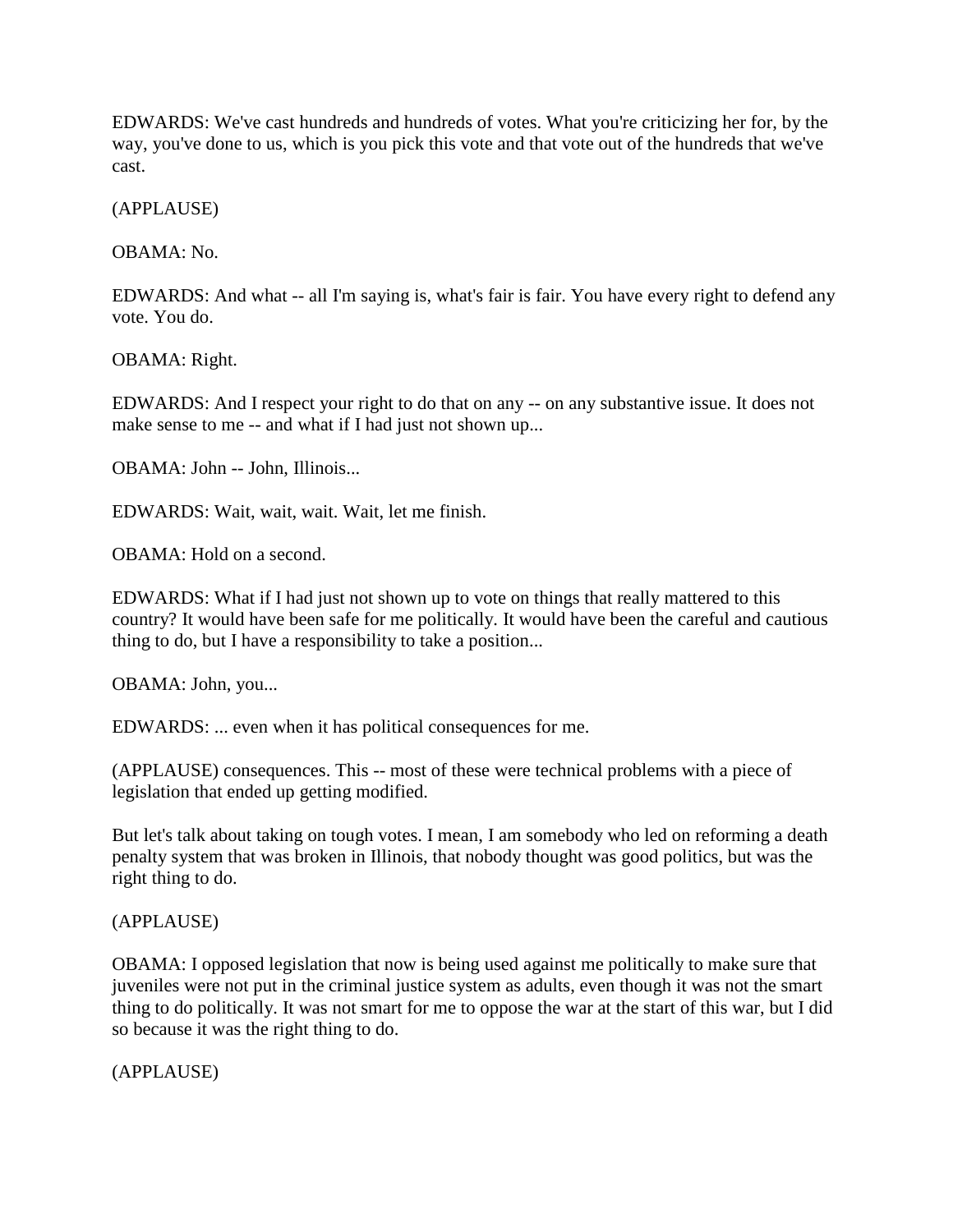EDWARDS: We've cast hundreds and hundreds of votes. What you're criticizing her for, by the way, you've done to us, which is you pick this vote and that vote out of the hundreds that we've cast.

(APPLAUSE)

OBAMA: No.

EDWARDS: And what -- all I'm saying is, what's fair is fair. You have every right to defend any vote. You do.

OBAMA: Right.

EDWARDS: And I respect your right to do that on any -- on any substantive issue. It does not make sense to me -- and what if I had just not shown up...

OBAMA: John -- John, Illinois...

EDWARDS: Wait, wait, wait. Wait, let me finish.

OBAMA: Hold on a second.

EDWARDS: What if I had just not shown up to vote on things that really mattered to this country? It would have been safe for me politically. It would have been the careful and cautious thing to do, but I have a responsibility to take a position...

OBAMA: John, you...

EDWARDS: ... even when it has political consequences for me.

(APPLAUSE) consequences. This -- most of these were technical problems with a piece of legislation that ended up getting modified.

But let's talk about taking on tough votes. I mean, I am somebody who led on reforming a death penalty system that was broken in Illinois, that nobody thought was good politics, but was the right thing to do.

(APPLAUSE)

OBAMA: I opposed legislation that now is being used against me politically to make sure that juveniles were not put in the criminal justice system as adults, even though it was not the smart thing to do politically. It was not smart for me to oppose the war at the start of this war, but I did so because it was the right thing to do.

(APPLAUSE)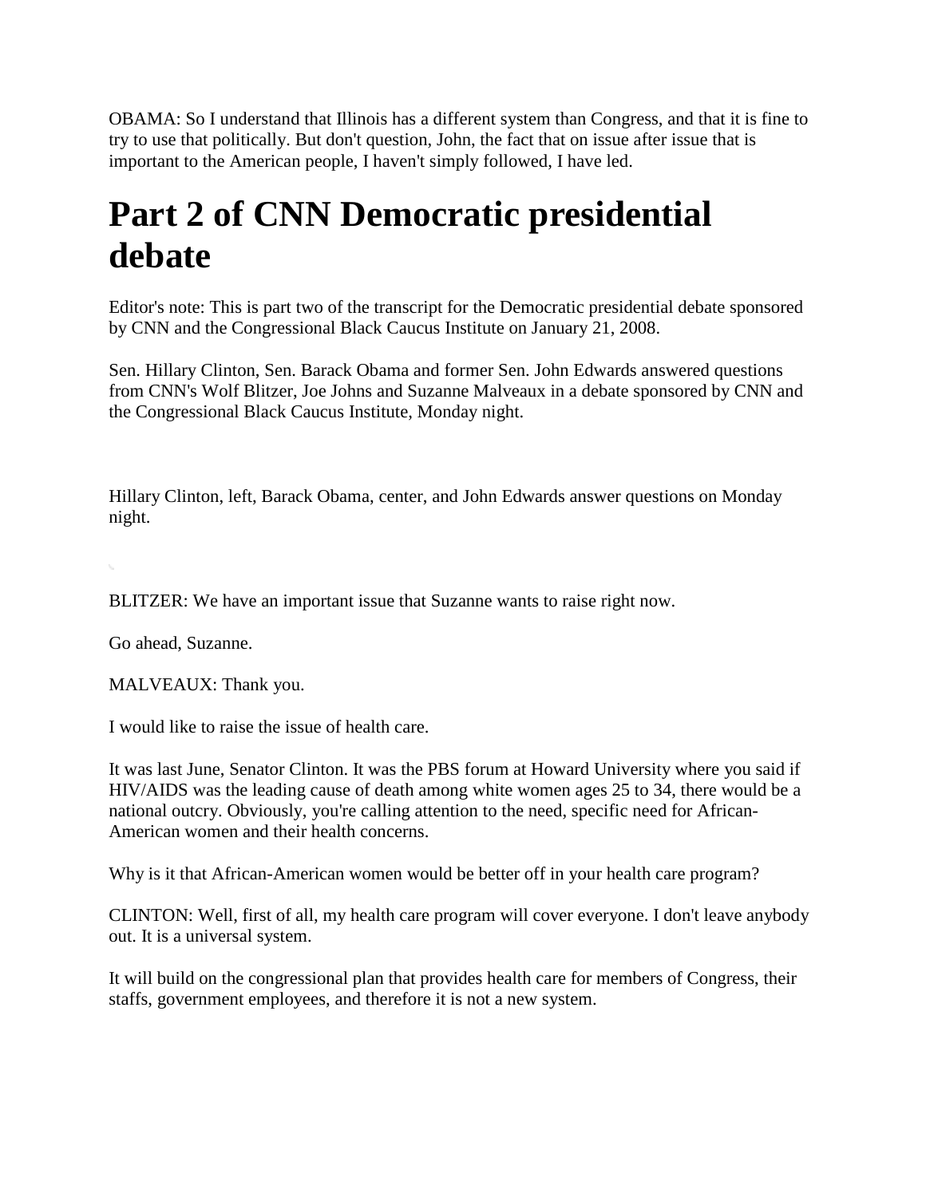OBAMA: So I understand that Illinois has a different system than Congress, and that it is fine to try to use that politically. But don't question, John, the fact that on issue after issue that is important to the American people, I haven't simply followed, I have led.

# Part 2 of CNN Democratic presidential debate

Editor's note: This is part two of the transcript for the Democratic presidential debate sponsored by CNN and the Congressional Black Caucus Institute on January 21, 2008.

Sen. Hillary Clinton, Sen. Barack Obama and former Sen. John Edwards answered questions from CNN's Wolf Blitzer, Joe Johns and Suzanne Malveaux in a debate sponsored by CNN and the Congressional Black Caucus Institute, Monday night.

Hillary Clinton, left, Barack Obama, center, and John Edwards answer questions on Monday night.

BLITZER: We have an important issue that Suzanne wants to raise right now.

Go ahead, Suzanne.

MALVEAUX: Thank you.

I would like to raise the issue of health care.

It was last June, Senator Clinton. It was the PBS forum at Howard University where you said if HIV/AIDS was the leading cause of death among white women ages 25 to 34, there would be a national outcry. Obviously, you're calling attention to the need, specific need for African-American women and their health concerns.

Why is it that African-American women would be better off in your health care program?

CLINTON: Well, first of all, my health care program will cover everyone. I don't leave anybody out. It is a universal system.

It will build on the congressional plan that provides health care for members of Congress, their staffs, government employees, and therefore it is not a new system.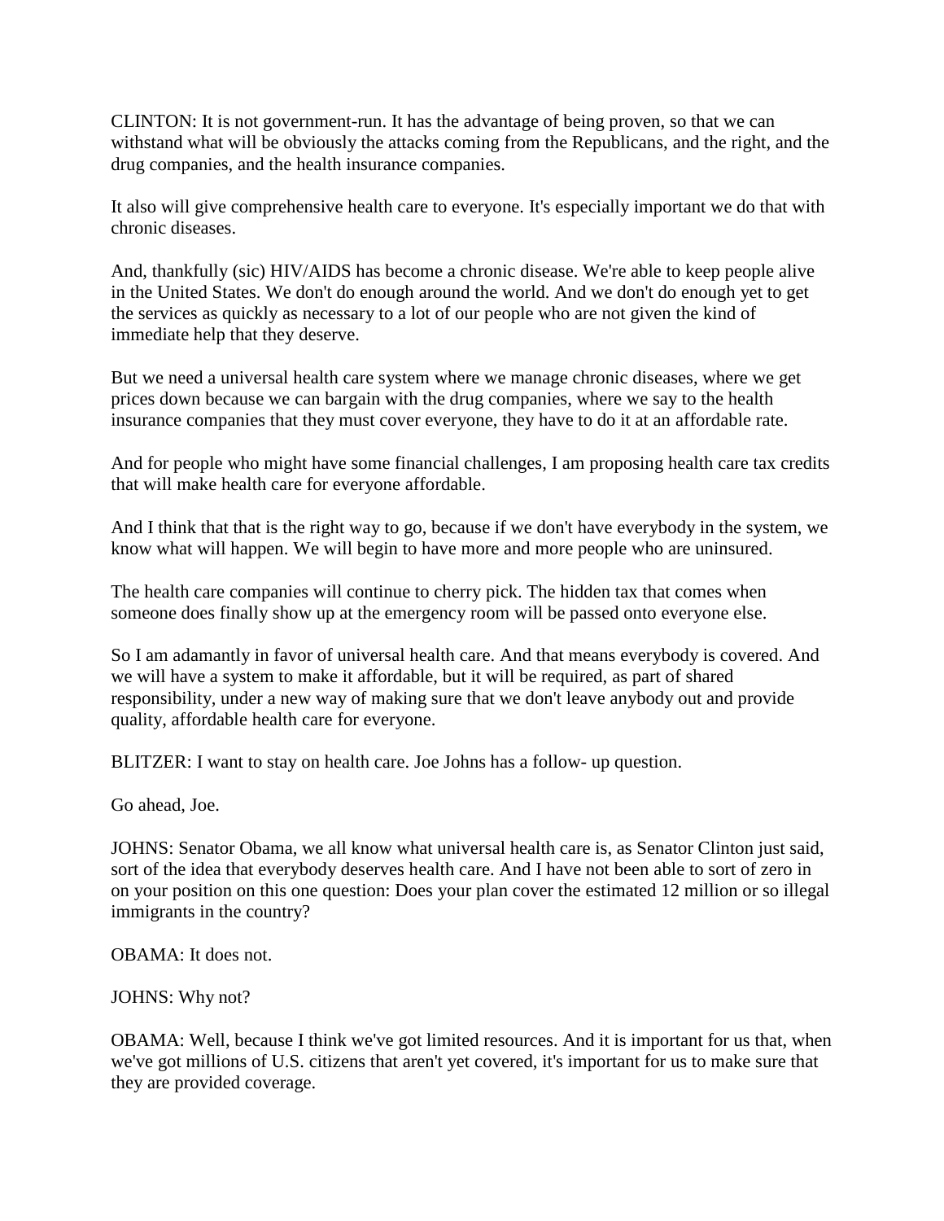CLINTON: It is not government-run. It has the advantage of being proven, so that we can withstand what will be obviously the attacks coming from the Republicans, and the right, and the drug companies, and the health insurance companies.

It also will give comprehensive health care to everyone. It's especially important we do that with chronic diseases.

And, thankfully (sic) HIV/AIDS has become a chronic disease. We're able to keep people alive in the United States. We don't do enough around the world. And we don't do enough yet to get the services as quickly as necessary to a lot of our people who are not given the kind of immediate help that they deserve.

But we need a universal health care system where we manage chronic diseases, where we get prices down because we can bargain with the drug companies, where we say to the health insurance companies that they must cover everyone, they have to do it at an affordable rate.

And for people who might have some financial challenges, I am proposing health care tax credits that will make health care for everyone affordable.

And I think that that is the right way to go, because if we don't have everybody in the system, we know what will happen. We will begin to have more and more people who are uninsured.

The health care companies will continue to cherry pick. The hidden tax that comes when someone does finally show up at the emergency room will be passed onto everyone else.

So I am adamantly in favor of universal health care. And that means everybody is covered. And we will have a system to make it affordable, but it will be required, as part of shared responsibility, under a new way of making sure that we don't leave anybody out and provide quality, affordable health care for everyone.

BLITZER: I want to stay on health care. Joe Johns has a follow- up question.

Go ahead, Joe.

JOHNS: Senator Obama, we all know what universal health care is, as Senator Clinton just said, sort of the idea that everybody deserves health care. And I have not been able to sort of zero in on your position on this one question: Does your plan cover the estimated 12 million or so illegal immigrants in the country?

OBAMA: It does not.

JOHNS: Why not?

OBAMA: Well, because I think we've got limited resources. And it is important for us that, when we've got millions of U.S. citizens that aren't yet covered, it's important for us to make sure that they are provided coverage.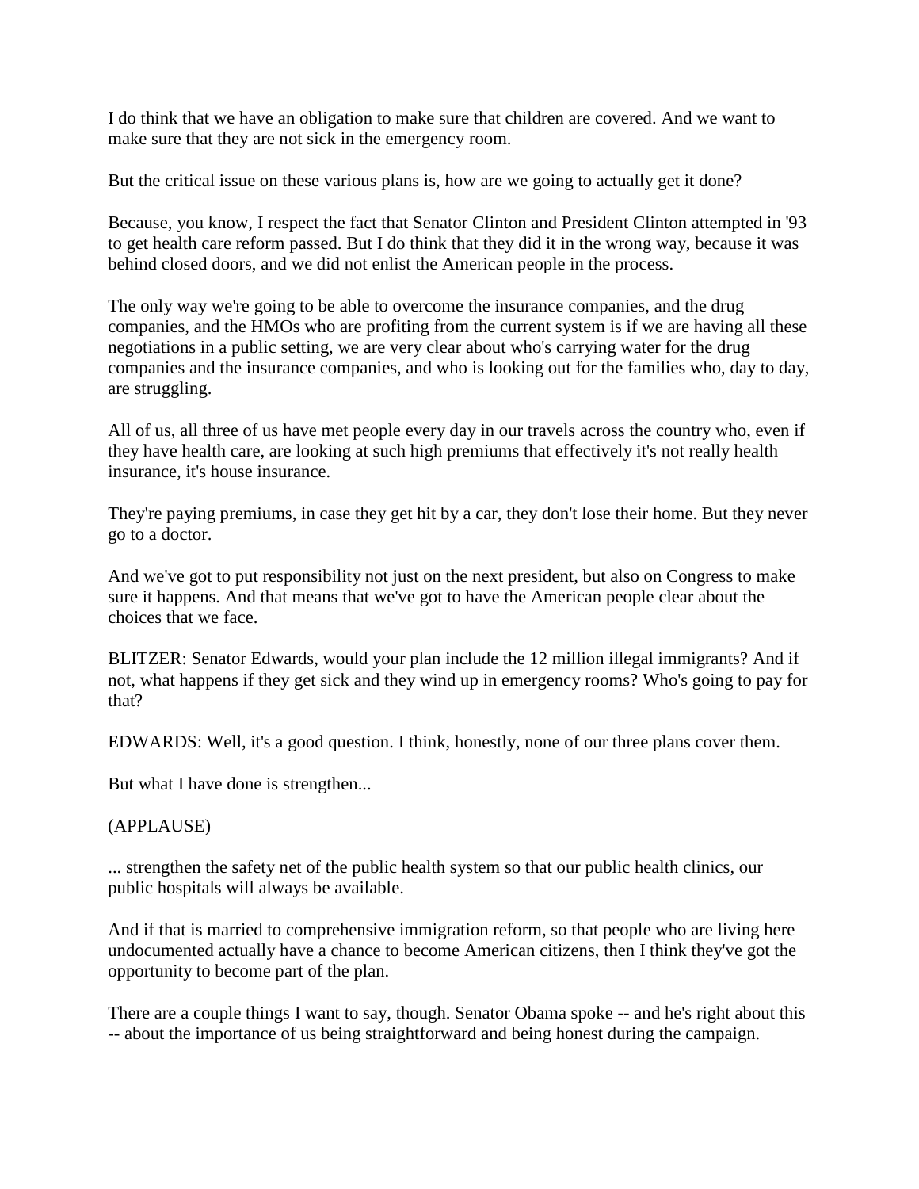I do think that we have an obligation to make sure that children are covered. And we want to make sure that they are not sick in the emergency room.

But the critical issue on these various plans is, how are we going to actually get it done?

Because, you know, I respect the fact that Senator Clinton and President Clinton attempted in '93 to get health care reform passed. But I do think that they did it in the wrong way, because it was behind closed doors, and we did not enlist the American people in the process.

The only way we're going to be able to overcome the insurance companies, and the drug companies, and the HMOs who are profiting from the current system is if we are having all these negotiations in a public setting, we are very clear about who's carrying water for the drug companies and the insurance companies, and who is looking out for the families who, day to day, are struggling.

All of us, all three of us have met people every day in our travels across the country who, even if they have health care, are looking at such high premiums that effectively it's not really health insurance, it's house insurance.

They're paying premiums, in case they get hit by a car, they don't lose their home. But they never go to a doctor.

And we've got to put responsibility not just on the next president, but also on Congress to make sure it happens. And that means that we've got to have the American people clear about the choices that we face.

BLITZER: Senator Edwards, would your plan include the 12 million illegal immigrants? And if not, what happens if they get sick and they wind up in emergency rooms? Who's going to pay for that?

EDWARDS: Well, it's a good question. I think, honestly, none of our three plans cover them.

But what I have done is strengthen...

(APPLAUSE)

... strengthen the safety net of the public health system so that our public health clinics, our public hospitals will always be available.

And if that is married to comprehensive immigration reform, so that people who are living here undocumented actually have a chance to become American citizens, then I think they've got the opportunity to become part of the plan.

There are a couple things I want to say, though. Senator Obama spoke -- and he's right about this -- about the importance of us being straightforward and being honest during the campaign.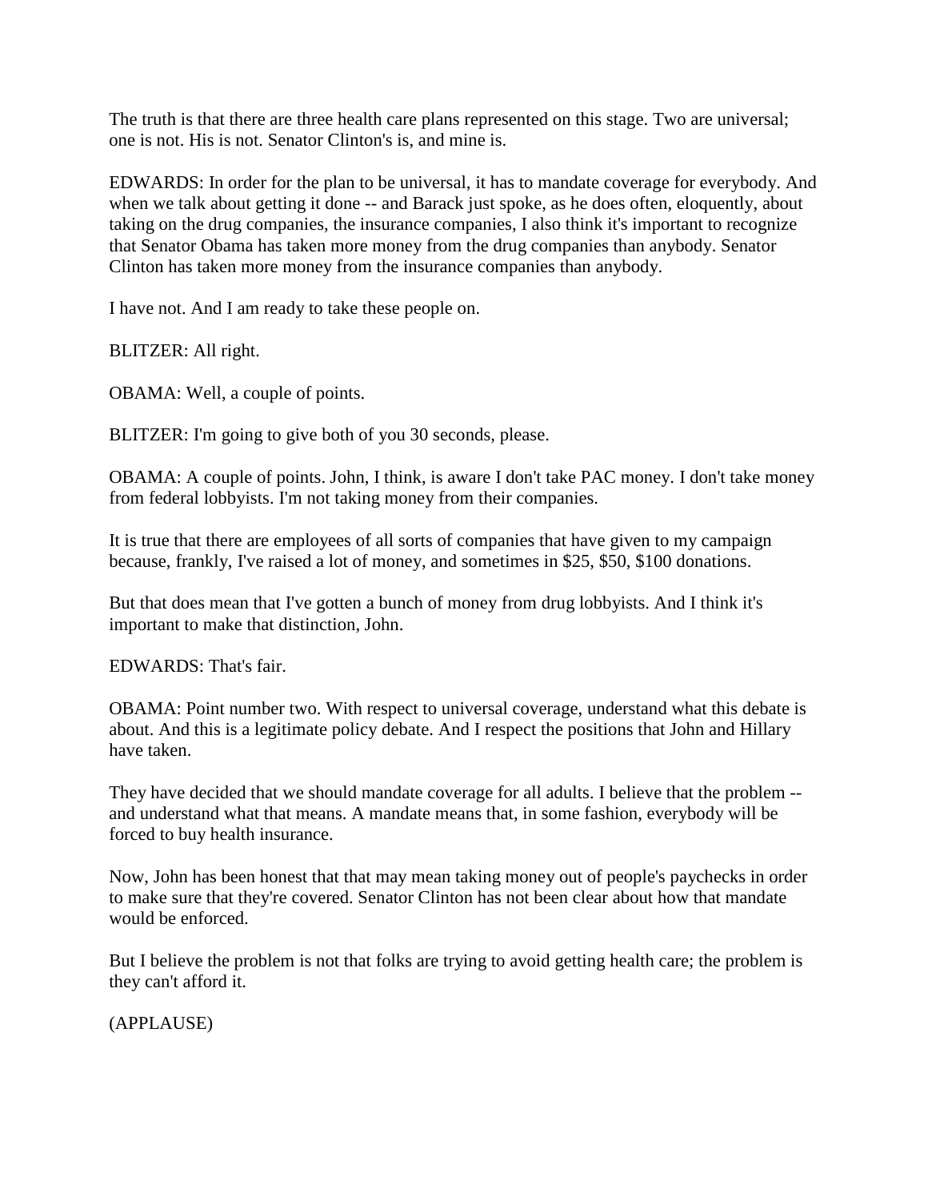The truth is that there are three health care plans represented on this stage. Two are universal; one is not. His is not. Senator Clinton's is, and mine is.

EDWARDS: In order for the plan to be universal, it has to mandate coverage for everybody. And when we talk about getting it done -- and Barack just spoke, as he does often, eloquently, about taking on the drug companies, the insurance companies, I also think it's important to recognize that Senator Obama has taken more money from the drug companies than anybody. Senator Clinton has taken more money from the insurance companies than anybody.

I have not. And I am ready to take these people on.

BLITZER: All right.

OBAMA: Well, a couple of points.

BLITZER: I'm going to give both of you 30 seconds, please.

OBAMA: A couple of points. John, I think, is aware I don't take PAC money. I don't take money from federal lobbyists. I'm not taking money from their companies.

It is true that there are employees of all sorts of companies that have given to my campaign because, frankly, I've raised a lot of money, and sometimes in $25, $50, $100 donations.

But that does mean that I've gotten a bunch of money from drug lobbyists. And I think it's important to make that distinction, John.

EDWARDS: That's fair.

OBAMA: Point number two. With respect to universal coverage, understand what this debate is about. And this is a legitimate policy debate. And I respect the positions that John and Hillary have taken.

They have decided that we should mandate coverage for all adults. I believe that the problem -- and understand what that means. A mandate means that, in some fashion, everybody will be forced to buy health insurance.

Now, John has been honest that that may mean taking money out of people's paychecks in order to make sure that they're covered. Senator Clinton has not been clear about how that mandate would be enforced.

But I believe the problem is not that folks are trying to avoid getting health care; the problem is they can't afford it.

(APPLAUSE)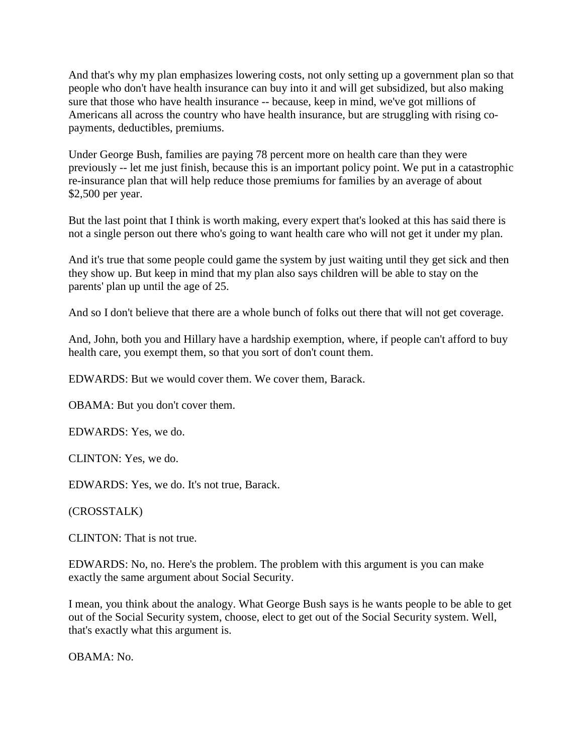And that's why my plan emphasizes lowering costs, not only setting up a government plan so that people who don't have health insurance can buy into it and will get subsidized, but also making sure that those who have health insurance -- because, keep in mind, we've got millions of Americans all across the country who have health insurance, but are struggling with rising co-payments, deductibles, premiums.

Under George Bush, families are paying 78 percent more on health care than they were previously -- let me just finish, because this is an important policy point. We put in a catastrophic re-insurance plan that will help reduce those premiums for families by an average of about $2,500 per year.

But the last point that I think is worth making, every expert that's looked at this has said there is not a single person out there who's going to want health care who will not get it under my plan.

And it's true that some people could game the system by just waiting until they get sick and then they show up. But keep in mind that my plan also says children will be able to stay on the parents' plan up until the age of 25.

And so I don't believe that there are a whole bunch of folks out there that will not get coverage.

And, John, both you and Hillary have a hardship exemption, where, if people can't afford to buy health care, you exempt them, so that you sort of don't count them.

EDWARDS: But we would cover them. We cover them, Barack.

OBAMA: But you don't cover them.

EDWARDS: Yes, we do.

CLINTON: Yes, we do.

EDWARDS: Yes, we do. It's not true, Barack.

(CROSSTALK)

CLINTON: That is not true.

EDWARDS: No, no. Here's the problem. The problem with this argument is you can make exactly the same argument about Social Security.

I mean, you think about the analogy. What George Bush says is he wants people to be able to get out of the Social Security system, choose, elect to get out of the Social Security system. Well, that's exactly what this argument is.

OBAMA: No.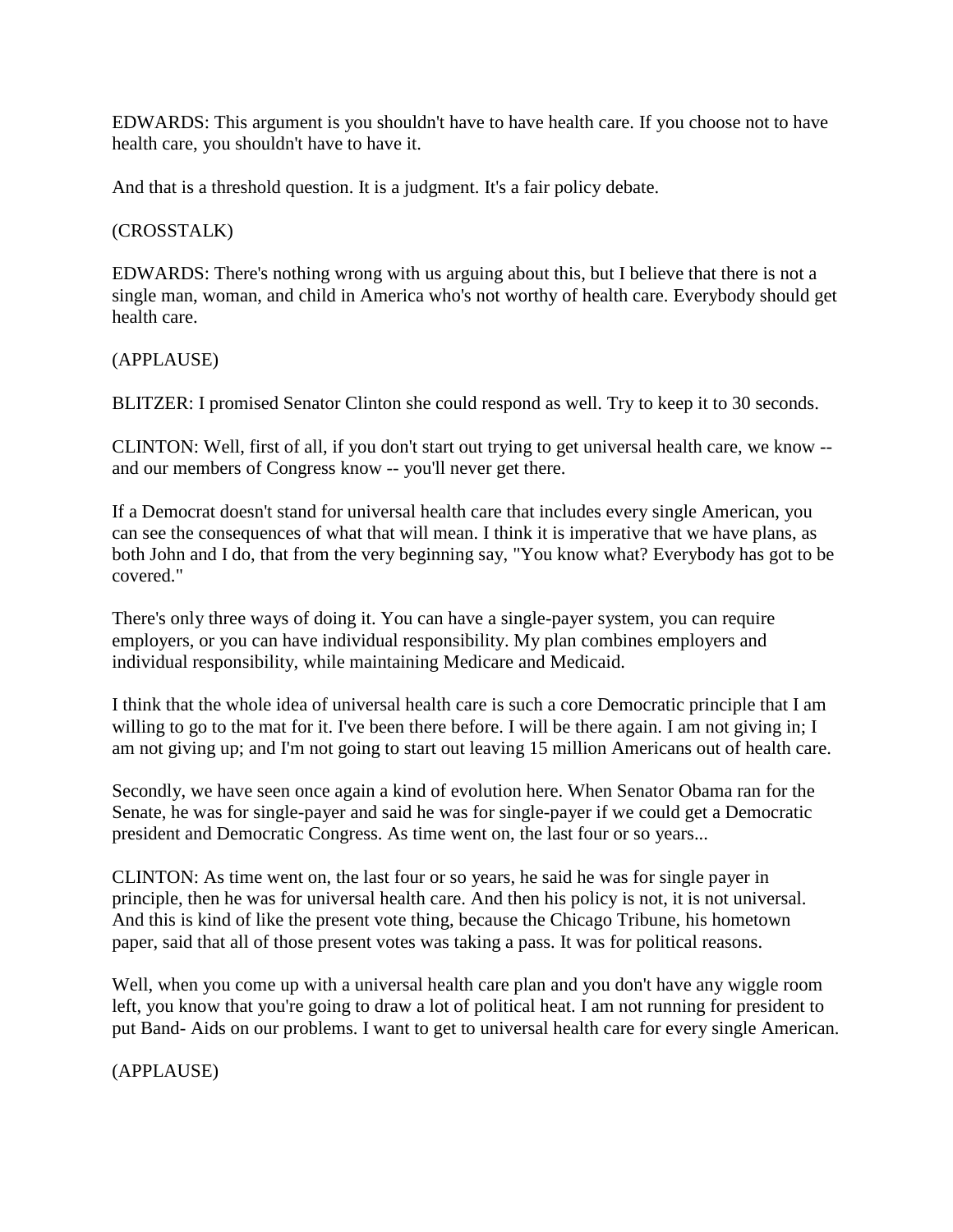EDWARDS: This argument is you shouldn't have to have health care. If you choose not to have health care, you shouldn't have to have it.

And that is a threshold question. It is a judgment. It's a fair policy debate.

(CROSSTALK)

EDWARDS: There's nothing wrong with us arguing about this, but I believe that there is not a single man, woman, and child in America who's not worthy of health care. Everybody should get health care.

(APPLAUSE)

BLITZER: I promised Senator Clinton she could respond as well. Try to keep it to 30 seconds.

CLINTON: Well, first of all, if you don't start out trying to get universal health care, we know -- and our members of Congress know -- you'll never get there.

If a Democrat doesn't stand for universal health care that includes every single American, you can see the consequences of what that will mean. I think it is imperative that we have plans, as both John and I do, that from the very beginning say, "You know what? Everybody has got to be covered."

There's only three ways of doing it. You can have a single-payer system, you can require employers, or you can have individual responsibility. My plan combines employers and individual responsibility, while maintaining Medicare and Medicaid.

I think that the whole idea of universal health care is such a core Democratic principle that I am willing to go to the mat for it. I've been there before. I will be there again. I am not giving in; I am not giving up; and I'm not going to start out leaving 15 million Americans out of health care.

Secondly, we have seen once again a kind of evolution here. When Senator Obama ran for the Senate, he was for single-payer and said he was for single-payer if we could get a Democratic president and Democratic Congress. As time went on, the last four or so years...

CLINTON: As time went on, the last four or so years, he said he was for single payer in principle, then he was for universal health care. And then his policy is not, it is not universal. And this is kind of like the present vote thing, because the Chicago Tribune, his hometown paper, said that all of those present votes was taking a pass. It was for political reasons.

Well, when you come up with a universal health care plan and you don't have any wiggle room left, you know that you're going to draw a lot of political heat. I am not running for president to put Band- Aids on our problems. I want to get to universal health care for every single American.

(APPLAUSE)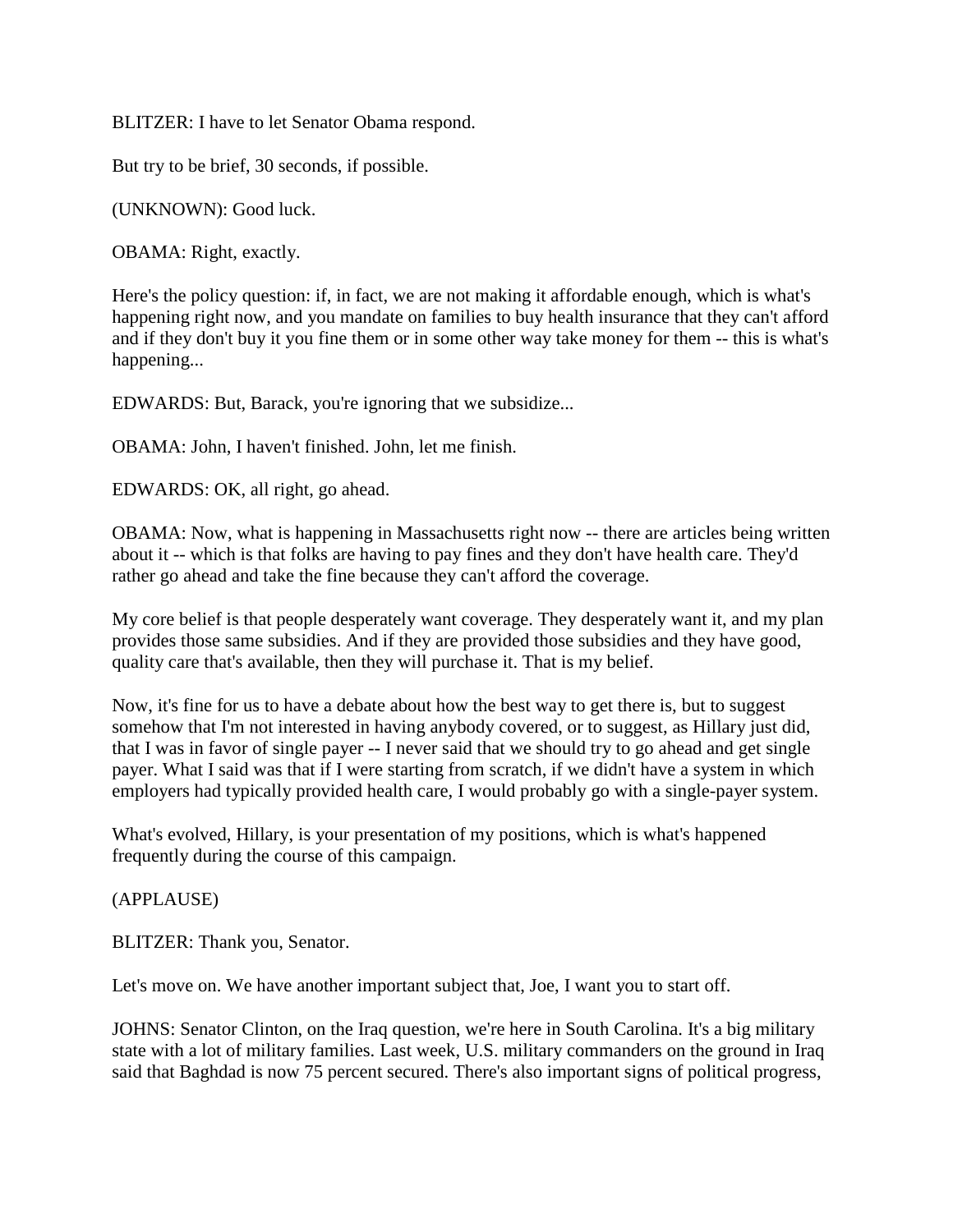BLITZER: I have to let Senator Obama respond.

But try to be brief, 30 seconds, if possible.

(UNKNOWN): Good luck.

OBAMA: Right, exactly.

Here's the policy question: if, in fact, we are not making it affordable enough, which is what's happening right now, and you mandate on families to buy health insurance that they can't afford and if they don't buy it you fine them or in some other way take money for them -- this is what's happening...

EDWARDS: But, Barack, you're ignoring that we subsidize...

OBAMA: John, I haven't finished. John, let me finish.

EDWARDS: OK, all right, go ahead.

OBAMA: Now, what is happening in Massachusetts right now -- there are articles being written about it -- which is that folks are having to pay fines and they don't have health care. They'd rather go ahead and take the fine because they can't afford the coverage.

My core belief is that people desperately want coverage. They desperately want it, and my plan provides those same subsidies. And if they are provided those subsidies and they have good, quality care that's available, then they will purchase it. That is my belief.

Now, it's fine for us to have a debate about how the best way to get there is, but to suggest somehow that I'm not interested in having anybody covered, or to suggest, as Hillary just did, that I was in favor of single payer -- I never said that we should try to go ahead and get single payer. What I said was that if I were starting from scratch, if we didn't have a system in which employers had typically provided health care, I would probably go with a single-payer system.

What's evolved, Hillary, is your presentation of my positions, which is what's happened frequently during the course of this campaign.

(APPLAUSE)

BLITZER: Thank you, Senator.

Let's move on. We have another important subject that, Joe, I want you to start off.

JOHNS: Senator Clinton, on the Iraq question, we're here in South Carolina. It's a big military state with a lot of military families. Last week, U.S. military commanders on the ground in Iraq said that Baghdad is now 75 percent secured. There's also important signs of political progress,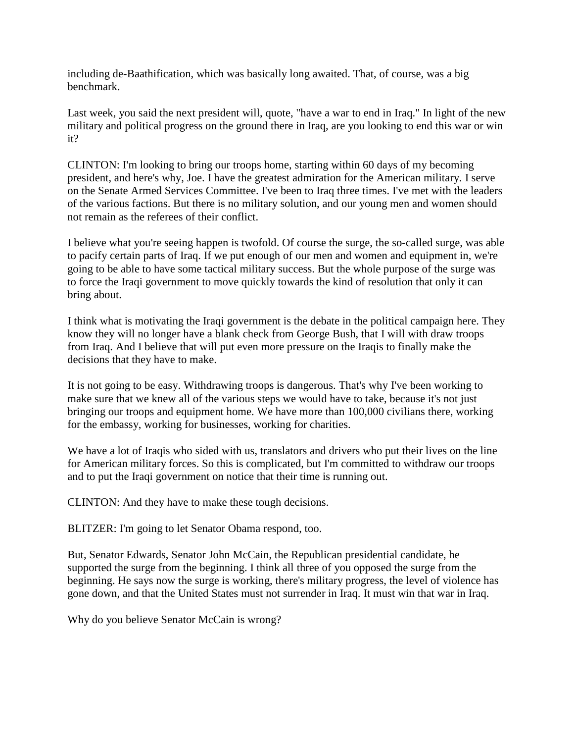including de-Baathification, which was basically long awaited. That, of course, was a big benchmark.

Last week, you said the next president will, quote, "have a war to end in Iraq." In light of the new military and political progress on the ground there in Iraq, are you looking to end this war or win it?

CLINTON: I'm looking to bring our troops home, starting within 60 days of my becoming president, and here's why, Joe. I have the greatest admiration for the American military. I serve on the Senate Armed Services Committee. I've been to Iraq three times. I've met with the leaders of the various factions. But there is no military solution, and our young men and women should not remain as the referees of their conflict.

I believe what you're seeing happen is twofold. Of course the surge, the so-called surge, was able to pacify certain parts of Iraq. If we put enough of our men and women and equipment in, we're going to be able to have some tactical military success. But the whole purpose of the surge was to force the Iraqi government to move quickly towards the kind of resolution that only it can bring about.

I think what is motivating the Iraqi government is the debate in the political campaign here. They know they will no longer have a blank check from George Bush, that I will with draw troops from Iraq. And I believe that will put even more pressure on the Iraqis to finally make the decisions that they have to make.

It is not going to be easy. Withdrawing troops is dangerous. That's why I've been working to make sure that we knew all of the various steps we would have to take, because it's not just bringing our troops and equipment home. We have more than 100,000 civilians there, working for the embassy, working for businesses, working for charities.

We have a lot of Iraqis who sided with us, translators and drivers who put their lives on the line for American military forces. So this is complicated, but I'm committed to withdraw our troops and to put the Iraqi government on notice that their time is running out.

CLINTON: And they have to make these tough decisions.

BLITZER: I'm going to let Senator Obama respond, too.

But, Senator Edwards, Senator John McCain, the Republican presidential candidate, he supported the surge from the beginning. I think all three of you opposed the surge from the beginning. He says now the surge is working, there's military progress, the level of violence has gone down, and that the United States must not surrender in Iraq. It must win that war in Iraq.

Why do you believe Senator McCain is wrong?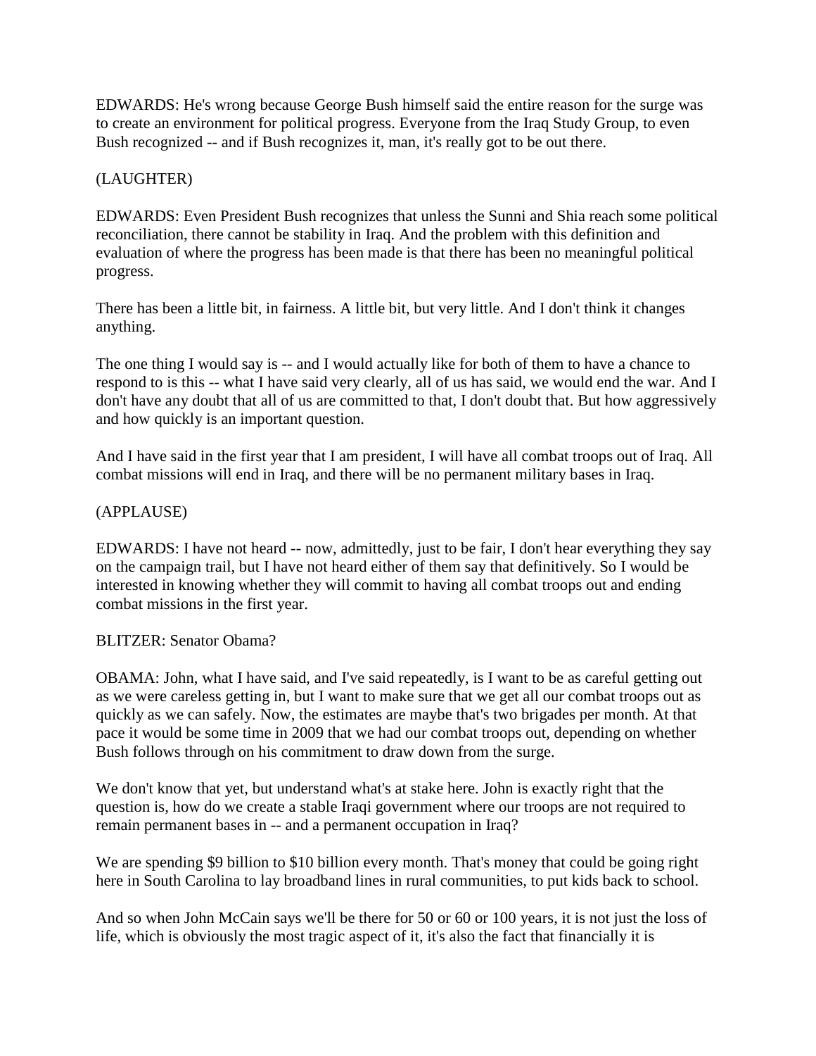EDWARDS: He's wrong because George Bush himself said the entire reason for the surge was to create an environment for political progress. Everyone from the Iraq Study Group, to even Bush recognized -- and if Bush recognizes it, man, it's really got to be out there.

(LAUGHTER)

EDWARDS: Even President Bush recognizes that unless the Sunni and Shia reach some political reconciliation, there cannot be stability in Iraq. And the problem with this definition and evaluation of where the progress has been made is that there has been no meaningful political progress.

There has been a little bit, in fairness. A little bit, but very little. And I don't think it changes anything.

The one thing I would say is -- and I would actually like for both of them to have a chance to respond to is this -- what I have said very clearly, all of us has said, we would end the war. And I don't have any doubt that all of us are committed to that, I don't doubt that. But how aggressively and how quickly is an important question.

And I have said in the first year that I am president, I will have all combat troops out of Iraq. All combat missions will end in Iraq, and there will be no permanent military bases in Iraq.

(APPLAUSE)

EDWARDS: I have not heard -- now, admittedly, just to be fair, I don't hear everything they say on the campaign trail, but I have not heard either of them say that definitively. So I would be interested in knowing whether they will commit to having all combat troops out and ending combat missions in the first year.

BLITZER: Senator Obama?

OBAMA: John, what I have said, and I've said repeatedly, is I want to be as careful getting out as we were careless getting in, but I want to make sure that we get all our combat troops out as quickly as we can safely. Now, the estimates are maybe that's two brigades per month. At that pace it would be some time in 2009 that we had our combat troops out, depending on whether Bush follows through on his commitment to draw down from the surge.

We don't know that yet, but understand what's at stake here. John is exactly right that the question is, how do we create a stable Iraqi government where our troops are not required to remain permanent bases in -- and a permanent occupation in Iraq?

We are spending $9 billion to $10 billion every month. That's money that could be going right here in South Carolina to lay broadband lines in rural communities, to put kids back to school.

And so when John McCain says we'll be there for 50 or 60 or 100 years, it is not just the loss of life, which is obviously the most tragic aspect of it, it's also the fact that financially it is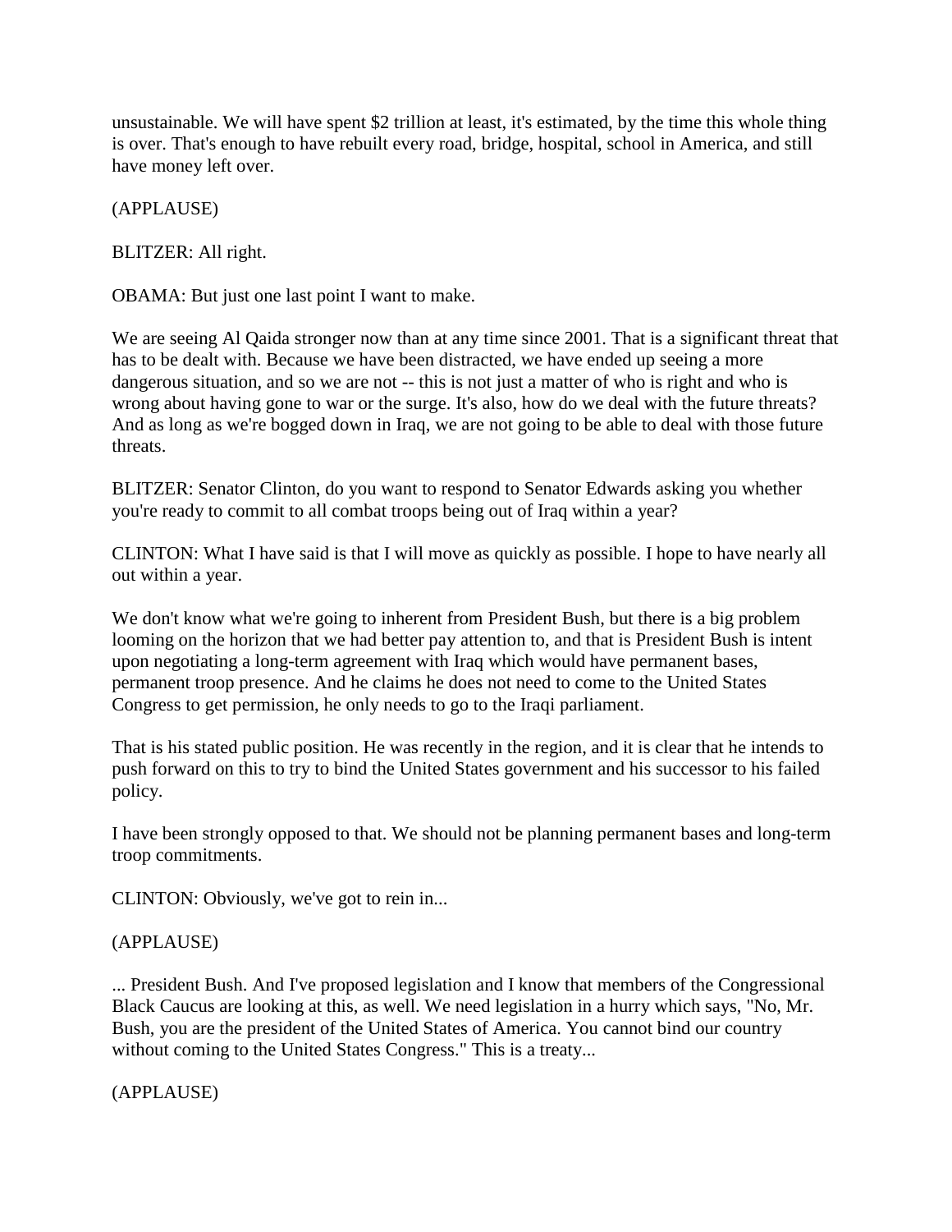unsustainable. We will have spent $2 trillion at least, it's estimated, by the time this whole thing is over. That's enough to have rebuilt every road, bridge, hospital, school in America, and still have money left over.

(APPLAUSE)

BLITZER: All right.

OBAMA: But just one last point I want to make.

We are seeing Al Qaida stronger now than at any time since 2001. That is a significant threat that has to be dealt with. Because we have been distracted, we have ended up seeing a more dangerous situation, and so we are not -- this is not just a matter of who is right and who is wrong about having gone to war or the surge. It's also, how do we deal with the future threats? And as long as we're bogged down in Iraq, we are not going to be able to deal with those future threats.

BLITZER: Senator Clinton, do you want to respond to Senator Edwards asking you whether you're ready to commit to all combat troops being out of Iraq within a year?

CLINTON: What I have said is that I will move as quickly as possible. I hope to have nearly all out within a year.

We don't know what we're going to inherent from President Bush, but there is a big problem looming on the horizon that we had better pay attention to, and that is President Bush is intent upon negotiating a long-term agreement with Iraq which would have permanent bases, permanent troop presence. And he claims he does not need to come to the United States Congress to get permission, he only needs to go to the Iraqi parliament.

That is his stated public position. He was recently in the region, and it is clear that he intends to push forward on this to try to bind the United States government and his successor to his failed policy.

I have been strongly opposed to that. We should not be planning permanent bases and long-term troop commitments.

CLINTON: Obviously, we've got to rein in...

(APPLAUSE)

... President Bush. And I've proposed legislation and I know that members of the Congressional Black Caucus are looking at this, as well. We need legislation in a hurry which says, "No, Mr. Bush, you are the president of the United States of America. You cannot bind our country without coming to the United States Congress." This is a treaty...

(APPLAUSE)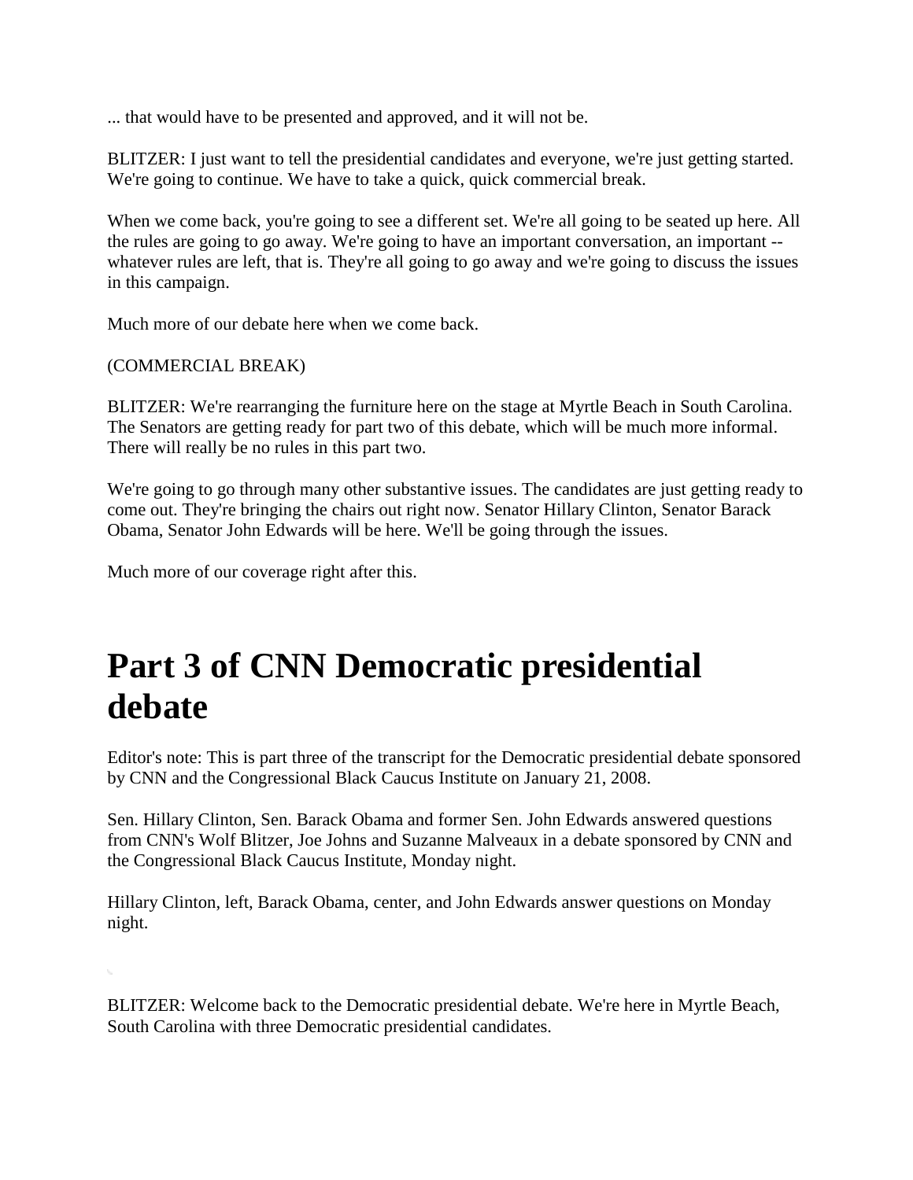... that would have to be presented and approved, and it will not be.

BLITZER: I just want to tell the presidential candidates and everyone, we're just getting started. We're going to continue. We have to take a quick, quick commercial break.

When we come back, you're going to see a different set. We're all going to be seated up here. All the rules are going to go away. We're going to have an important conversation, an important -- whatever rules are left, that is. They're all going to go away and we're going to discuss the issues in this campaign.

Much more of our debate here when we come back.

(COMMERCIAL BREAK)

BLITZER: We're rearranging the furniture here on the stage at Myrtle Beach in South Carolina. The Senators are getting ready for part two of this debate, which will be much more informal. There will really be no rules in this part two.

We're going to go through many other substantive issues. The candidates are just getting ready to come out. They're bringing the chairs out right now. Senator Hillary Clinton, Senator Barack Obama, Senator John Edwards will be here. We'll be going through the issues.

Much more of our coverage right after this.

# Part 3 of CNN Democratic presidential debate

Editor's note: This is part three of the transcript for the Democratic presidential debate sponsored by CNN and the Congressional Black Caucus Institute on January 21, 2008.

Sen. Hillary Clinton, Sen. Barack Obama and former Sen. John Edwards answered questions from CNN's Wolf Blitzer, Joe Johns and Suzanne Malveaux in a debate sponsored by CNN and the Congressional Black Caucus Institute, Monday night.

Hillary Clinton, left, Barack Obama, center, and John Edwards answer questions on Monday night.

BLITZER: Welcome back to the Democratic presidential debate. We're here in Myrtle Beach, South Carolina with three Democratic presidential candidates.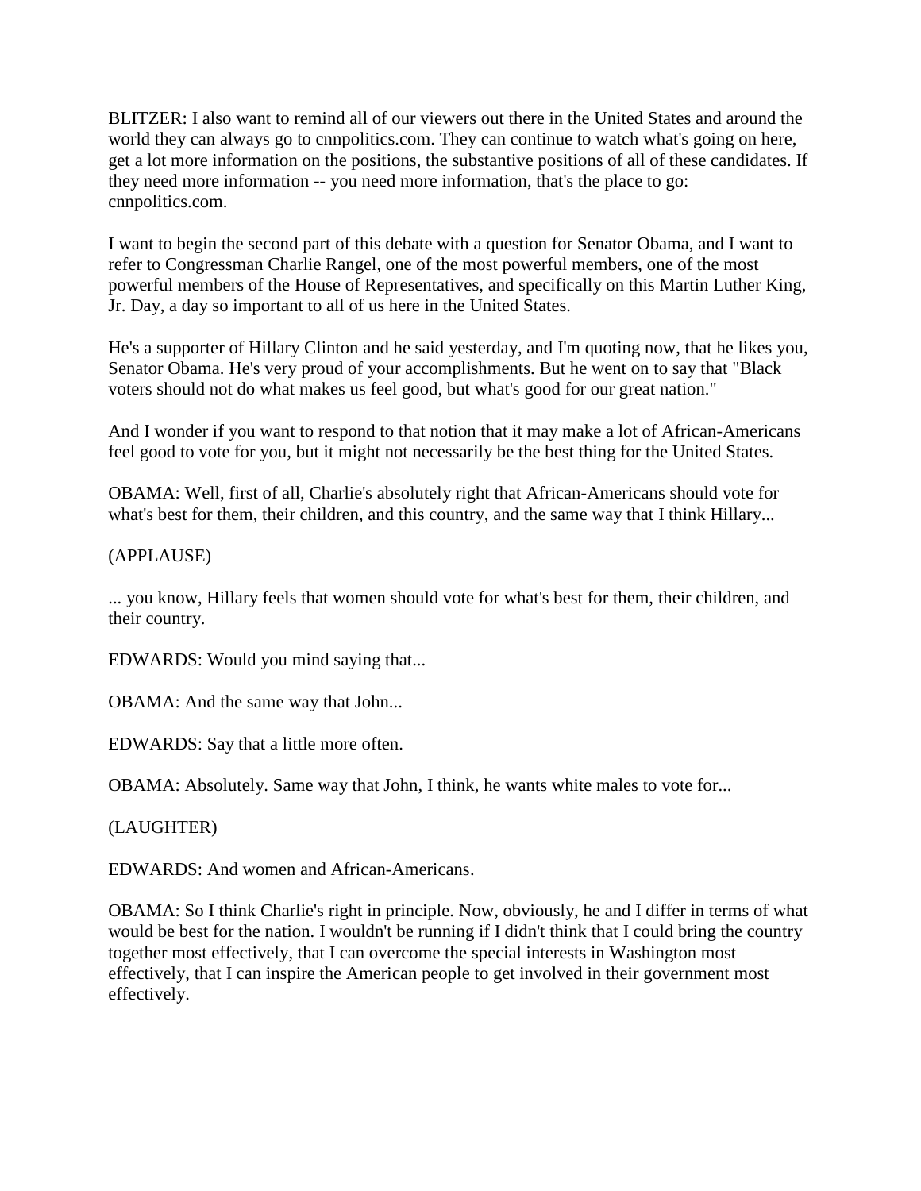BLITZER: I also want to remind all of our viewers out there in the United States and around the world they can always go to cnnpolitics.com. They can continue to watch what's going on here, get a lot more information on the positions, the substantive positions of all of these candidates. If they need more information -- you need more information, that's the place to go: cnnpolitics.com.

I want to begin the second part of this debate with a question for Senator Obama, and I want to refer to Congressman Charlie Rangel, one of the most powerful members, one of the most powerful members of the House of Representatives, and specifically on this Martin Luther King, Jr. Day, a day so important to all of us here in the United States.

He's a supporter of Hillary Clinton and he said yesterday, and I'm quoting now, that he likes you, Senator Obama. He's very proud of your accomplishments. But he went on to say that "Black voters should not do what makes us feel good, but what's good for our great nation."

And I wonder if you want to respond to that notion that it may make a lot of African-Americans feel good to vote for you, but it might not necessarily be the best thing for the United States.

OBAMA: Well, first of all, Charlie's absolutely right that African-Americans should vote for what's best for them, their children, and this country, and the same way that I think Hillary...

(APPLAUSE)

... you know, Hillary feels that women should vote for what's best for them, their children, and their country.

EDWARDS: Would you mind saying that...

OBAMA: And the same way that John...

EDWARDS: Say that a little more often.

OBAMA: Absolutely. Same way that John, I think, he wants white males to vote for...

(LAUGHTER)

EDWARDS: And women and African-Americans.

OBAMA: So I think Charlie's right in principle. Now, obviously, he and I differ in terms of what would be best for the nation. I wouldn't be running if I didn't think that I could bring the country together most effectively, that I can overcome the special interests in Washington most effectively, that I can inspire the American people to get involved in their government most effectively.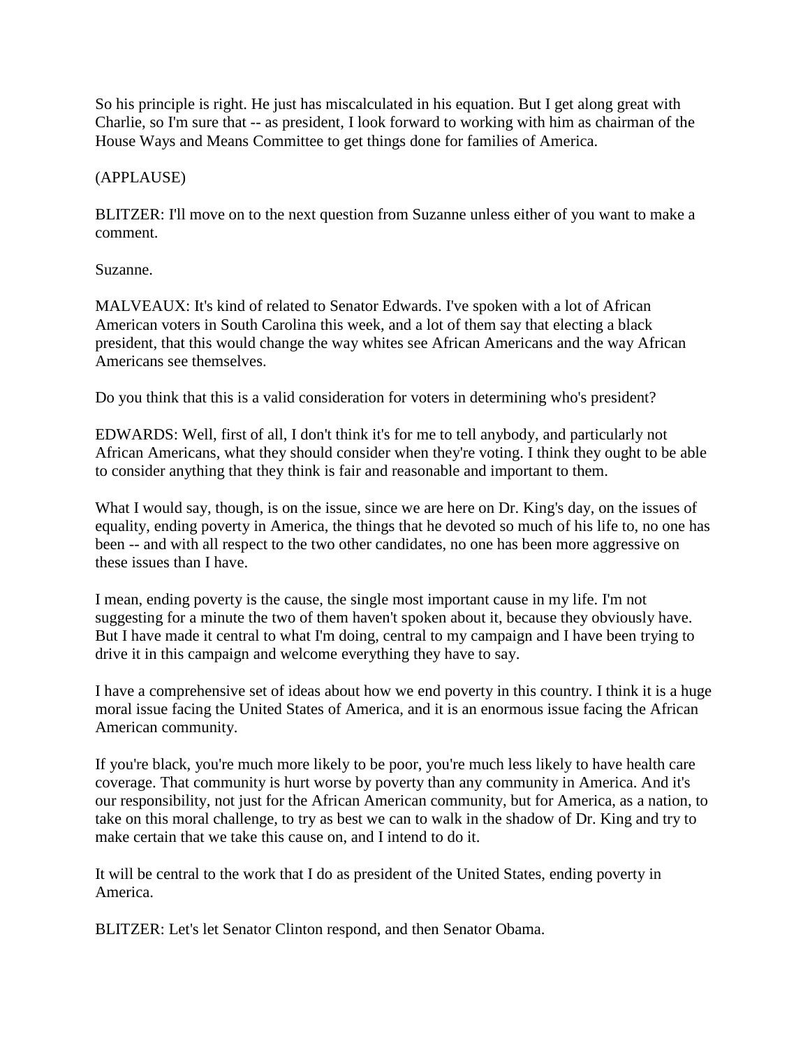So his principle is right. He just has miscalculated in his equation. But I get along great with Charlie, so I'm sure that -- as president, I look forward to working with him as chairman of the House Ways and Means Committee to get things done for families of America.

(APPLAUSE)

BLITZER: I'll move on to the next question from Suzanne unless either of you want to make a comment.

Suzanne.

MALVEAUX: It's kind of related to Senator Edwards. I've spoken with a lot of African American voters in South Carolina this week, and a lot of them say that electing a black president, that this would change the way whites see African Americans and the way African Americans see themselves.

Do you think that this is a valid consideration for voters in determining who's president?

EDWARDS: Well, first of all, I don't think it's for me to tell anybody, and particularly not African Americans, what they should consider when they're voting. I think they ought to be able to consider anything that they think is fair and reasonable and important to them.

What I would say, though, is on the issue, since we are here on Dr. King's day, on the issues of equality, ending poverty in America, the things that he devoted so much of his life to, no one has been -- and with all respect to the two other candidates, no one has been more aggressive on these issues than I have.

I mean, ending poverty is the cause, the single most important cause in my life. I'm not suggesting for a minute the two of them haven't spoken about it, because they obviously have. But I have made it central to what I'm doing, central to my campaign and I have been trying to drive it in this campaign and welcome everything they have to say.

I have a comprehensive set of ideas about how we end poverty in this country. I think it is a huge moral issue facing the United States of America, and it is an enormous issue facing the African American community.

If you're black, you're much more likely to be poor, you're much less likely to have health care coverage. That community is hurt worse by poverty than any community in America. And it's our responsibility, not just for the African American community, but for America, as a nation, to take on this moral challenge, to try as best we can to walk in the shadow of Dr. King and try to make certain that we take this cause on, and I intend to do it.

It will be central to the work that I do as president of the United States, ending poverty in America.

BLITZER: Let's let Senator Clinton respond, and then Senator Obama.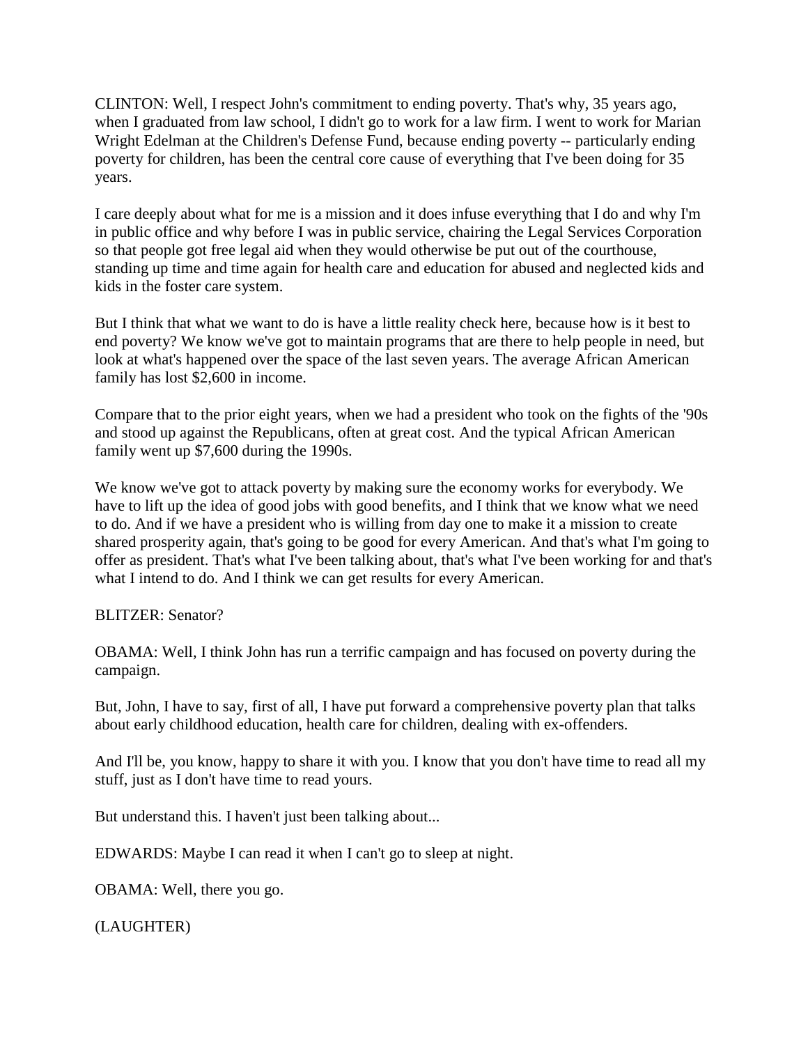CLINTON: Well, I respect John's commitment to ending poverty. That's why, 35 years ago, when I graduated from law school, I didn't go to work for a law firm. I went to work for Marian Wright Edelman at the Children's Defense Fund, because ending poverty -- particularly ending poverty for children, has been the central core cause of everything that I've been doing for 35 years.

I care deeply about what for me is a mission and it does infuse everything that I do and why I'm in public office and why before I was in public service, chairing the Legal Services Corporation so that people got free legal aid when they would otherwise be put out of the courthouse, standing up time and time again for health care and education for abused and neglected kids and kids in the foster care system.

But I think that what we want to do is have a little reality check here, because how is it best to end poverty? We know we've got to maintain programs that are there to help people in need, but look at what's happened over the space of the last seven years. The average African American family has lost $2,600 in income.

Compare that to the prior eight years, when we had a president who took on the fights of the '90s and stood up against the Republicans, often at great cost. And the typical African American family went up $7,600 during the 1990s.

We know we've got to attack poverty by making sure the economy works for everybody. We have to lift up the idea of good jobs with good benefits, and I think that we know what we need to do. And if we have a president who is willing from day one to make it a mission to create shared prosperity again, that's going to be good for every American. And that's what I'm going to offer as president. That's what I've been talking about, that's what I've been working for and that's what I intend to do. And I think we can get results for every American.

BLITZER: Senator?

OBAMA: Well, I think John has run a terrific campaign and has focused on poverty during the campaign.

But, John, I have to say, first of all, I have put forward a comprehensive poverty plan that talks about early childhood education, health care for children, dealing with ex-offenders.

And I'll be, you know, happy to share it with you. I know that you don't have time to read all my stuff, just as I don't have time to read yours.

But understand this. I haven't just been talking about...

EDWARDS: Maybe I can read it when I can't go to sleep at night.

OBAMA: Well, there you go.

(LAUGHTER)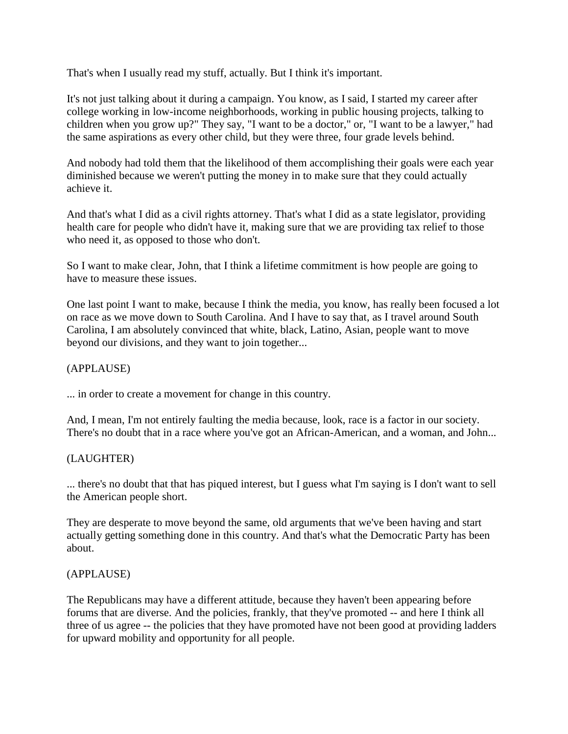That's when I usually read my stuff, actually. But I think it's important.

It's not just talking about it during a campaign. You know, as I said, I started my career after college working in low-income neighborhoods, working in public housing projects, talking to children when you grow up?" They say, "I want to be a doctor," or, "I want to be a lawyer," had the same aspirations as every other child, but they were three, four grade levels behind.

And nobody had told them that the likelihood of them accomplishing their goals were each year diminished because we weren't putting the money in to make sure that they could actually achieve it.

And that's what I did as a civil rights attorney. That's what I did as a state legislator, providing health care for people who didn't have it, making sure that we are providing tax relief to those who need it, as opposed to those who don't.

So I want to make clear, John, that I think a lifetime commitment is how people are going to have to measure these issues.

One last point I want to make, because I think the media, you know, has really been focused a lot on race as we move down to South Carolina. And I have to say that, as I travel around South Carolina, I am absolutely convinced that white, black, Latino, Asian, people want to move beyond our divisions, and they want to join together...

(APPLAUSE)

... in order to create a movement for change in this country.

And, I mean, I'm not entirely faulting the media because, look, race is a factor in our society. There's no doubt that in a race where you've got an African-American, and a woman, and John...

(LAUGHTER)

... there's no doubt that that has piqued interest, but I guess what I'm saying is I don't want to sell the American people short.

They are desperate to move beyond the same, old arguments that we've been having and start actually getting something done in this country. And that's what the Democratic Party has been about.

(APPLAUSE)

The Republicans may have a different attitude, because they haven't been appearing before forums that are diverse. And the policies, frankly, that they've promoted -- and here I think all three of us agree -- the policies that they have promoted have not been good at providing ladders for upward mobility and opportunity for all people.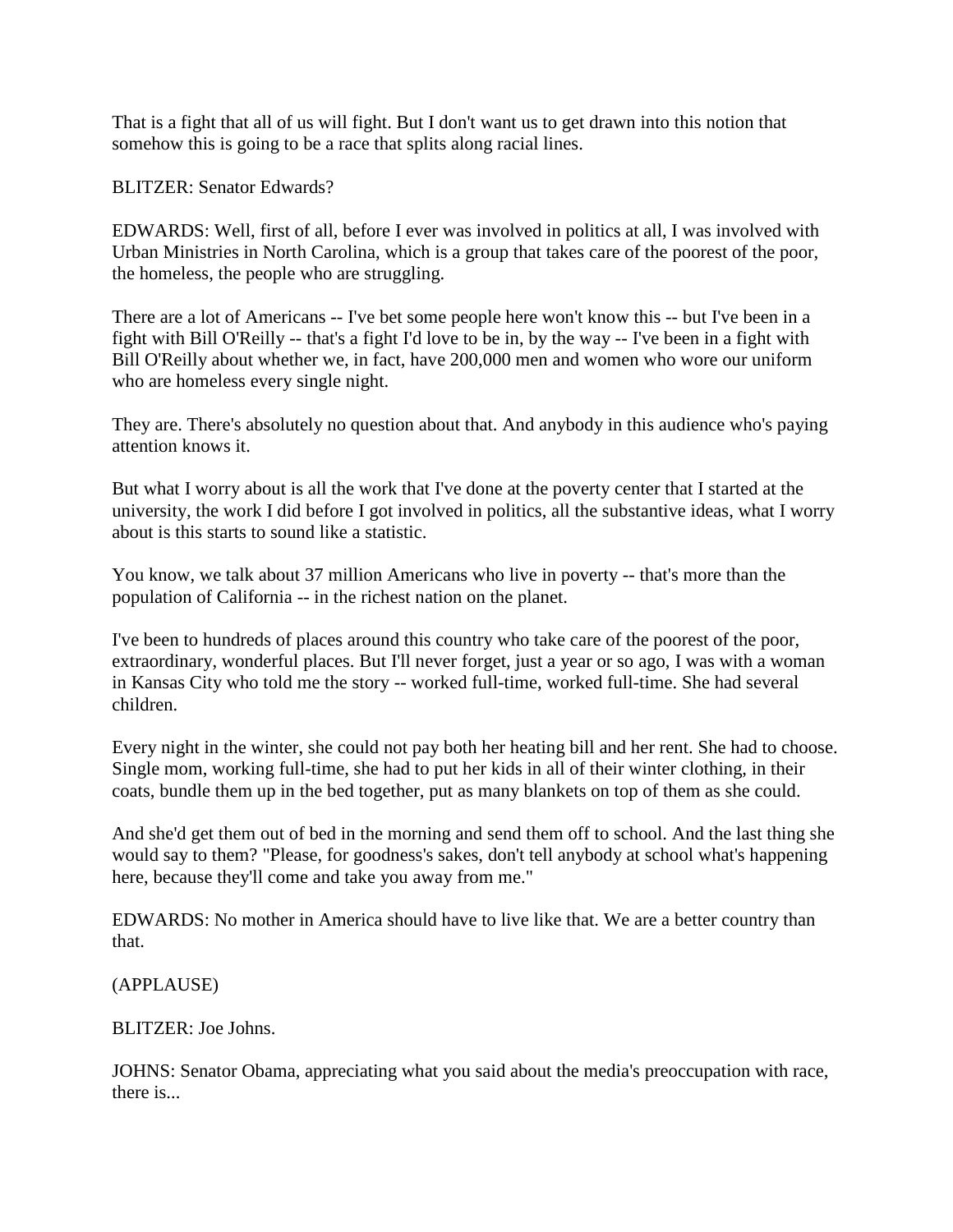That is a fight that all of us will fight. But I don't want us to get drawn into this notion that somehow this is going to be a race that splits along racial lines.

BLITZER: Senator Edwards?

EDWARDS: Well, first of all, before I ever was involved in politics at all, I was involved with Urban Ministries in North Carolina, which is a group that takes care of the poorest of the poor, the homeless, the people who are struggling.

There are a lot of Americans -- I've bet some people here won't know this -- but I've been in a fight with Bill O'Reilly -- that's a fight I'd love to be in, by the way -- I've been in a fight with Bill O'Reilly about whether we, in fact, have 200,000 men and women who wore our uniform who are homeless every single night.

They are. There's absolutely no question about that. And anybody in this audience who's paying attention knows it.

But what I worry about is all the work that I've done at the poverty center that I started at the university, the work I did before I got involved in politics, all the substantive ideas, what I worry about is this starts to sound like a statistic.

You know, we talk about 37 million Americans who live in poverty -- that's more than the population of California -- in the richest nation on the planet.

I've been to hundreds of places around this country who take care of the poorest of the poor, extraordinary, wonderful places. But I'll never forget, just a year or so ago, I was with a woman in Kansas City who told me the story -- worked full-time, worked full-time. She had several children.

Every night in the winter, she could not pay both her heating bill and her rent. She had to choose. Single mom, working full-time, she had to put her kids in all of their winter clothing, in their coats, bundle them up in the bed together, put as many blankets on top of them as she could.

And she'd get them out of bed in the morning and send them off to school. And the last thing she would say to them? "Please, for goodness's sakes, don't tell anybody at school what's happening here, because they'll come and take you away from me."

EDWARDS: No mother in America should have to live like that. We are a better country than that.

(APPLAUSE)

BLITZER: Joe Johns.

JOHNS: Senator Obama, appreciating what you said about the media's preoccupation with race, there is...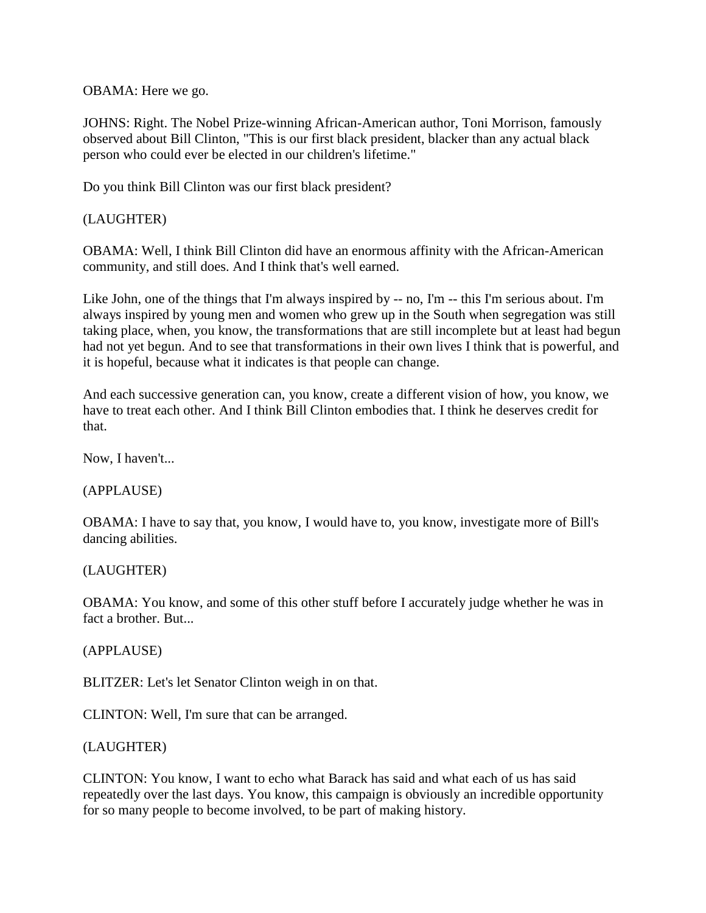OBAMA: Here we go.

JOHNS: Right. The Nobel Prize-winning African-American author, Toni Morrison, famously observed about Bill Clinton, "This is our first black president, blacker than any actual black person who could ever be elected in our children's lifetime."

Do you think Bill Clinton was our first black president?

(LAUGHTER)

OBAMA: Well, I think Bill Clinton did have an enormous affinity with the African-American community, and still does. And I think that's well earned.

Like John, one of the things that I'm always inspired by -- no, I'm -- this I'm serious about. I'm always inspired by young men and women who grew up in the South when segregation was still taking place, when, you know, the transformations that are still incomplete but at least had begun had not yet begun. And to see that transformations in their own lives I think that is powerful, and it is hopeful, because what it indicates is that people can change.

And each successive generation can, you know, create a different vision of how, you know, we have to treat each other. And I think Bill Clinton embodies that. I think he deserves credit for that.

Now, I haven't...

(APPLAUSE)

OBAMA: I have to say that, you know, I would have to, you know, investigate more of Bill's dancing abilities.

(LAUGHTER)

OBAMA: You know, and some of this other stuff before I accurately judge whether he was in fact a brother. But...

(APPLAUSE)

BLITZER: Let's let Senator Clinton weigh in on that.

CLINTON: Well, I'm sure that can be arranged.

(LAUGHTER)

CLINTON: You know, I want to echo what Barack has said and what each of us has said repeatedly over the last days. You know, this campaign is obviously an incredible opportunity for so many people to become involved, to be part of making history.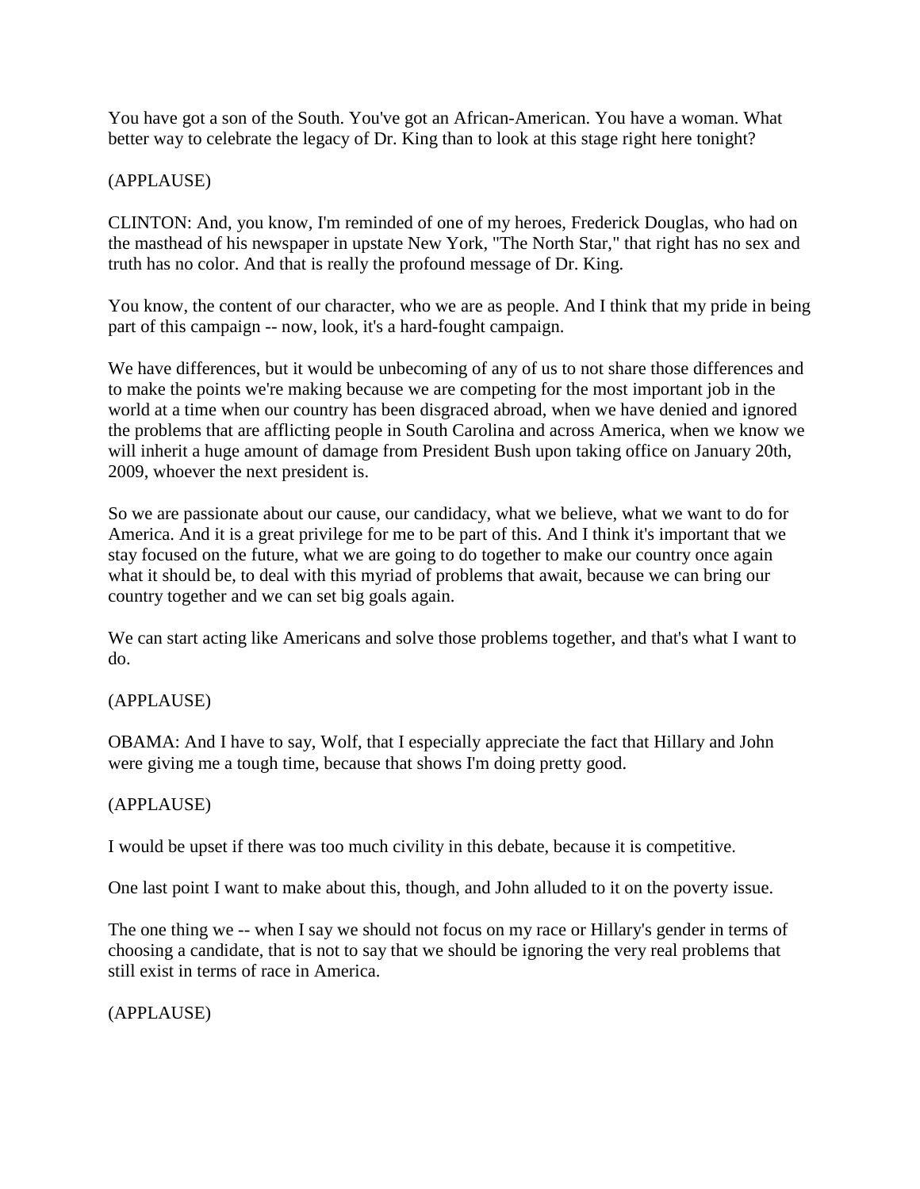You have got a son of the South. You've got an African-American. You have a woman. What better way to celebrate the legacy of Dr. King than to look at this stage right here tonight?

(APPLAUSE)

CLINTON: And, you know, I'm reminded of one of my heroes, Frederick Douglas, who had on the masthead of his newspaper in upstate New York, "The North Star," that right has no sex and truth has no color. And that is really the profound message of Dr. King.

You know, the content of our character, who we are as people. And I think that my pride in being part of this campaign -- now, look, it's a hard-fought campaign.

We have differences, but it would be unbecoming of any of us to not share those differences and to make the points we're making because we are competing for the most important job in the world at a time when our country has been disgraced abroad, when we have denied and ignored the problems that are afflicting people in South Carolina and across America, when we know we will inherit a huge amount of damage from President Bush upon taking office on January 20th, 2009, whoever the next president is.

So we are passionate about our cause, our candidacy, what we believe, what we want to do for America. And it is a great privilege for me to be part of this. And I think it's important that we stay focused on the future, what we are going to do together to make our country once again what it should be, to deal with this myriad of problems that await, because we can bring our country together and we can set big goals again.

We can start acting like Americans and solve those problems together, and that's what I want to do.

(APPLAUSE)

OBAMA: And I have to say, Wolf, that I especially appreciate the fact that Hillary and John were giving me a tough time, because that shows I'm doing pretty good.

(APPLAUSE)

I would be upset if there was too much civility in this debate, because it is competitive.

One last point I want to make about this, though, and John alluded to it on the poverty issue.

The one thing we -- when I say we should not focus on my race or Hillary's gender in terms of choosing a candidate, that is not to say that we should be ignoring the very real problems that still exist in terms of race in America.

(APPLAUSE)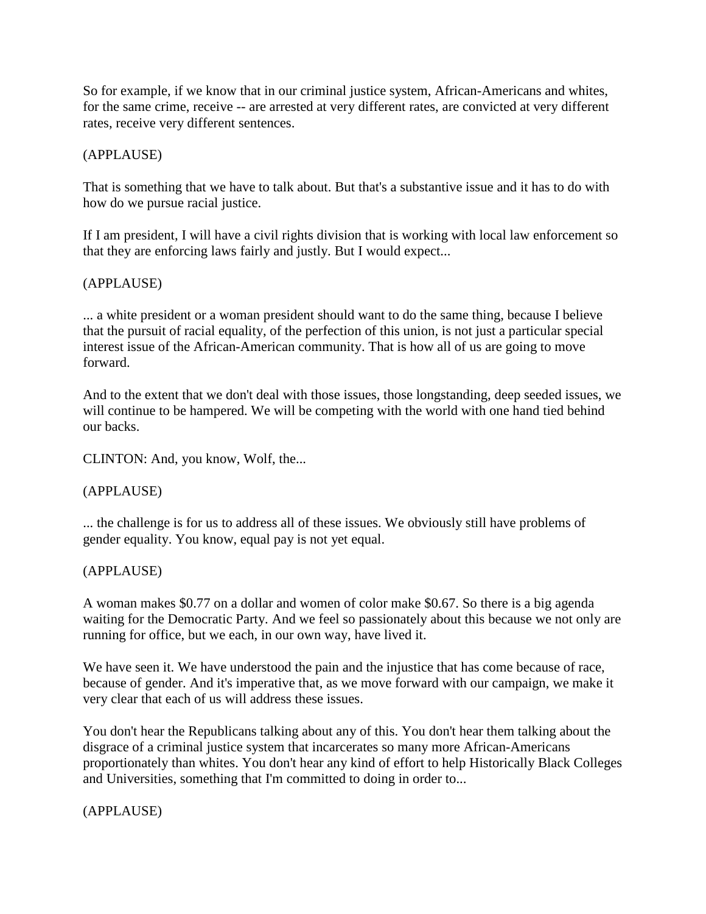So for example, if we know that in our criminal justice system, African-Americans and whites, for the same crime, receive -- are arrested at very different rates, are convicted at very different rates, receive very different sentences.

(APPLAUSE)

That is something that we have to talk about. But that's a substantive issue and it has to do with how do we pursue racial justice.

If I am president, I will have a civil rights division that is working with local law enforcement so that they are enforcing laws fairly and justly. But I would expect...

(APPLAUSE)

... a white president or a woman president should want to do the same thing, because I believe that the pursuit of racial equality, of the perfection of this union, is not just a particular special interest issue of the African-American community. That is how all of us are going to move forward.

And to the extent that we don't deal with those issues, those longstanding, deep seeded issues, we will continue to be hampered. We will be competing with the world with one hand tied behind our backs.

CLINTON: And, you know, Wolf, the...

(APPLAUSE)

... the challenge is for us to address all of these issues. We obviously still have problems of gender equality. You know, equal pay is not yet equal.

(APPLAUSE)

A woman makes $0.77 on a dollar and women of color make $0.67. So there is a big agenda waiting for the Democratic Party. And we feel so passionately about this because we not only are running for office, but we each, in our own way, have lived it.

We have seen it. We have understood the pain and the injustice that has come because of race, because of gender. And it's imperative that, as we move forward with our campaign, we make it very clear that each of us will address these issues.

You don't hear the Republicans talking about any of this. You don't hear them talking about the disgrace of a criminal justice system that incarcerates so many more African-Americans proportionately than whites. You don't hear any kind of effort to help Historically Black Colleges and Universities, something that I'm committed to doing in order to...

(APPLAUSE)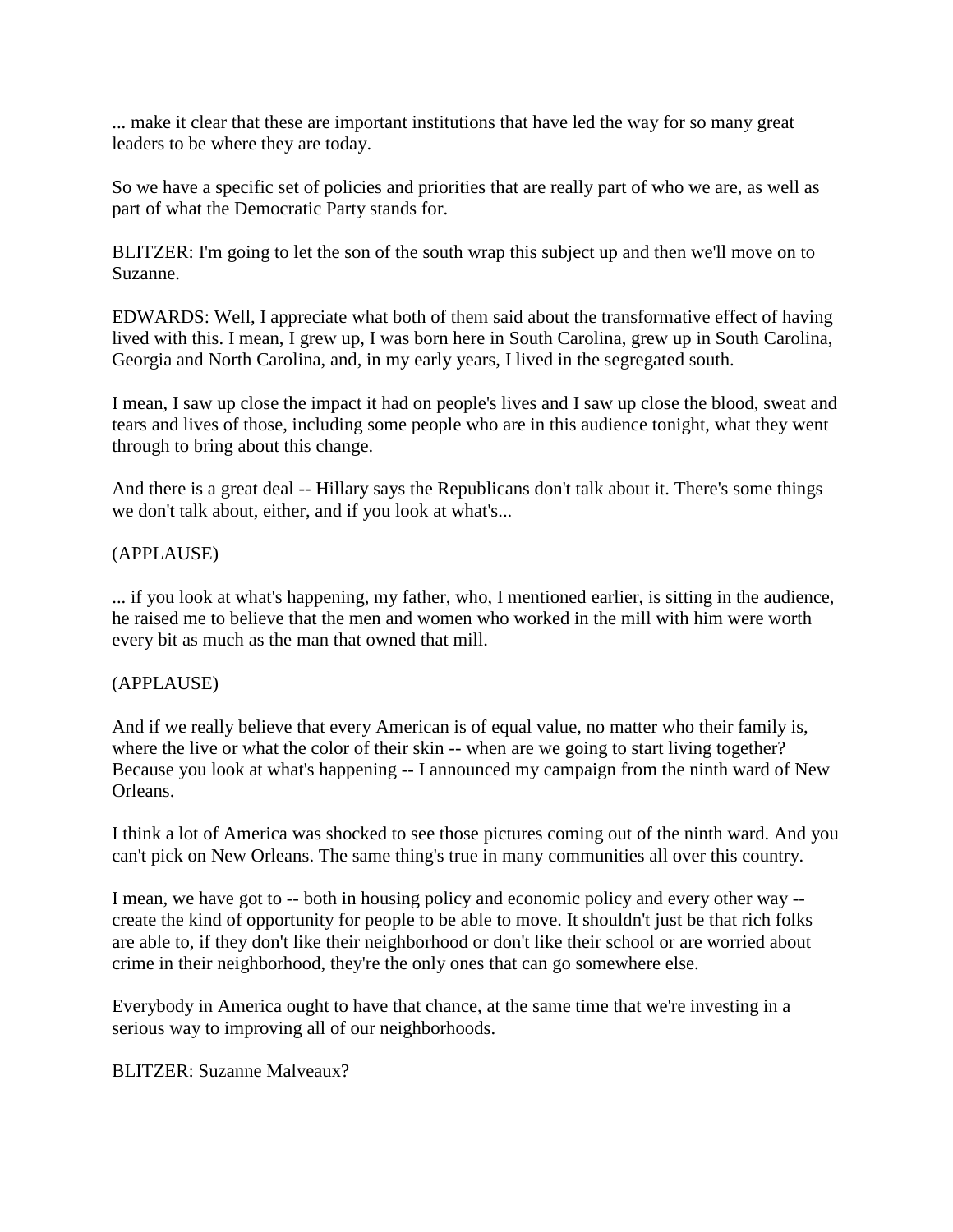... make it clear that these are important institutions that have led the way for so many great leaders to be where they are today.

So we have a specific set of policies and priorities that are really part of who we are, as well as part of what the Democratic Party stands for.

BLITZER: I'm going to let the son of the south wrap this subject up and then we'll move on to Suzanne.

EDWARDS: Well, I appreciate what both of them said about the transformative effect of having lived with this. I mean, I grew up, I was born here in South Carolina, grew up in South Carolina, Georgia and North Carolina, and, in my early years, I lived in the segregated south.

I mean, I saw up close the impact it had on people's lives and I saw up close the blood, sweat and tears and lives of those, including some people who are in this audience tonight, what they went through to bring about this change.

And there is a great deal -- Hillary says the Republicans don't talk about it. There's some things we don't talk about, either, and if you look at what's...

(APPLAUSE)

... if you look at what's happening, my father, who, I mentioned earlier, is sitting in the audience, he raised me to believe that the men and women who worked in the mill with him were worth every bit as much as the man that owned that mill.

(APPLAUSE)

And if we really believe that every American is of equal value, no matter who their family is, where the live or what the color of their skin -- when are we going to start living together? Because you look at what's happening -- I announced my campaign from the ninth ward of New Orleans.

I think a lot of America was shocked to see those pictures coming out of the ninth ward. And you can't pick on New Orleans. The same thing's true in many communities all over this country.

I mean, we have got to -- both in housing policy and economic policy and every other way -- create the kind of opportunity for people to be able to move. It shouldn't just be that rich folks are able to, if they don't like their neighborhood or don't like their school or are worried about crime in their neighborhood, they're the only ones that can go somewhere else.

Everybody in America ought to have that chance, at the same time that we're investing in a serious way to improving all of our neighborhoods.

BLITZER: Suzanne Malveaux?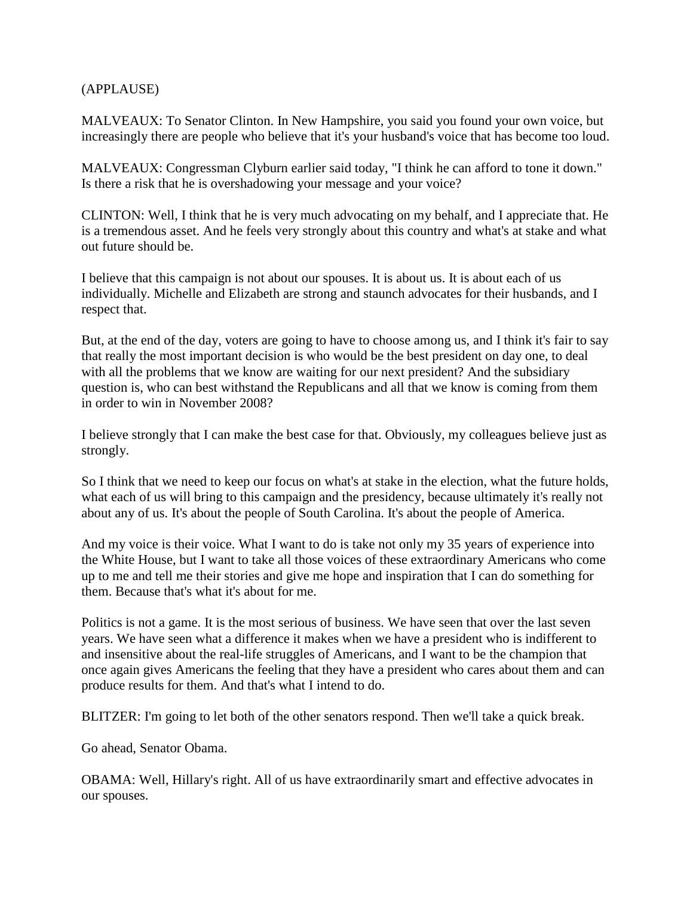(APPLAUSE)

MALVEAUX: To Senator Clinton. In New Hampshire, you said you found your own voice, but increasingly there are people who believe that it's your husband's voice that has become too loud.

MALVEAUX: Congressman Clyburn earlier said today, "I think he can afford to tone it down." Is there a risk that he is overshadowing your message and your voice?

CLINTON: Well, I think that he is very much advocating on my behalf, and I appreciate that. He is a tremendous asset. And he feels very strongly about this country and what's at stake and what out future should be.

I believe that this campaign is not about our spouses. It is about us. It is about each of us individually. Michelle and Elizabeth are strong and staunch advocates for their husbands, and I respect that.

But, at the end of the day, voters are going to have to choose among us, and I think it's fair to say that really the most important decision is who would be the best president on day one, to deal with all the problems that we know are waiting for our next president? And the subsidiary question is, who can best withstand the Republicans and all that we know is coming from them in order to win in November 2008?

I believe strongly that I can make the best case for that. Obviously, my colleagues believe just as strongly.

So I think that we need to keep our focus on what's at stake in the election, what the future holds, what each of us will bring to this campaign and the presidency, because ultimately it's really not about any of us. It's about the people of South Carolina. It's about the people of America.

And my voice is their voice. What I want to do is take not only my 35 years of experience into the White House, but I want to take all those voices of these extraordinary Americans who come up to me and tell me their stories and give me hope and inspiration that I can do something for them. Because that's what it's about for me.

Politics is not a game. It is the most serious of business. We have seen that over the last seven years. We have seen what a difference it makes when we have a president who is indifferent to and insensitive about the real-life struggles of Americans, and I want to be the champion that once again gives Americans the feeling that they have a president who cares about them and can produce results for them. And that's what I intend to do.

BLITZER: I'm going to let both of the other senators respond. Then we'll take a quick break.

Go ahead, Senator Obama.

OBAMA: Well, Hillary's right. All of us have extraordinarily smart and effective advocates in our spouses.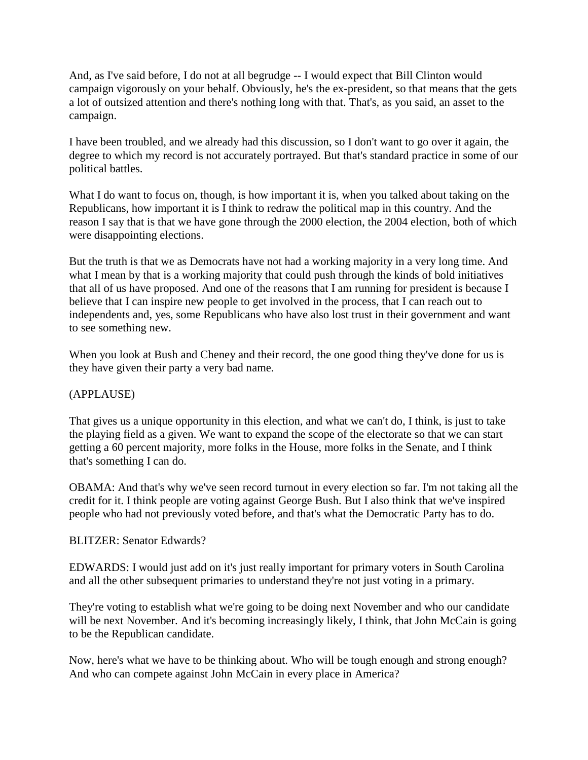And, as I've said before, I do not at all begrudge -- I would expect that Bill Clinton would campaign vigorously on your behalf. Obviously, he's the ex-president, so that means that the gets a lot of outsized attention and there's nothing long with that. That's, as you said, an asset to the campaign.

I have been troubled, and we already had this discussion, so I don't want to go over it again, the degree to which my record is not accurately portrayed. But that's standard practice in some of our political battles.

What I do want to focus on, though, is how important it is, when you talked about taking on the Republicans, how important it is I think to redraw the political map in this country. And the reason I say that is that we have gone through the 2000 election, the 2004 election, both of which were disappointing elections.

But the truth is that we as Democrats have not had a working majority in a very long time. And what I mean by that is a working majority that could push through the kinds of bold initiatives that all of us have proposed. And one of the reasons that I am running for president is because I believe that I can inspire new people to get involved in the process, that I can reach out to independents and, yes, some Republicans who have also lost trust in their government and want to see something new.

When you look at Bush and Cheney and their record, the one good thing they've done for us is they have given their party a very bad name.

(APPLAUSE)

That gives us a unique opportunity in this election, and what we can't do, I think, is just to take the playing field as a given. We want to expand the scope of the electorate so that we can start getting a 60 percent majority, more folks in the House, more folks in the Senate, and I think that's something I can do.

OBAMA: And that's why we've seen record turnout in every election so far. I'm not taking all the credit for it. I think people are voting against George Bush. But I also think that we've inspired people who had not previously voted before, and that's what the Democratic Party has to do.

BLITZER: Senator Edwards?

EDWARDS: I would just add on it's just really important for primary voters in South Carolina and all the other subsequent primaries to understand they're not just voting in a primary.

They're voting to establish what we're going to be doing next November and who our candidate will be next November. And it's becoming increasingly likely, I think, that John McCain is going to be the Republican candidate.

Now, here's what we have to be thinking about. Who will be tough enough and strong enough? And who can compete against John McCain in every place in America?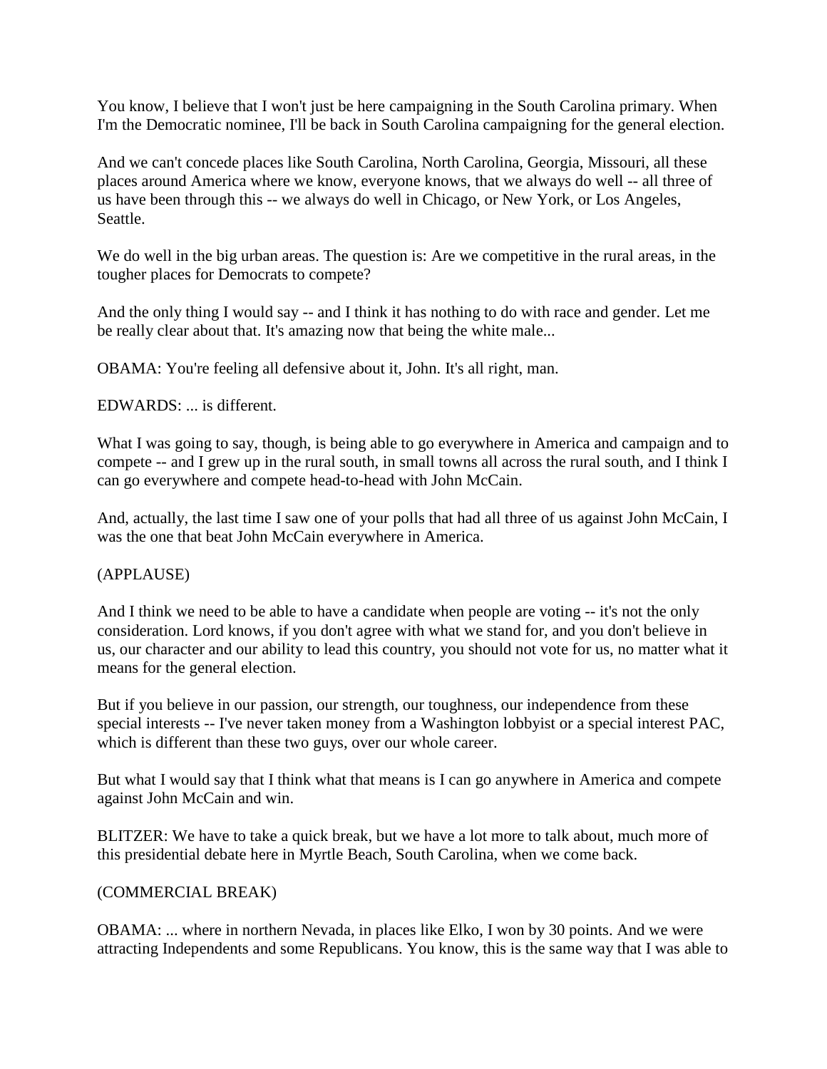You know, I believe that I won't just be here campaigning in the South Carolina primary. When I'm the Democratic nominee, I'll be back in South Carolina campaigning for the general election.

And we can't concede places like South Carolina, North Carolina, Georgia, Missouri, all these places around America where we know, everyone knows, that we always do well -- all three of us have been through this -- we always do well in Chicago, or New York, or Los Angeles, Seattle.

We do well in the big urban areas. The question is: Are we competitive in the rural areas, in the tougher places for Democrats to compete?

And the only thing I would say -- and I think it has nothing to do with race and gender. Let me be really clear about that. It's amazing now that being the white male...

OBAMA: You're feeling all defensive about it, John. It's all right, man.

EDWARDS: ... is different.

What I was going to say, though, is being able to go everywhere in America and campaign and to compete -- and I grew up in the rural south, in small towns all across the rural south, and I think I can go everywhere and compete head-to-head with John McCain.

And, actually, the last time I saw one of your polls that had all three of us against John McCain, I was the one that beat John McCain everywhere in America.

(APPLAUSE)

And I think we need to be able to have a candidate when people are voting -- it's not the only consideration. Lord knows, if you don't agree with what we stand for, and you don't believe in us, our character and our ability to lead this country, you should not vote for us, no matter what it means for the general election.

But if you believe in our passion, our strength, our toughness, our independence from these special interests -- I've never taken money from a Washington lobbyist or a special interest PAC, which is different than these two guys, over our whole career.

But what I would say that I think what that means is I can go anywhere in America and compete against John McCain and win.

BLITZER: We have to take a quick break, but we have a lot more to talk about, much more of this presidential debate here in Myrtle Beach, South Carolina, when we come back.

(COMMERCIAL BREAK)

OBAMA: ... where in northern Nevada, in places like Elko, I won by 30 points. And we were attracting Independents and some Republicans. You know, this is the same way that I was able to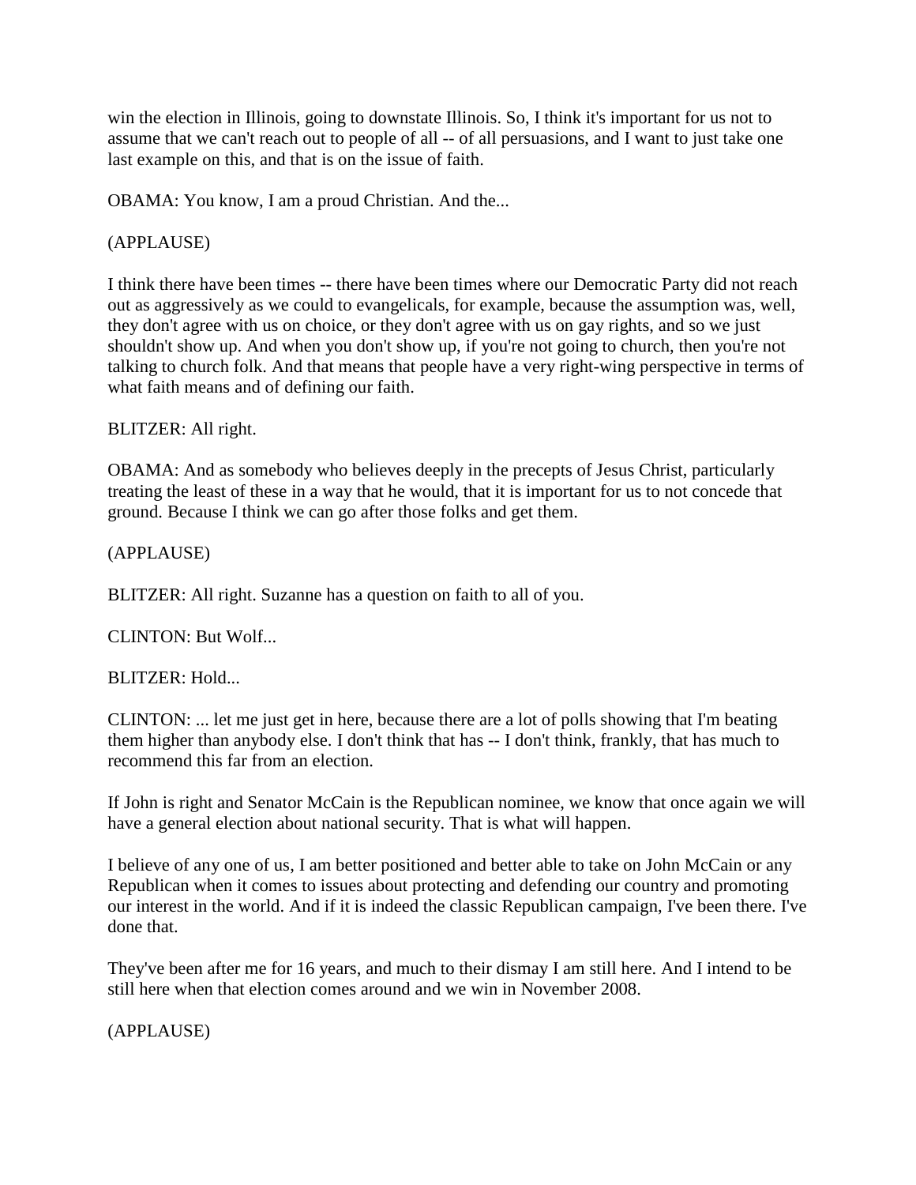win the election in Illinois, going to downstate Illinois. So, I think it's important for us not to assume that we can't reach out to people of all -- of all persuasions, and I want to just take one last example on this, and that is on the issue of faith.

OBAMA: You know, I am a proud Christian. And the...

(APPLAUSE)

I think there have been times -- there have been times where our Democratic Party did not reach out as aggressively as we could to evangelicals, for example, because the assumption was, well, they don't agree with us on choice, or they don't agree with us on gay rights, and so we just shouldn't show up. And when you don't show up, if you're not going to church, then you're not talking to church folk. And that means that people have a very right-wing perspective in terms of what faith means and of defining our faith.

BLITZER: All right.

OBAMA: And as somebody who believes deeply in the precepts of Jesus Christ, particularly treating the least of these in a way that he would, that it is important for us to not concede that ground. Because I think we can go after those folks and get them.

(APPLAUSE)

BLITZER: All right. Suzanne has a question on faith to all of you.

CLINTON: But Wolf...

BLITZER: Hold...

CLINTON: ... let me just get in here, because there are a lot of polls showing that I'm beating them higher than anybody else. I don't think that has -- I don't think, frankly, that has much to recommend this far from an election.

If John is right and Senator McCain is the Republican nominee, we know that once again we will have a general election about national security. That is what will happen.

I believe of any one of us, I am better positioned and better able to take on John McCain or any Republican when it comes to issues about protecting and defending our country and promoting our interest in the world. And if it is indeed the classic Republican campaign, I've been there. I've done that.

They've been after me for 16 years, and much to their dismay I am still here. And I intend to be still here when that election comes around and we win in November 2008.

(APPLAUSE)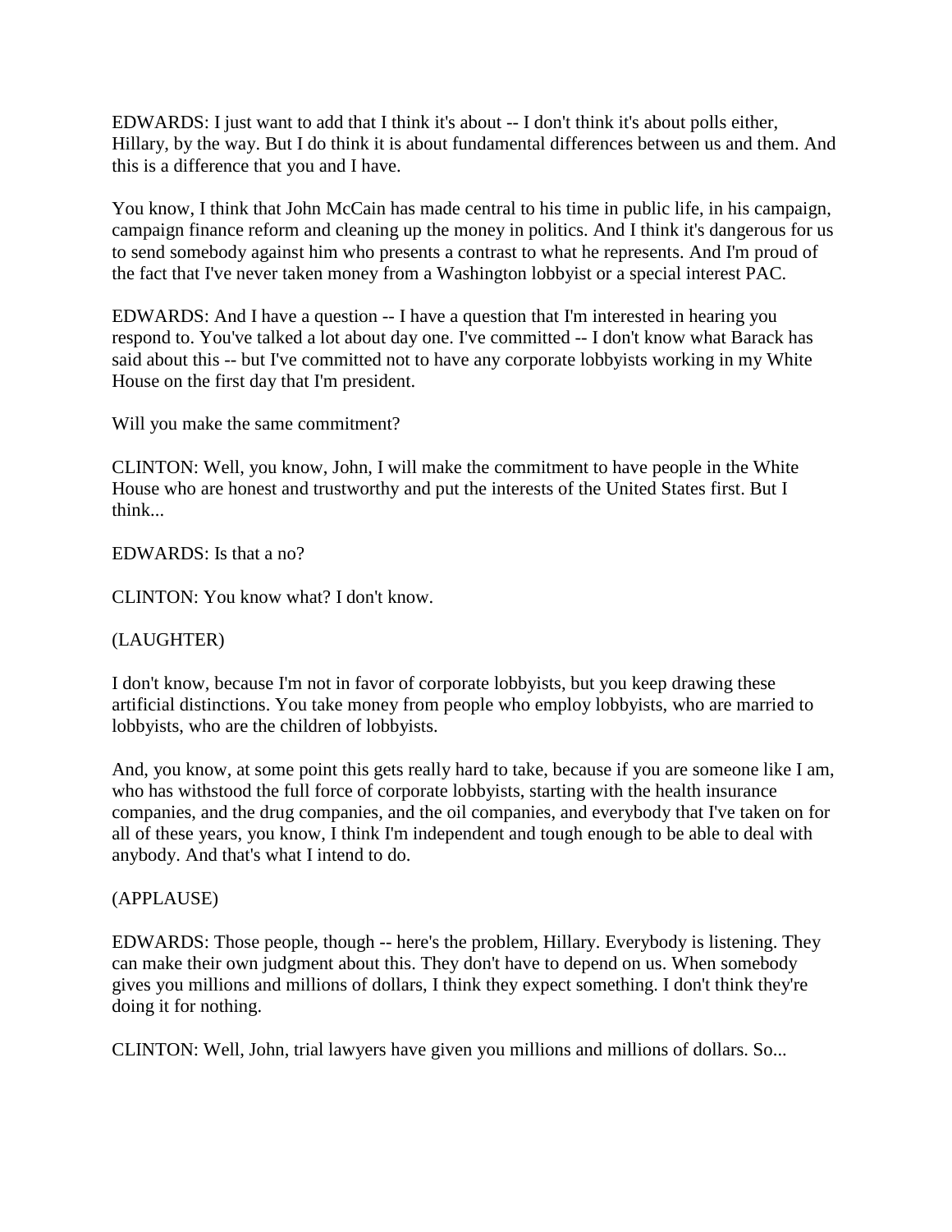EDWARDS: I just want to add that I think it's about -- I don't think it's about polls either, Hillary, by the way. But I do think it is about fundamental differences between us and them. And this is a difference that you and I have.

You know, I think that John McCain has made central to his time in public life, in his campaign, campaign finance reform and cleaning up the money in politics. And I think it's dangerous for us to send somebody against him who presents a contrast to what he represents. And I'm proud of the fact that I've never taken money from a Washington lobbyist or a special interest PAC.

EDWARDS: And I have a question -- I have a question that I'm interested in hearing you respond to. You've talked a lot about day one. I've committed -- I don't know what Barack has said about this -- but I've committed not to have any corporate lobbyists working in my White House on the first day that I'm president.

Will you make the same commitment?

CLINTON: Well, you know, John, I will make the commitment to have people in the White House who are honest and trustworthy and put the interests of the United States first. But I think...

EDWARDS: Is that a no?

CLINTON: You know what? I don't know.

(LAUGHTER)

I don't know, because I'm not in favor of corporate lobbyists, but you keep drawing these artificial distinctions. You take money from people who employ lobbyists, who are married to lobbyists, who are the children of lobbyists.

And, you know, at some point this gets really hard to take, because if you are someone like I am, who has withstood the full force of corporate lobbyists, starting with the health insurance companies, and the drug companies, and the oil companies, and everybody that I've taken on for all of these years, you know, I think I'm independent and tough enough to be able to deal with anybody. And that's what I intend to do.

(APPLAUSE)

EDWARDS: Those people, though -- here's the problem, Hillary. Everybody is listening. They can make their own judgment about this. They don't have to depend on us. When somebody gives you millions and millions of dollars, I think they expect something. I don't think they're doing it for nothing.

CLINTON: Well, John, trial lawyers have given you millions and millions of dollars. So...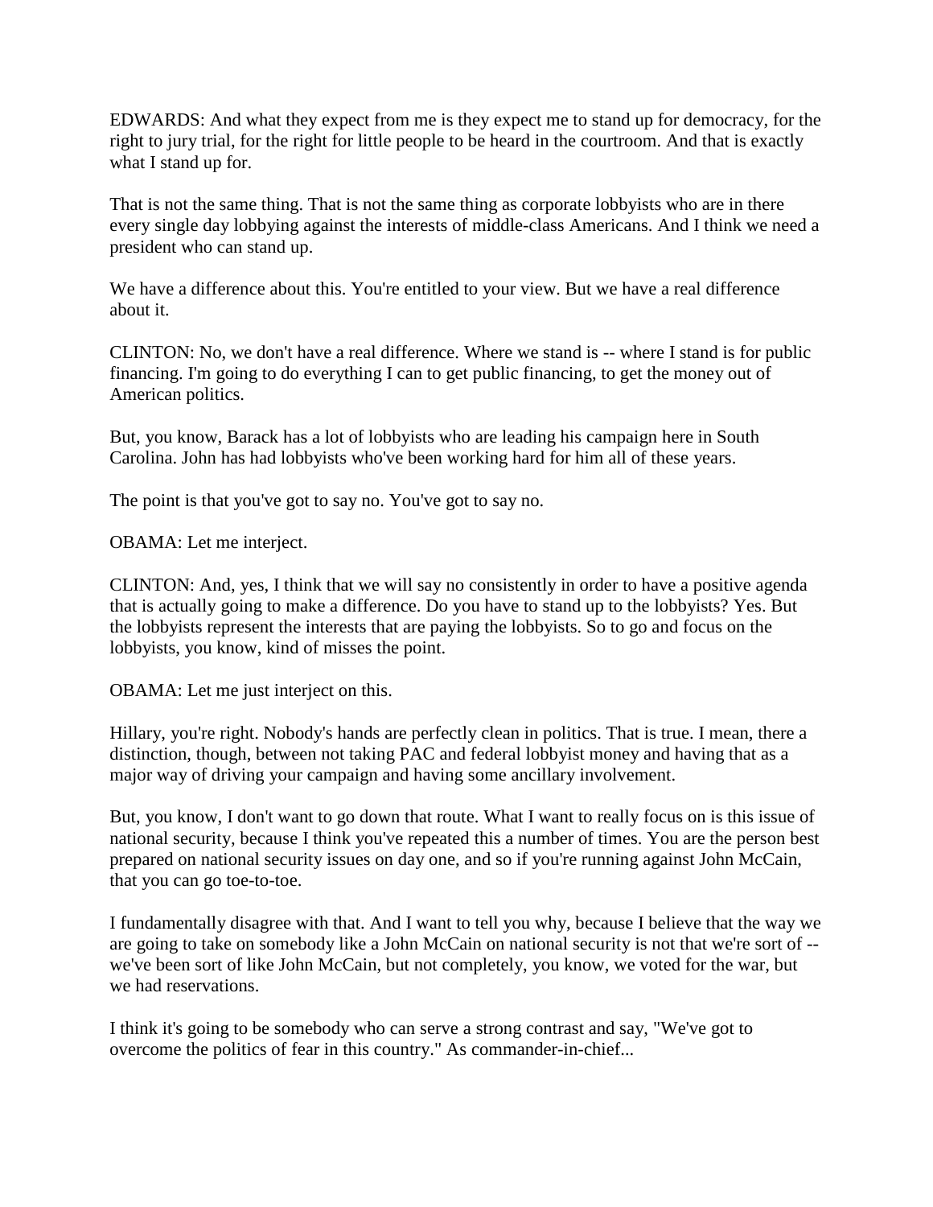EDWARDS: And what they expect from me is they expect me to stand up for democracy, for the right to jury trial, for the right for little people to be heard in the courtroom. And that is exactly what I stand up for.

That is not the same thing. That is not the same thing as corporate lobbyists who are in there every single day lobbying against the interests of middle-class Americans. And I think we need a president who can stand up.

We have a difference about this. You're entitled to your view. But we have a real difference about it.

CLINTON: No, we don't have a real difference. Where we stand is -- where I stand is for public financing. I'm going to do everything I can to get public financing, to get the money out of American politics.

But, you know, Barack has a lot of lobbyists who are leading his campaign here in South Carolina. John has had lobbyists who've been working hard for him all of these years.

The point is that you've got to say no. You've got to say no.

OBAMA: Let me interject.

CLINTON: And, yes, I think that we will say no consistently in order to have a positive agenda that is actually going to make a difference. Do you have to stand up to the lobbyists? Yes. But the lobbyists represent the interests that are paying the lobbyists. So to go and focus on the lobbyists, you know, kind of misses the point.

OBAMA: Let me just interject on this.

Hillary, you're right. Nobody's hands are perfectly clean in politics. That is true. I mean, there a distinction, though, between not taking PAC and federal lobbyist money and having that as a major way of driving your campaign and having some ancillary involvement.

But, you know, I don't want to go down that route. What I want to really focus on is this issue of national security, because I think you've repeated this a number of times. You are the person best prepared on national security issues on day one, and so if you're running against John McCain, that you can go toe-to-toe.

I fundamentally disagree with that. And I want to tell you why, because I believe that the way we are going to take on somebody like a John McCain on national security is not that we're sort of -- we've been sort of like John McCain, but not completely, you know, we voted for the war, but we had reservations.

I think it's going to be somebody who can serve a strong contrast and say, "We've got to overcome the politics of fear in this country." As commander-in-chief...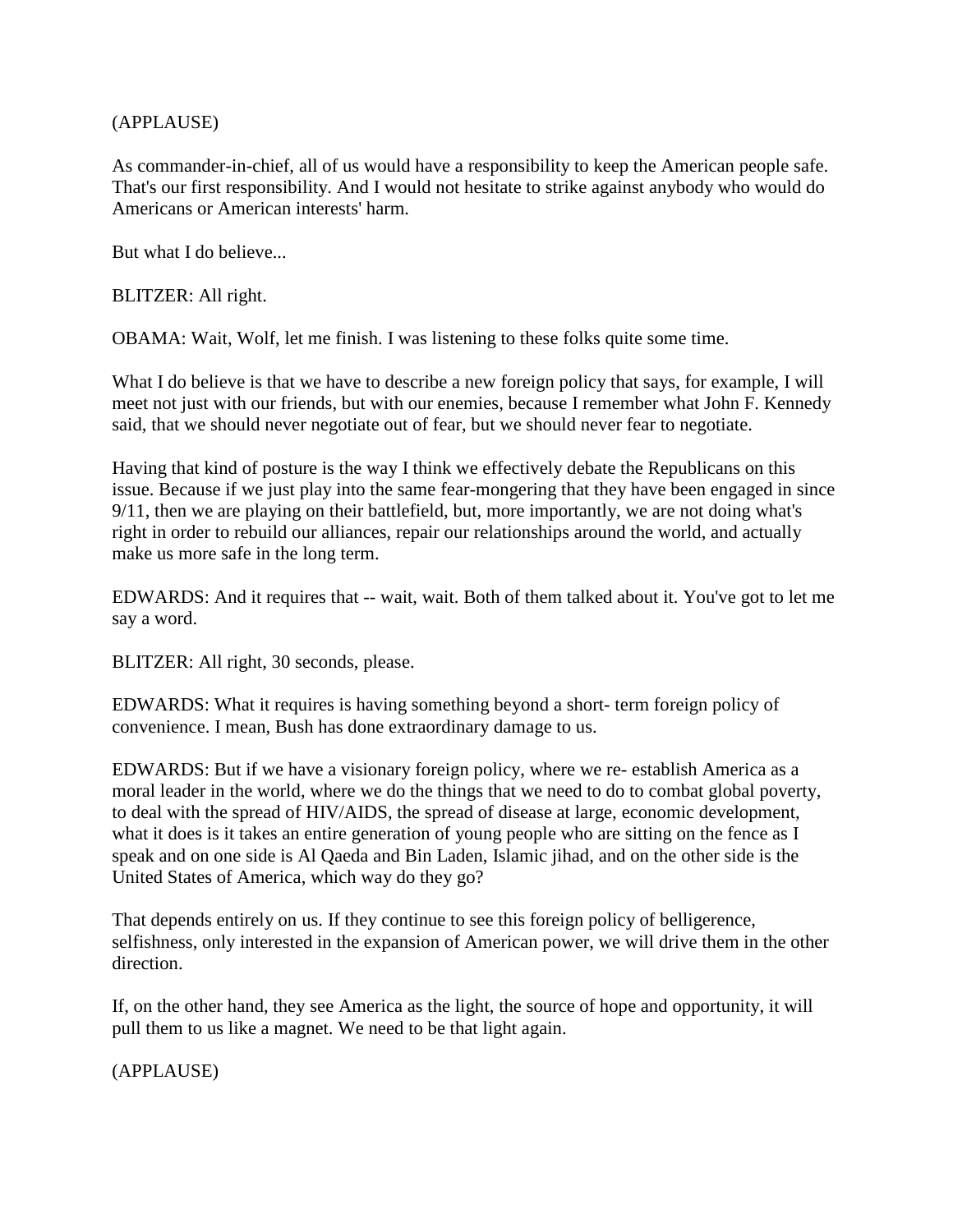(APPLAUSE)

As commander-in-chief, all of us would have a responsibility to keep the American people safe. That's our first responsibility. And I would not hesitate to strike against anybody who would do Americans or American interests' harm.

But what I do believe...

BLITZER: All right.

OBAMA: Wait, Wolf, let me finish. I was listening to these folks quite some time.

What I do believe is that we have to describe a new foreign policy that says, for example, I will meet not just with our friends, but with our enemies, because I remember what John F. Kennedy said, that we should never negotiate out of fear, but we should never fear to negotiate.

Having that kind of posture is the way I think we effectively debate the Republicans on this issue. Because if we just play into the same fear-mongering that they have been engaged in since 9/11, then we are playing on their battlefield, but, more importantly, we are not doing what's right in order to rebuild our alliances, repair our relationships around the world, and actually make us more safe in the long term.

EDWARDS: And it requires that -- wait, wait. Both of them talked about it. You've got to let me say a word.

BLITZER: All right, 30 seconds, please.

EDWARDS: What it requires is having something beyond a short- term foreign policy of convenience. I mean, Bush has done extraordinary damage to us.

EDWARDS: But if we have a visionary foreign policy, where we re- establish America as a moral leader in the world, where we do the things that we need to do to combat global poverty, to deal with the spread of HIV/AIDS, the spread of disease at large, economic development, what it does is it takes an entire generation of young people who are sitting on the fence as I speak and on one side is Al Qaeda and Bin Laden, Islamic jihad, and on the other side is the United States of America, which way do they go?

That depends entirely on us. If they continue to see this foreign policy of belligerence, selfishness, only interested in the expansion of American power, we will drive them in the other direction.

If, on the other hand, they see America as the light, the source of hope and opportunity, it will pull them to us like a magnet. We need to be that light again.

(APPLAUSE)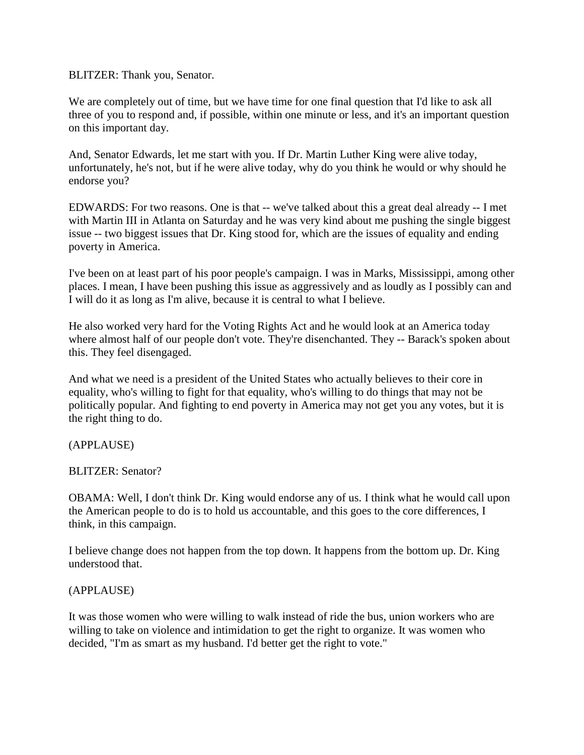BLITZER: Thank you, Senator.

We are completely out of time, but we have time for one final question that I'd like to ask all three of you to respond and, if possible, within one minute or less, and it's an important question on this important day.

And, Senator Edwards, let me start with you. If Dr. Martin Luther King were alive today, unfortunately, he's not, but if he were alive today, why do you think he would or why should he endorse you?

EDWARDS: For two reasons. One is that -- we've talked about this a great deal already -- I met with Martin III in Atlanta on Saturday and he was very kind about me pushing the single biggest issue -- two biggest issues that Dr. King stood for, which are the issues of equality and ending poverty in America.

I've been on at least part of his poor people's campaign. I was in Marks, Mississippi, among other places. I mean, I have been pushing this issue as aggressively and as loudly as I possibly can and I will do it as long as I'm alive, because it is central to what I believe.

He also worked very hard for the Voting Rights Act and he would look at an America today where almost half of our people don't vote. They're disenchanted. They -- Barack's spoken about this. They feel disengaged.

And what we need is a president of the United States who actually believes to their core in equality, who's willing to fight for that equality, who's willing to do things that may not be politically popular. And fighting to end poverty in America may not get you any votes, but it is the right thing to do.

(APPLAUSE)

BLITZER: Senator?

OBAMA: Well, I don't think Dr. King would endorse any of us. I think what he would call upon the American people to do is to hold us accountable, and this goes to the core differences, I think, in this campaign.

I believe change does not happen from the top down. It happens from the bottom up. Dr. King understood that.

(APPLAUSE)

It was those women who were willing to walk instead of ride the bus, union workers who are willing to take on violence and intimidation to get the right to organize. It was women who decided, "I'm as smart as my husband. I'd better get the right to vote."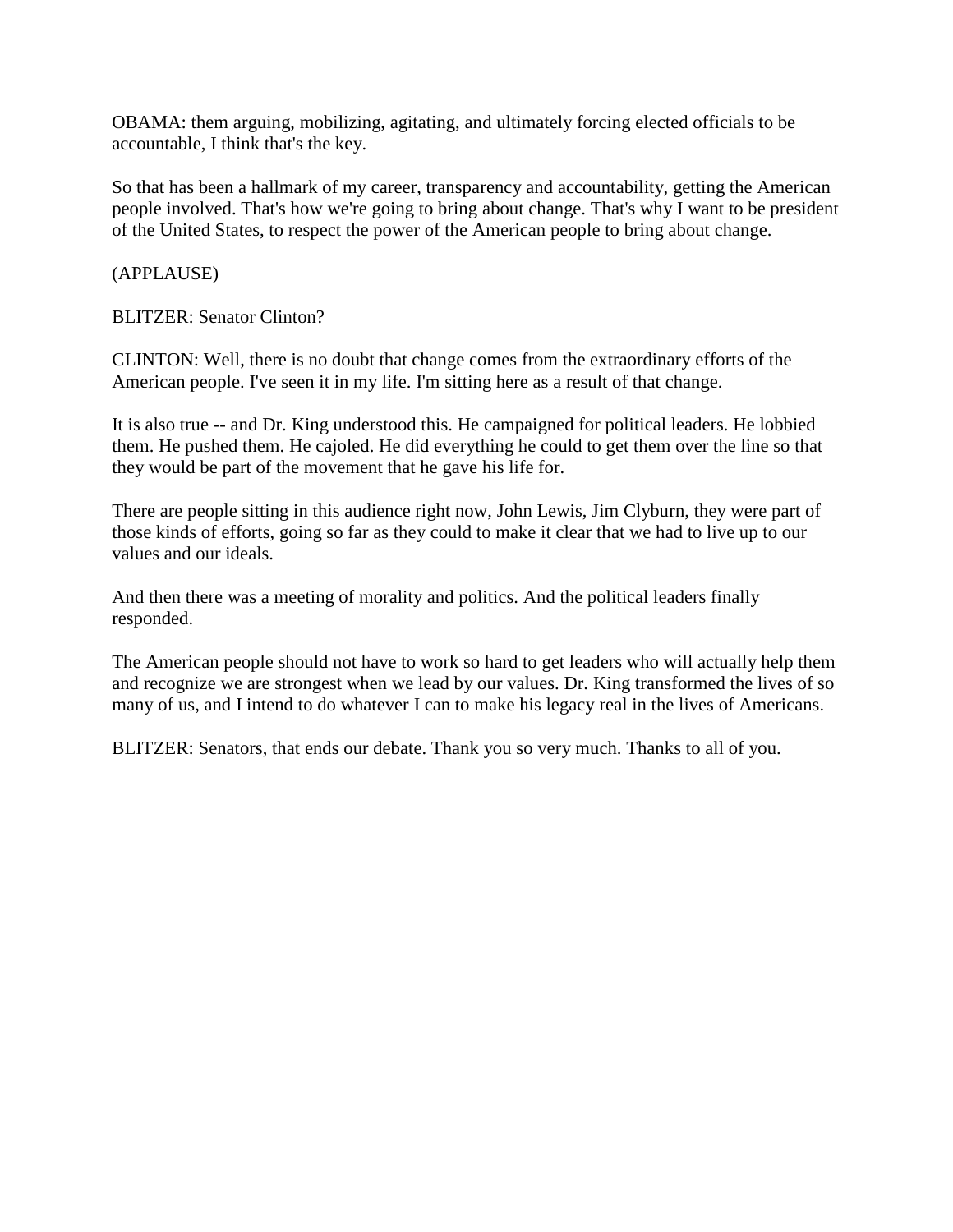OBAMA: them arguing, mobilizing, agitating, and ultimately forcing elected officials to be accountable, I think that's the key.

So that has been a hallmark of my career, transparency and accountability, getting the American people involved. That's how we're going to bring about change. That's why I want to be president of the United States, to respect the power of the American people to bring about change.

(APPLAUSE)

BLITZER: Senator Clinton?

CLINTON: Well, there is no doubt that change comes from the extraordinary efforts of the American people. I've seen it in my life. I'm sitting here as a result of that change.

It is also true -- and Dr. King understood this. He campaigned for political leaders. He lobbied them. He pushed them. He cajoled. He did everything he could to get them over the line so that they would be part of the movement that he gave his life for.

There are people sitting in this audience right now, John Lewis, Jim Clyburn, they were part of those kinds of efforts, going so far as they could to make it clear that we had to live up to our values and our ideals.

And then there was a meeting of morality and politics. And the political leaders finally responded.

The American people should not have to work so hard to get leaders who will actually help them and recognize we are strongest when we lead by our values. Dr. King transformed the lives of so many of us, and I intend to do whatever I can to make his legacy real in the lives of Americans.

BLITZER: Senators, that ends our debate. Thank you so very much. Thanks to all of you.